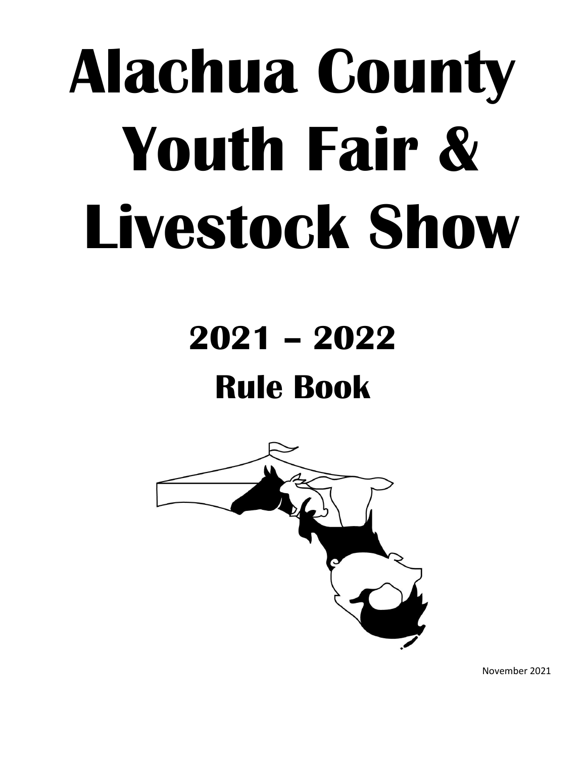# Alachua County Youth Fair & Livestock Show

## 2021 – 2022

## Rule Book

November 2021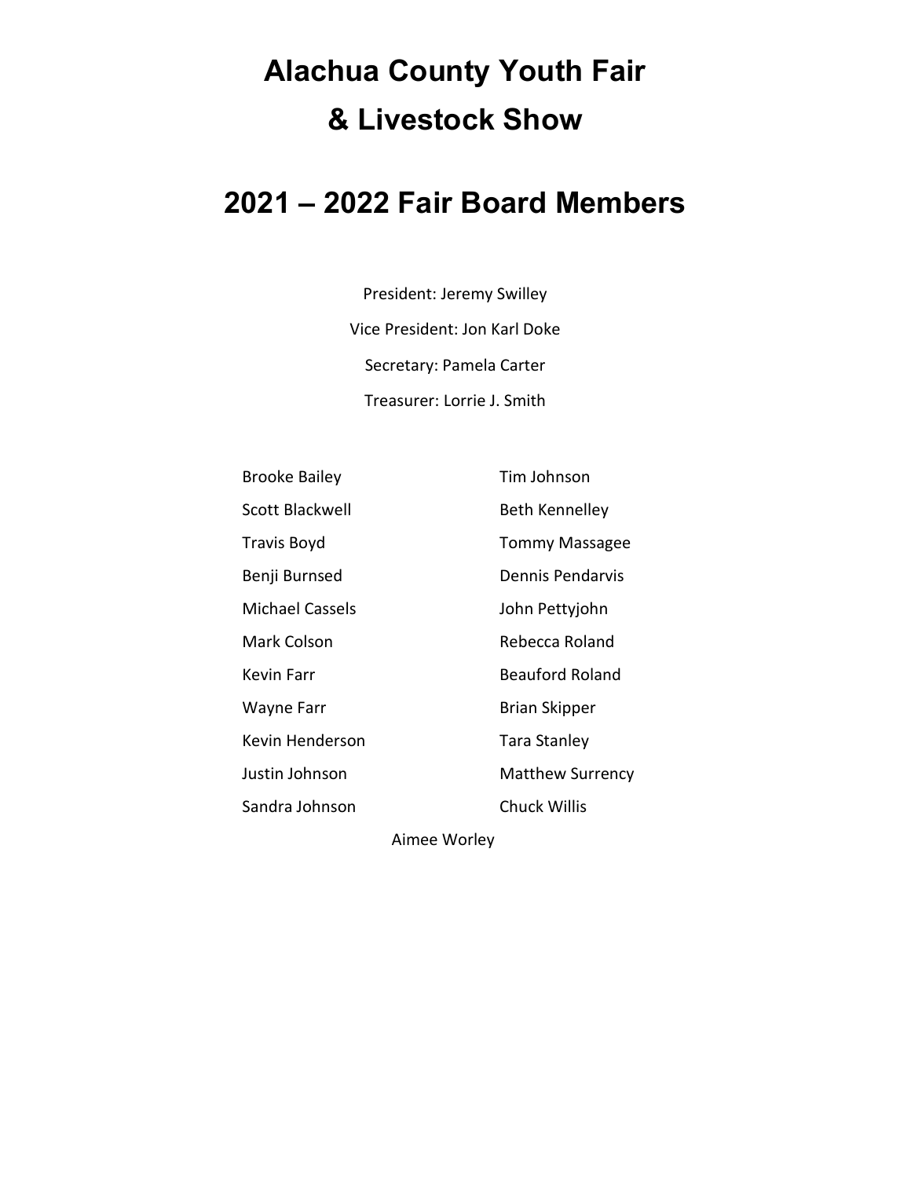# Alachua County Youth Fair & Livestock Show

## 2021 – 2022 Fair Board Members

President: Jeremy Swilley

Vice President: Jon Karl Doke

Secretary: Pamela Carter

Treasurer: Lorrie J. Smith

Brooke Bailey
Scott Blackwell
Travis Boyd
Benji Burnsed
Michael Cassels
Mark Colson
Kevin Farr
Wayne Farr
Kevin Henderson
Justin Johnson
Sandra Johnson
Tim Johnson
Beth Kennelley
Tommy Massagee
Dennis Pendarvis
John Pettyjohn
Rebecca Roland
Beauford Roland
Brian Skipper
Tara Stanley
Matthew Surrency
Chuck Willis
Aimee Worley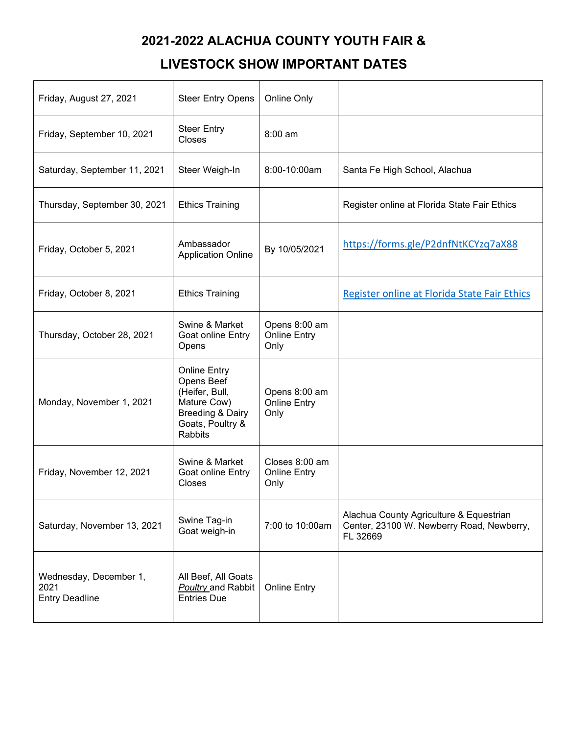# 2021-2022 ALACHUA COUNTY YOUTH FAIR & LIVESTOCK SHOW IMPORTANT DATES

| | | | |
|---|---|---|---|
| Friday, August 27, 2021 | Steer Entry Opens | Online Only | |
| Friday, September 10, 2021 | Steer Entry Closes | 8:00 am | |
| Saturday, September 11, 2021 | Steer Weigh-In | 8:00-10:00am | Santa Fe High School, Alachua |
| Thursday, September 30, 2021 | Ethics Training | | Register online at Florida State Fair Ethics |
| Friday, October 5, 2021 | Ambassador Application Online | By 10/05/2021 | https://forms.gle/P2dnfNtKCYzq7aX88 |
| Friday, October 8, 2021 | Ethics Training | | Register online at Florida State Fair Ethics |
| Thursday, October 28, 2021 | Swine & Market Goat online Entry Opens | Opens 8:00 am Online Entry Only | |
| Monday, November 1, 2021 | Online Entry Opens Beef (Heifer, Bull, Mature Cow) Breeding & Dairy Goats, Poultry & Rabbits | Opens 8:00 am Online Entry Only | |
| Friday, November 12, 2021 | Swine & Market Goat online Entry Closes | Closes 8:00 am Online Entry Only | |
| Saturday, November 13, 2021 | Swine Tag-in Goat weigh-in | 7:00 to 10:00am | Alachua County Agriculture & Equestrian Center, 23100 W. Newberry Road, Newberry, FL 32669 |
| Wednesday, December 1, 2021 Entry Deadline | All Beef, All Goats *Poultry* and Rabbit Entries Due | Online Entry | |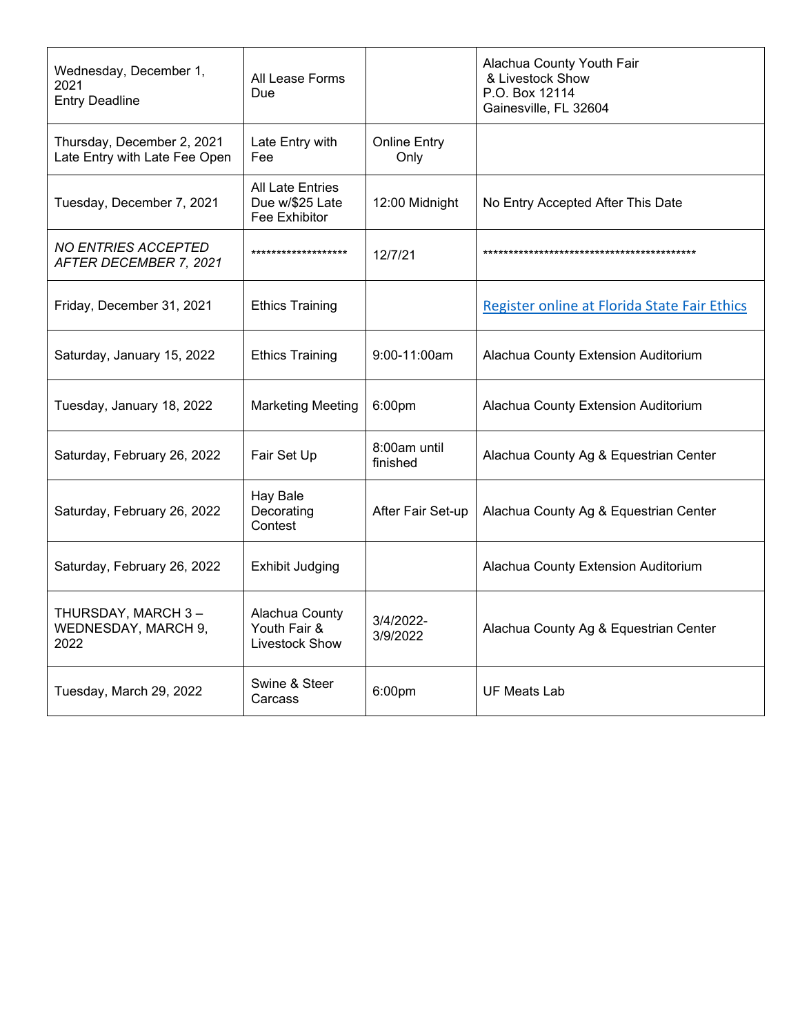| | | | |
|---|---|---|---|
| Wednesday, December 1, 2021<br>Entry Deadline | All Lease Forms Due | | Alachua County Youth Fair & Livestock Show<br>P.O. Box 12114<br>Gainesville, FL 32604 |
| Thursday, December 2, 2021<br>Late Entry with Late Fee Open | Late Entry with Fee | Online Entry Only | |
| Tuesday, December 7, 2021 | All Late Entries Due w/$25 Late Fee Exhibitor | 12:00 Midnight | No Entry Accepted After This Date |
| *NO ENTRIES ACCEPTED AFTER DECEMBER 7, 2021* | ******************* | 12/7/21 | ******************************************** |
| Friday, December 31, 2021 | Ethics Training | | Register online at Florida State Fair Ethics |
| Saturday, January 15, 2022 | Ethics Training | 9:00-11:00am | Alachua County Extension Auditorium |
| Tuesday, January 18, 2022 | Marketing Meeting | 6:00pm | Alachua County Extension Auditorium |
| Saturday, February 26, 2022 | Fair Set Up | 8:00am until finished | Alachua County Ag & Equestrian Center |
| Saturday, February 26, 2022 | Hay Bale Decorating Contest | After Fair Set-up | Alachua County Ag & Equestrian Center |
| Saturday, February 26, 2022 | Exhibit Judging | | Alachua County Extension Auditorium |
| THURSDAY, MARCH 3 – WEDNESDAY, MARCH 9, 2022 | Alachua County Youth Fair & Livestock Show | 3/4/2022-3/9/2022 | Alachua County Ag & Equestrian Center |
| Tuesday, March 29, 2022 | Swine & Steer Carcass | 6:00pm | UF Meats Lab |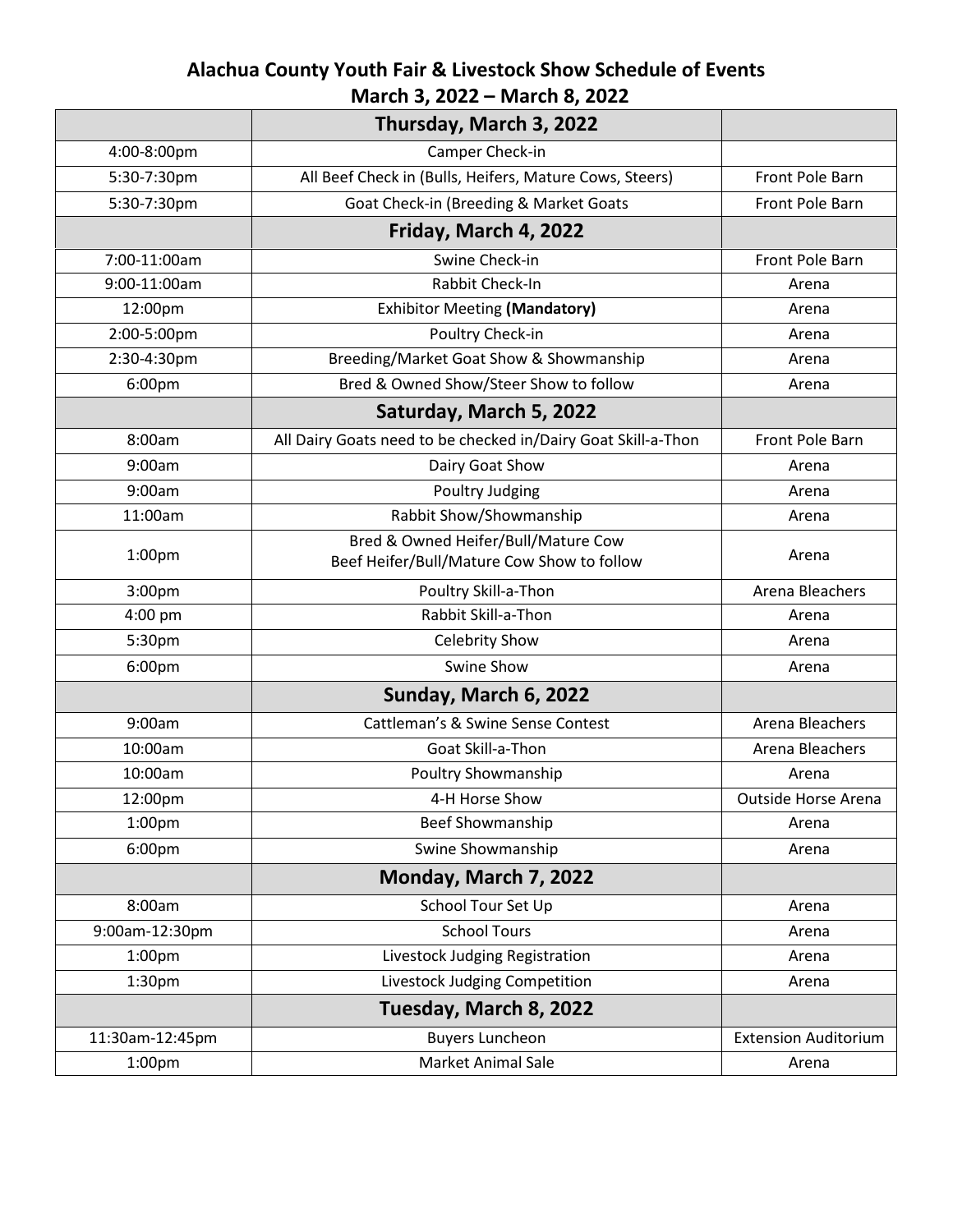# Alachua County Youth Fair & Livestock Show Schedule of Events
## March 3, 2022 – March 8, 2022

| | **Thursday, March 3, 2022** | |
|---|---|---|
| 4:00-8:00pm | Camper Check-in | |
| 5:30-7:30pm | All Beef Check in (Bulls, Heifers, Mature Cows, Steers) | Front Pole Barn |
| 5:30-7:30pm | Goat Check-in (Breeding & Market Goats | Front Pole Barn |
| | **Friday, March 4, 2022** | |
| 7:00-11:00am | Swine Check-in | Front Pole Barn |
| 9:00-11:00am | Rabbit Check-In | Arena |
| 12:00pm | Exhibitor Meeting **(Mandatory)** | Arena |
| 2:00-5:00pm | Poultry Check-in | Arena |
| 2:30-4:30pm | Breeding/Market Goat Show & Showmanship | Arena |
| 6:00pm | Bred & Owned Show/Steer Show to follow | Arena |
| | **Saturday, March 5, 2022** | |
| 8:00am | All Dairy Goats need to be checked in/Dairy Goat Skill-a-Thon | Front Pole Barn |
| 9:00am | Dairy Goat Show | Arena |
| 9:00am | Poultry Judging | Arena |
| 11:00am | Rabbit Show/Showmanship | Arena |
| 1:00pm | Bred & Owned Heifer/Bull/Mature Cow<br>Beef Heifer/Bull/Mature Cow Show to follow | Arena |
| 3:00pm | Poultry Skill-a-Thon | Arena Bleachers |
| 4:00 pm | Rabbit Skill-a-Thon | Arena |
| 5:30pm | Celebrity Show | Arena |
| 6:00pm | Swine Show | Arena |
| | **Sunday, March 6, 2022** | |
| 9:00am | Cattleman's & Swine Sense Contest | Arena Bleachers |
| 10:00am | Goat Skill-a-Thon | Arena Bleachers |
| 10:00am | Poultry Showmanship | Arena |
| 12:00pm | 4-H Horse Show | Outside Horse Arena |
| 1:00pm | Beef Showmanship | Arena |
| 6:00pm | Swine Showmanship | Arena |
| | **Monday, March 7, 2022** | |
| 8:00am | School Tour Set Up | Arena |
| 9:00am-12:30pm | School Tours | Arena |
| 1:00pm | Livestock Judging Registration | Arena |
| 1:30pm | Livestock Judging Competition | Arena |
| | **Tuesday, March 8, 2022** | |
| 11:30am-12:45pm | Buyers Luncheon | Extension Auditorium |
| 1:00pm | Market Animal Sale | Arena |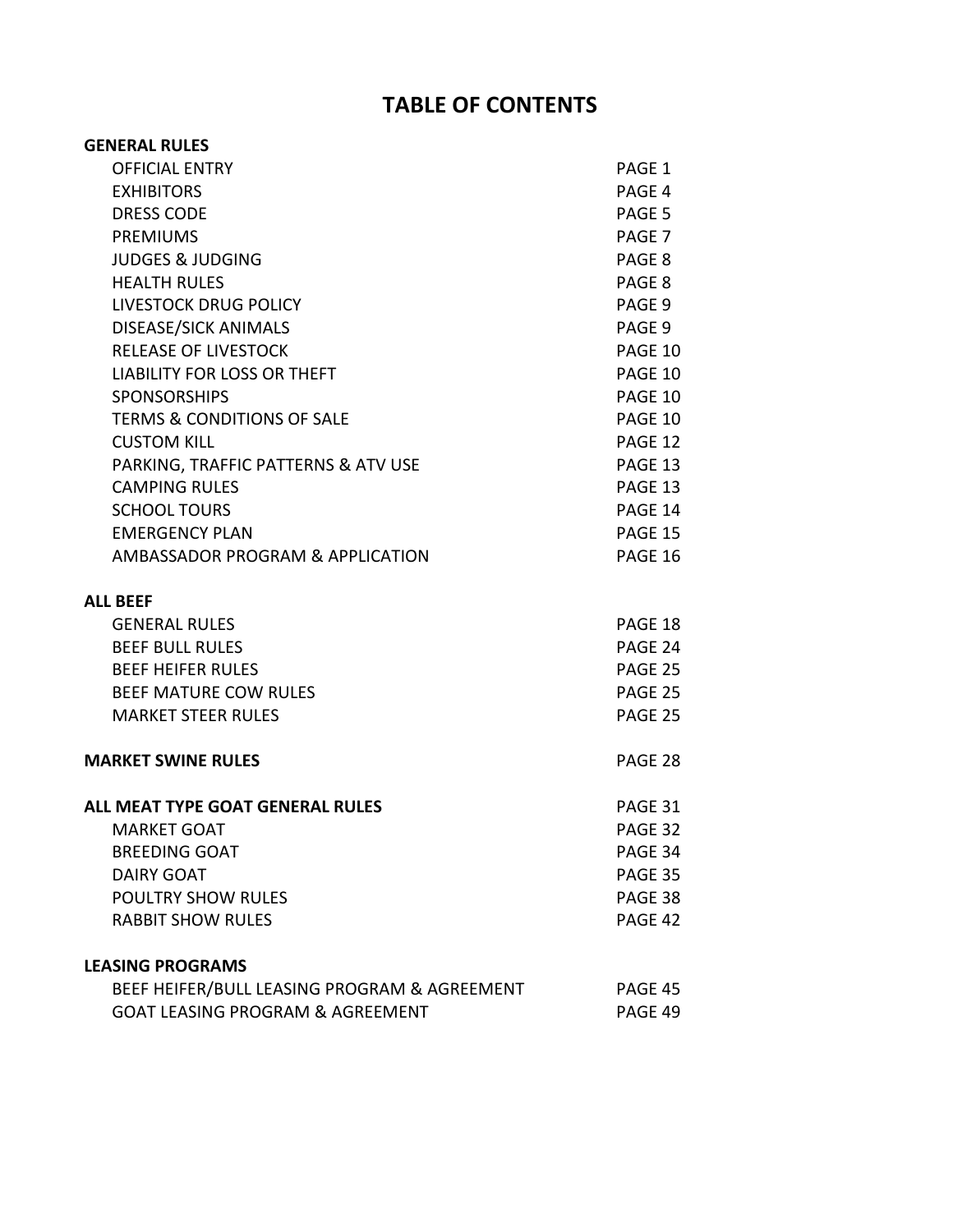# TABLE OF CONTENTS

| | |
|---|---|
| **GENERAL RULES** | |
| OFFICIAL ENTRY | PAGE 1 |
| EXHIBITORS | PAGE 4 |
| DRESS CODE | PAGE 5 |
| PREMIUMS | PAGE 7 |
| JUDGES & JUDGING | PAGE 8 |
| HEALTH RULES | PAGE 8 |
| LIVESTOCK DRUG POLICY | PAGE 9 |
| DISEASE/SICK ANIMALS | PAGE 9 |
| RELEASE OF LIVESTOCK | PAGE 10 |
| LIABILITY FOR LOSS OR THEFT | PAGE 10 |
| SPONSORSHIPS | PAGE 10 |
| TERMS & CONDITIONS OF SALE | PAGE 10 |
| CUSTOM KILL | PAGE 12 |
| PARKING, TRAFFIC PATTERNS & ATV USE | PAGE 13 |
| CAMPING RULES | PAGE 13 |
| SCHOOL TOURS | PAGE 14 |
| EMERGENCY PLAN | PAGE 15 |
| AMBASSADOR PROGRAM & APPLICATION | PAGE 16 |
| **ALL BEEF** | |
| GENERAL RULES | PAGE 18 |
| BEEF BULL RULES | PAGE 24 |
| BEEF HEIFER RULES | PAGE 25 |
| BEEF MATURE COW RULES | PAGE 25 |
| MARKET STEER RULES | PAGE 25 |
| **MARKET SWINE RULES** | PAGE 28 |
| **ALL MEAT TYPE GOAT GENERAL RULES** | PAGE 31 |
| MARKET GOAT | PAGE 32 |
| BREEDING GOAT | PAGE 34 |
| DAIRY GOAT | PAGE 35 |
| POULTRY SHOW RULES | PAGE 38 |
| RABBIT SHOW RULES | PAGE 42 |
| **LEASING PROGRAMS** | |
| BEEF HEIFER/BULL LEASING PROGRAM & AGREEMENT | PAGE 45 |
| GOAT LEASING PROGRAM & AGREEMENT | PAGE 49 |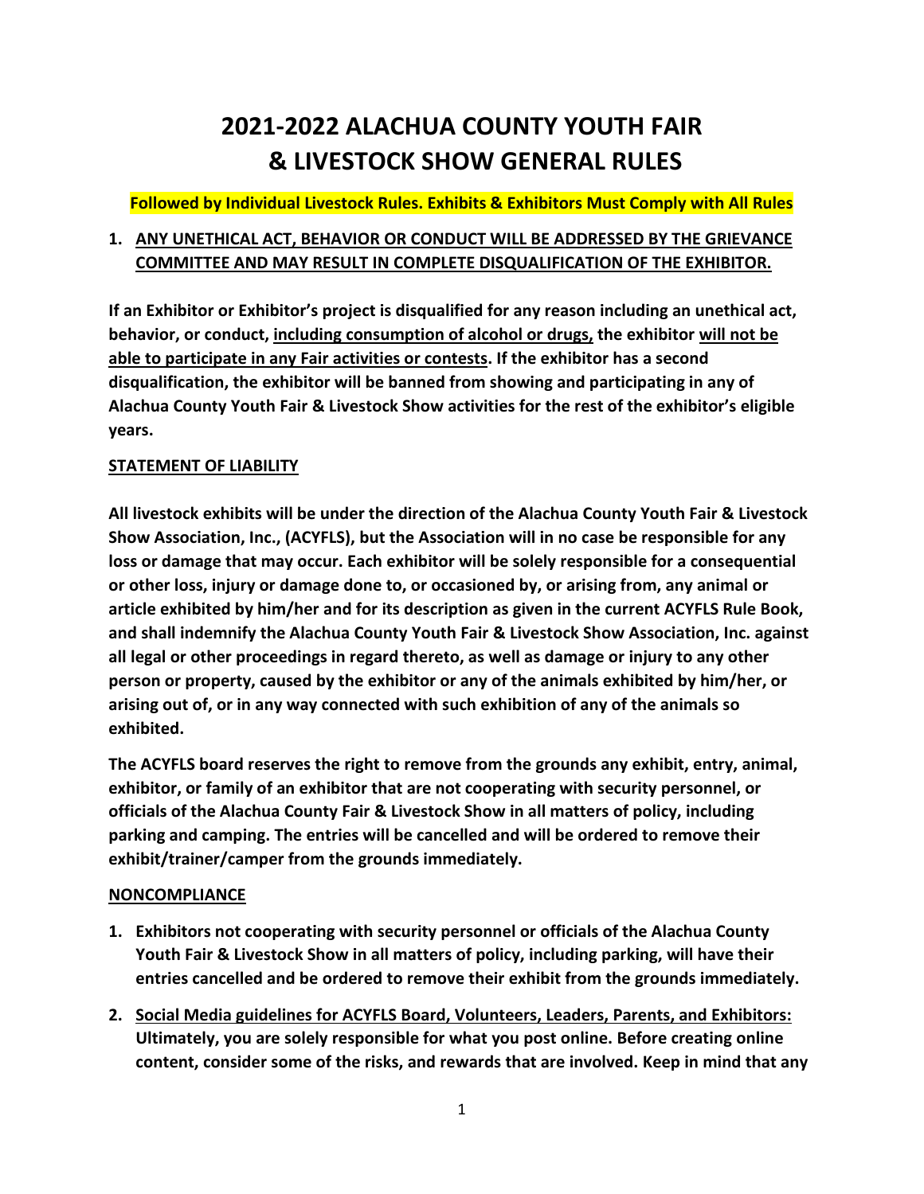# 2021-2022 ALACHUA COUNTY YOUTH FAIR & LIVESTOCK SHOW GENERAL RULES

**Followed by Individual Livestock Rules. Exhibits & Exhibitors Must Comply with All Rules**

1. **ANY UNETHICAL ACT, BEHAVIOR OR CONDUCT WILL BE ADDRESSED BY THE GRIEVANCE COMMITTEE AND MAY RESULT IN COMPLETE DISQUALIFICATION OF THE EXHIBITOR.**

**If an Exhibitor or Exhibitor's project is disqualified for any reason including an unethical act, behavior, or conduct, including consumption of alcohol or drugs, the exhibitor will not be able to participate in any Fair activities or contests. If the exhibitor has a second disqualification, the exhibitor will be banned from showing and participating in any of Alachua County Youth Fair & Livestock Show activities for the rest of the exhibitor's eligible years.**

**STATEMENT OF LIABILITY**

**All livestock exhibits will be under the direction of the Alachua County Youth Fair & Livestock Show Association, Inc., (ACYFLS), but the Association will in no case be responsible for any loss or damage that may occur. Each exhibitor will be solely responsible for a consequential or other loss, injury or damage done to, or occasioned by, or arising from, any animal or article exhibited by him/her and for its description as given in the current ACYFLS Rule Book, and shall indemnify the Alachua County Youth Fair & Livestock Show Association, Inc. against all legal or other proceedings in regard thereto, as well as damage or injury to any other person or property, caused by the exhibitor or any of the animals exhibited by him/her, or arising out of, or in any way connected with such exhibition of any of the animals so exhibited.**

**The ACYFLS board reserves the right to remove from the grounds any exhibit, entry, animal, exhibitor, or family of an exhibitor that are not cooperating with security personnel, or officials of the Alachua County Fair & Livestock Show in all matters of policy, including parking and camping. The entries will be cancelled and will be ordered to remove their exhibit/trainer/camper from the grounds immediately.**

**NONCOMPLIANCE**

1. **Exhibitors not cooperating with security personnel or officials of the Alachua County Youth Fair & Livestock Show in all matters of policy, including parking, will have their entries cancelled and be ordered to remove their exhibit from the grounds immediately.**
2. **Social Media guidelines for ACYFLS Board, Volunteers, Leaders, Parents, and Exhibitors: Ultimately, you are solely responsible for what you post online. Before creating online content, consider some of the risks, and rewards that are involved. Keep in mind that any**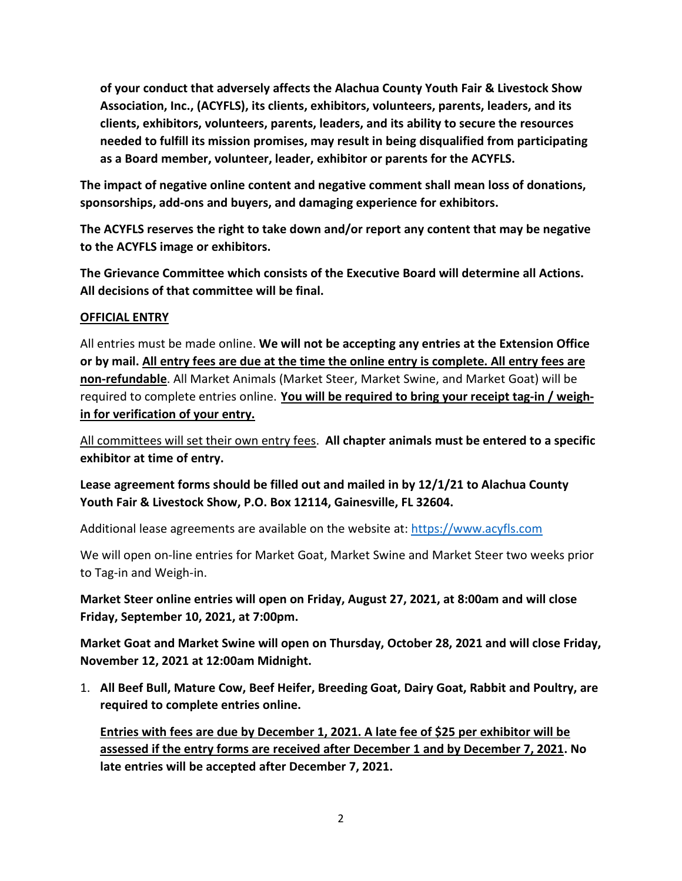**of your conduct that adversely affects the Alachua County Youth Fair & Livestock Show Association, Inc., (ACYFLS), its clients, exhibitors, volunteers, parents, leaders, and its clients, exhibitors, volunteers, parents, leaders, and its ability to secure the resources needed to fulfill its mission promises, may result in being disqualified from participating as a Board member, volunteer, leader, exhibitor or parents for the ACYFLS.**

**The impact of negative online content and negative comment shall mean loss of donations, sponsorships, add-ons and buyers, and damaging experience for exhibitors.**

**The ACYFLS reserves the right to take down and/or report any content that may be negative to the ACYFLS image or exhibitors.**

**The Grievance Committee which consists of the Executive Board will determine all Actions. All decisions of that committee will be final.**

**OFFICIAL ENTRY**

All entries must be made online. **We will not be accepting any entries at the Extension Office or by mail. All entry fees are due at the time the online entry is complete. All entry fees are non-refundable**. All Market Animals (Market Steer, Market Swine, and Market Goat) will be required to complete entries online. **You will be required to bring your receipt tag-in / weigh-in for verification of your entry.**

All committees will set their own entry fees. **All chapter animals must be entered to a specific exhibitor at time of entry.**

**Lease agreement forms should be filled out and mailed in by 12/1/21 to Alachua County Youth Fair & Livestock Show, P.O. Box 12114, Gainesville, FL 32604.**

Additional lease agreements are available on the website at: https://www.acyfls.com

We will open on-line entries for Market Goat, Market Swine and Market Steer two weeks prior to Tag-in and Weigh-in.

**Market Steer online entries will open on Friday, August 27, 2021, at 8:00am and will close Friday, September 10, 2021, at 7:00pm.**

**Market Goat and Market Swine will open on Thursday, October 28, 2021 and will close Friday, November 12, 2021 at 12:00am Midnight.**

1. **All Beef Bull, Mature Cow, Beef Heifer, Breeding Goat, Dairy Goat, Rabbit and Poultry, are required to complete entries online.**

   **Entries with fees are due by December 1, 2021. A late fee of $25 per exhibitor will be assessed if the entry forms are received after December 1 and by December 7, 2021. No late entries will be accepted after December 7, 2021.**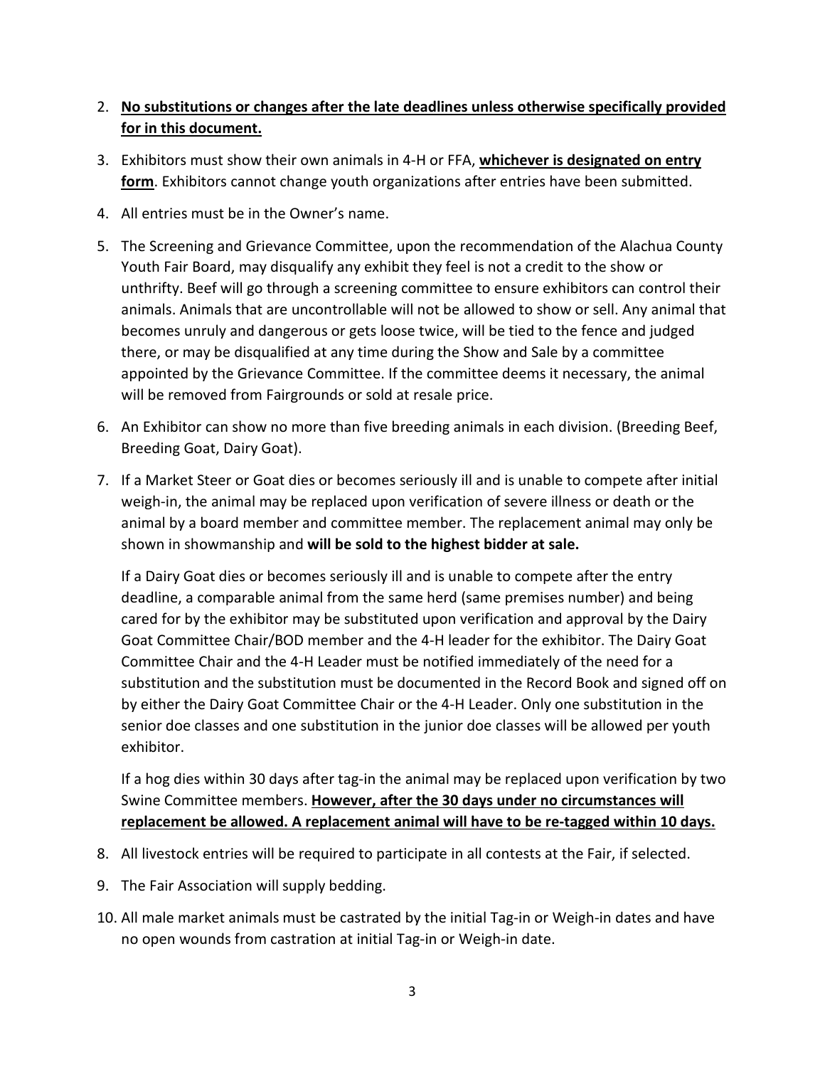2. **No substitutions or changes after the late deadlines unless otherwise specifically provided for in this document.**

3. Exhibitors must show their own animals in 4-H or FFA, **whichever is designated on entry form**. Exhibitors cannot change youth organizations after entries have been submitted.

4. All entries must be in the Owner's name.

5. The Screening and Grievance Committee, upon the recommendation of the Alachua County Youth Fair Board, may disqualify any exhibit they feel is not a credit to the show or unthrifty. Beef will go through a screening committee to ensure exhibitors can control their animals. Animals that are uncontrollable will not be allowed to show or sell. Any animal that becomes unruly and dangerous or gets loose twice, will be tied to the fence and judged there, or may be disqualified at any time during the Show and Sale by a committee appointed by the Grievance Committee. If the committee deems it necessary, the animal will be removed from Fairgrounds or sold at resale price.

6. An Exhibitor can show no more than five breeding animals in each division. (Breeding Beef, Breeding Goat, Dairy Goat).

7. If a Market Steer or Goat dies or becomes seriously ill and is unable to compete after initial weigh-in, the animal may be replaced upon verification of severe illness or death or the animal by a board member and committee member. The replacement animal may only be shown in showmanship and **will be sold to the highest bidder at sale.**

   If a Dairy Goat dies or becomes seriously ill and is unable to compete after the entry deadline, a comparable animal from the same herd (same premises number) and being cared for by the exhibitor may be substituted upon verification and approval by the Dairy Goat Committee Chair/BOD member and the 4-H leader for the exhibitor. The Dairy Goat Committee Chair and the 4-H Leader must be notified immediately of the need for a substitution and the substitution must be documented in the Record Book and signed off on by either the Dairy Goat Committee Chair or the 4-H Leader. Only one substitution in the senior doe classes and one substitution in the junior doe classes will be allowed per youth exhibitor.

   If a hog dies within 30 days after tag-in the animal may be replaced upon verification by two Swine Committee members. **However, after the 30 days under no circumstances will replacement be allowed. A replacement animal will have to be re-tagged within 10 days.**

8. All livestock entries will be required to participate in all contests at the Fair, if selected.

9. The Fair Association will supply bedding.

10. All male market animals must be castrated by the initial Tag-in or Weigh-in dates and have no open wounds from castration at initial Tag-in or Weigh-in date.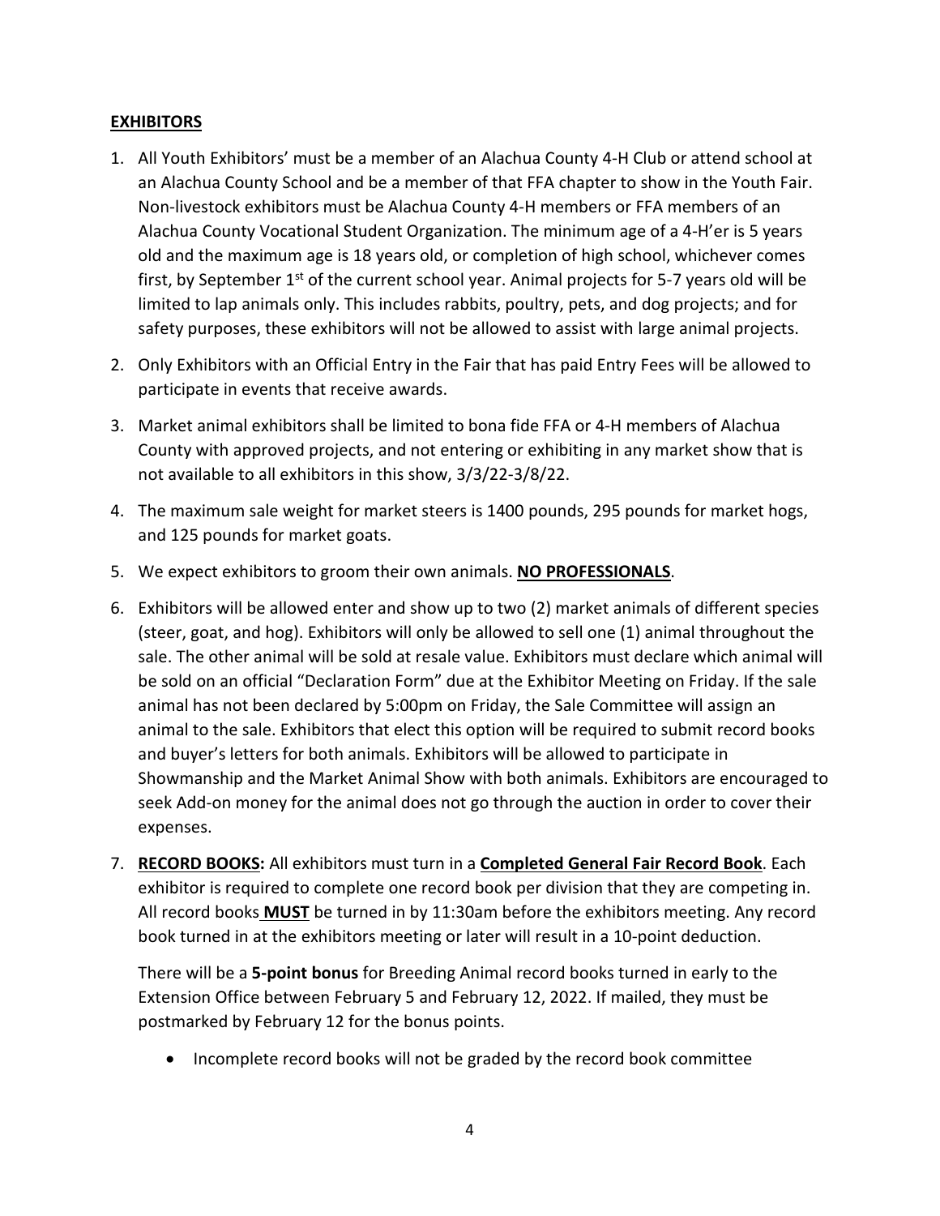## EXHIBITORS

1. All Youth Exhibitors' must be a member of an Alachua County 4-H Club or attend school at an Alachua County School and be a member of that FFA chapter to show in the Youth Fair. Non-livestock exhibitors must be Alachua County 4-H members or FFA members of an Alachua County Vocational Student Organization. The minimum age of a 4-H'er is 5 years old and the maximum age is 18 years old, or completion of high school, whichever comes first, by September 1st of the current school year. Animal projects for 5-7 years old will be limited to lap animals only. This includes rabbits, poultry, pets, and dog projects; and for safety purposes, these exhibitors will not be allowed to assist with large animal projects.

2. Only Exhibitors with an Official Entry in the Fair that has paid Entry Fees will be allowed to participate in events that receive awards.

3. Market animal exhibitors shall be limited to bona fide FFA or 4-H members of Alachua County with approved projects, and not entering or exhibiting in any market show that is not available to all exhibitors in this show, 3/3/22-3/8/22.

4. The maximum sale weight for market steers is 1400 pounds, 295 pounds for market hogs, and 125 pounds for market goats.

5. We expect exhibitors to groom their own animals. **NO PROFESSIONALS**.

6. Exhibitors will be allowed enter and show up to two (2) market animals of different species (steer, goat, and hog). Exhibitors will only be allowed to sell one (1) animal throughout the sale. The other animal will be sold at resale value. Exhibitors must declare which animal will be sold on an official "Declaration Form" due at the Exhibitor Meeting on Friday. If the sale animal has not been declared by 5:00pm on Friday, the Sale Committee will assign an animal to the sale. Exhibitors that elect this option will be required to submit record books and buyer's letters for both animals. Exhibitors will be allowed to participate in Showmanship and the Market Animal Show with both animals. Exhibitors are encouraged to seek Add-on money for the animal does not go through the auction in order to cover their expenses.

7. **RECORD BOOKS:** All exhibitors must turn in a **Completed General Fair Record Book**. Each exhibitor is required to complete one record book per division that they are competing in. All record books **MUST** be turned in by 11:30am before the exhibitors meeting. Any record book turned in at the exhibitors meeting or later will result in a 10-point deduction.

   There will be a **5-point bonus** for Breeding Animal record books turned in early to the Extension Office between February 5 and February 12, 2022. If mailed, they must be postmarked by February 12 for the bonus points.

   - Incomplete record books will not be graded by the record book committee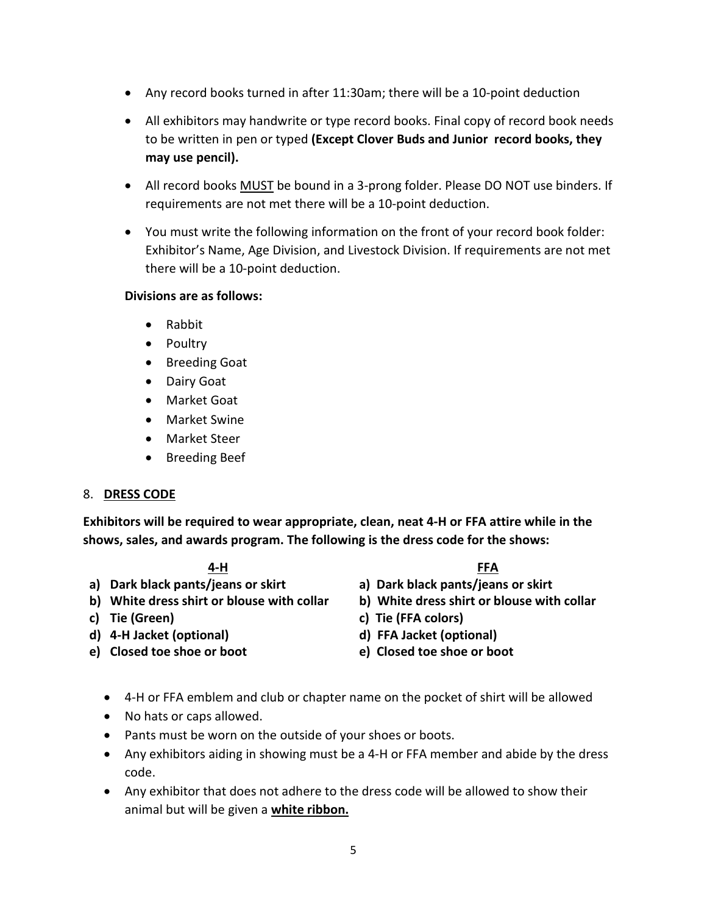- Any record books turned in after 11:30am; there will be a 10-point deduction
- All exhibitors may handwrite or type record books. Final copy of record book needs to be written in pen or typed **(Except Clover Buds and Junior record books, they may use pencil).**
- All record books <u>MUST</u> be bound in a 3-prong folder. Please DO NOT use binders. If requirements are not met there will be a 10-point deduction.
- You must write the following information on the front of your record book folder: Exhibitor's Name, Age Division, and Livestock Division. If requirements are not met there will be a 10-point deduction.

**Divisions are as follows:**

- Rabbit
- Poultry
- Breeding Goat
- Dairy Goat
- Market Goat
- Market Swine
- Market Steer
- Breeding Beef

## 8. <u>DRESS CODE</u>

**Exhibitors will be required to wear appropriate, clean, neat 4-H or FFA attire while in the shows, sales, and awards program. The following is the dress code for the shows:**

**<u>4-H</u>**

**a) Dark black pants/jeans or skirt**
**b) White dress shirt or blouse with collar**
**c) Tie (Green)**
**d) 4-H Jacket (optional)**
**e) Closed toe shoe or boot**

**<u>FFA</u>**

**a) Dark black pants/jeans or skirt**
**b) White dress shirt or blouse with collar**
**c) Tie (FFA colors)**
**d) FFA Jacket (optional)**
**e) Closed toe shoe or boot**

- 4-H or FFA emblem and club or chapter name on the pocket of shirt will be allowed
- No hats or caps allowed.
- Pants must be worn on the outside of your shoes or boots.
- Any exhibitors aiding in showing must be a 4-H or FFA member and abide by the dress code.
- Any exhibitor that does not adhere to the dress code will be allowed to show their animal but will be given a **<u>white ribbon.</u>**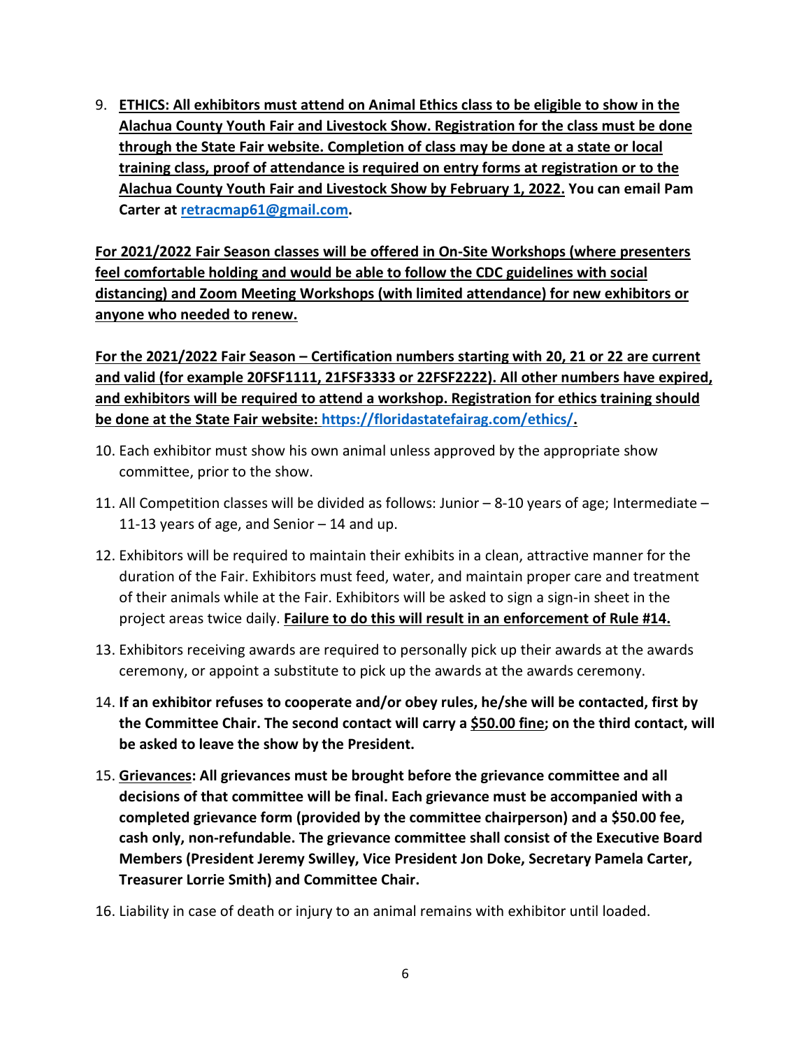9. **ETHICS: All exhibitors must attend on Animal Ethics class to be eligible to show in the Alachua County Youth Fair and Livestock Show. Registration for the class must be done through the State Fair website. Completion of class may be done at a state or local training class, proof of attendance is required on entry forms at registration or to the Alachua County Youth Fair and Livestock Show by February 1, 2022. You can email Pam Carter at retracmap61@gmail.com.**

   **For 2021/2022 Fair Season classes will be offered in On-Site Workshops (where presenters feel comfortable holding and would be able to follow the CDC guidelines with social distancing) and Zoom Meeting Workshops (with limited attendance) for new exhibitors or anyone who needed to renew.**

   **For the 2021/2022 Fair Season – Certification numbers starting with 20, 21 or 22 are current and valid (for example 20FSF1111, 21FSF3333 or 22FSF2222). All other numbers have expired, and exhibitors will be required to attend a workshop. Registration for ethics training should be done at the State Fair website: https://floridastatefairag.com/ethics/.**

10. Each exhibitor must show his own animal unless approved by the appropriate show committee, prior to the show.
11. All Competition classes will be divided as follows: Junior – 8-10 years of age; Intermediate – 11-13 years of age, and Senior – 14 and up.
12. Exhibitors will be required to maintain their exhibits in a clean, attractive manner for the duration of the Fair. Exhibitors must feed, water, and maintain proper care and treatment of their animals while at the Fair. Exhibitors will be asked to sign a sign-in sheet in the project areas twice daily. **Failure to do this will result in an enforcement of Rule #14.**
13. Exhibitors receiving awards are required to personally pick up their awards at the awards ceremony, or appoint a substitute to pick up the awards at the awards ceremony.
14. **If an exhibitor refuses to cooperate and/or obey rules, he/she will be contacted, first by the Committee Chair. The second contact will carry a $50.00 fine; on the third contact, will be asked to leave the show by the President.**
15. **Grievances: All grievances must be brought before the grievance committee and all decisions of that committee will be final. Each grievance must be accompanied with a completed grievance form (provided by the committee chairperson) and a $50.00 fee, cash only, non-refundable. The grievance committee shall consist of the Executive Board Members (President Jeremy Swilley, Vice President Jon Doke, Secretary Pamela Carter, Treasurer Lorrie Smith) and Committee Chair.**
16. Liability in case of death or injury to an animal remains with exhibitor until loaded.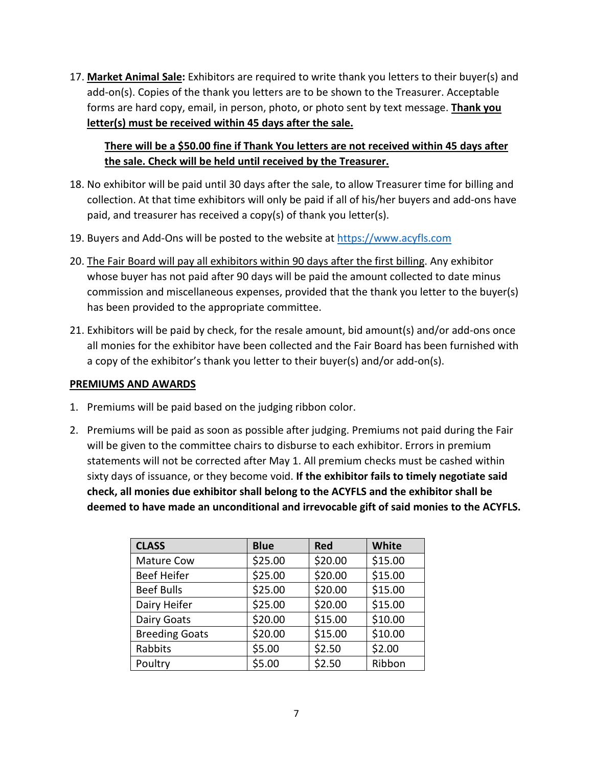17. **<u>Market Animal Sale</u>:** Exhibitors are required to write thank you letters to their buyer(s) and add-on(s). Copies of the thank you letters are to be shown to the Treasurer. Acceptable forms are hard copy, email, in person, photo, or photo sent by text message. **<u>Thank you letter(s) must be received within 45 days after the sale.</u>**

    **<u>There will be a $50.00 fine if Thank You letters are not received within 45 days after the sale. Check will be held until received by the Treasurer.</u>**

18. No exhibitor will be paid until 30 days after the sale, to allow Treasurer time for billing and collection. At that time exhibitors will only be paid if all of his/her buyers and add-ons have paid, and treasurer has received a copy(s) of thank you letter(s).
19. Buyers and Add-Ons will be posted to the website at https://www.acyfls.com
20. <u>The Fair Board will pay all exhibitors within 90 days after the first billing</u>. Any exhibitor whose buyer has not paid after 90 days will be paid the amount collected to date minus commission and miscellaneous expenses, provided that the thank you letter to the buyer(s) has been provided to the appropriate committee.
21. Exhibitors will be paid by check, for the resale amount, bid amount(s) and/or add-ons once all monies for the exhibitor have been collected and the Fair Board has been furnished with a copy of the exhibitor's thank you letter to their buyer(s) and/or add-on(s).

**<u>PREMIUMS AND AWARDS</u>**

1. Premiums will be paid based on the judging ribbon color.
2. Premiums will be paid as soon as possible after judging. Premiums not paid during the Fair will be given to the committee chairs to disburse to each exhibitor. Errors in premium statements will not be corrected after May 1. All premium checks must be cashed within sixty days of issuance, or they become void. **If the exhibitor fails to timely negotiate said check, all monies due exhibitor shall belong to the ACYFLS and the exhibitor shall be deemed to have made an unconditional and irrevocable gift of said monies to the ACYFLS.**

| CLASS | Blue | Red | White |
|---|---|---|---|
| Mature Cow | $25.00 | $20.00 | $15.00 |
| Beef Heifer | $25.00 | $20.00 | $15.00 |
| Beef Bulls | $25.00 | $20.00 | $15.00 |
| Dairy Heifer | $25.00 | $20.00 | $15.00 |
| Dairy Goats | $20.00 | $15.00 | $10.00 |
| Breeding Goats | $20.00 | $15.00 | $10.00 |
| Rabbits | $5.00 | $2.50 | $2.00 |
| Poultry | $5.00 | $2.50 | Ribbon |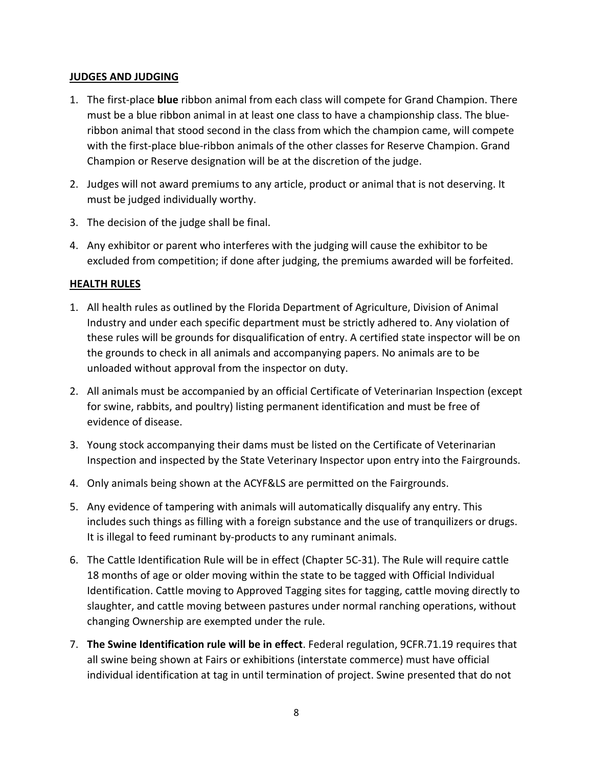## JUDGES AND JUDGING

1. The first-place **blue** ribbon animal from each class will compete for Grand Champion. There must be a blue ribbon animal in at least one class to have a championship class. The blue-ribbon animal that stood second in the class from which the champion came, will compete with the first-place blue-ribbon animals of the other classes for Reserve Champion. Grand Champion or Reserve designation will be at the discretion of the judge.
2. Judges will not award premiums to any article, product or animal that is not deserving. It must be judged individually worthy.
3. The decision of the judge shall be final.
4. Any exhibitor or parent who interferes with the judging will cause the exhibitor to be excluded from competition; if done after judging, the premiums awarded will be forfeited.

## HEALTH RULES

1. All health rules as outlined by the Florida Department of Agriculture, Division of Animal Industry and under each specific department must be strictly adhered to. Any violation of these rules will be grounds for disqualification of entry. A certified state inspector will be on the grounds to check in all animals and accompanying papers. No animals are to be unloaded without approval from the inspector on duty.
2. All animals must be accompanied by an official Certificate of Veterinarian Inspection (except for swine, rabbits, and poultry) listing permanent identification and must be free of evidence of disease.
3. Young stock accompanying their dams must be listed on the Certificate of Veterinarian Inspection and inspected by the State Veterinary Inspector upon entry into the Fairgrounds.
4. Only animals being shown at the ACYF&LS are permitted on the Fairgrounds.
5. Any evidence of tampering with animals will automatically disqualify any entry. This includes such things as filling with a foreign substance and the use of tranquilizers or drugs. It is illegal to feed ruminant by-products to any ruminant animals.
6. The Cattle Identification Rule will be in effect (Chapter 5C-31). The Rule will require cattle 18 months of age or older moving within the state to be tagged with Official Individual Identification. Cattle moving to Approved Tagging sites for tagging, cattle moving directly to slaughter, and cattle moving between pastures under normal ranching operations, without changing Ownership are exempted under the rule.
7. **The Swine Identification rule will be in effect**. Federal regulation, 9CFR.71.19 requires that all swine being shown at Fairs or exhibitions (interstate commerce) must have official individual identification at tag in until termination of project. Swine presented that do not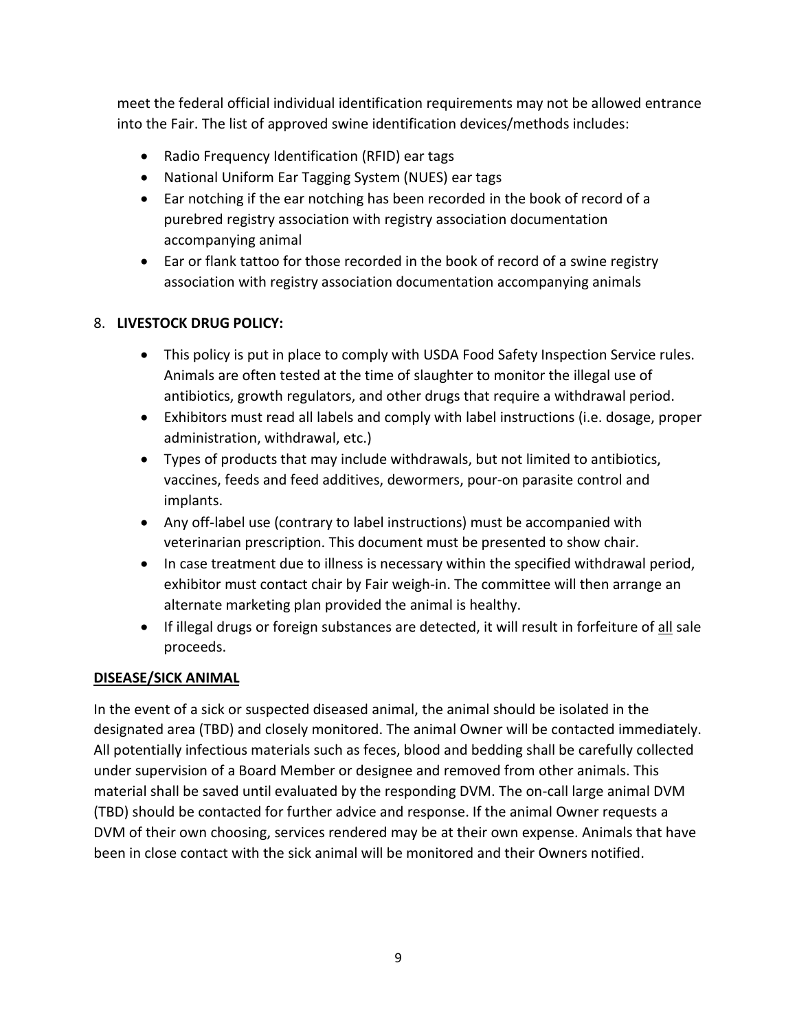meet the federal official individual identification requirements may not be allowed entrance into the Fair. The list of approved swine identification devices/methods includes:

- Radio Frequency Identification (RFID) ear tags
- National Uniform Ear Tagging System (NUES) ear tags
- Ear notching if the ear notching has been recorded in the book of record of a purebred registry association with registry association documentation accompanying animal
- Ear or flank tattoo for those recorded in the book of record of a swine registry association with registry association documentation accompanying animals

8. **LIVESTOCK DRUG POLICY:**
    - This policy is put in place to comply with USDA Food Safety Inspection Service rules. Animals are often tested at the time of slaughter to monitor the illegal use of antibiotics, growth regulators, and other drugs that require a withdrawal period.
    - Exhibitors must read all labels and comply with label instructions (i.e. dosage, proper administration, withdrawal, etc.)
    - Types of products that may include withdrawals, but not limited to antibiotics, vaccines, feeds and feed additives, dewormers, pour-on parasite control and implants.
    - Any off-label use (contrary to label instructions) must be accompanied with veterinarian prescription. This document must be presented to show chair.
    - In case treatment due to illness is necessary within the specified withdrawal period, exhibitor must contact chair by Fair weigh-in. The committee will then arrange an alternate marketing plan provided the animal is healthy.
    - If illegal drugs or foreign substances are detected, it will result in forfeiture of <u>all</u> sale proceeds.

**<u>DISEASE/SICK ANIMAL</u>**

In the event of a sick or suspected diseased animal, the animal should be isolated in the designated area (TBD) and closely monitored. The animal Owner will be contacted immediately. All potentially infectious materials such as feces, blood and bedding shall be carefully collected under supervision of a Board Member or designee and removed from other animals. This material shall be saved until evaluated by the responding DVM. The on-call large animal DVM (TBD) should be contacted for further advice and response. If the animal Owner requests a DVM of their own choosing, services rendered may be at their own expense. Animals that have been in close contact with the sick animal will be monitored and their Owners notified.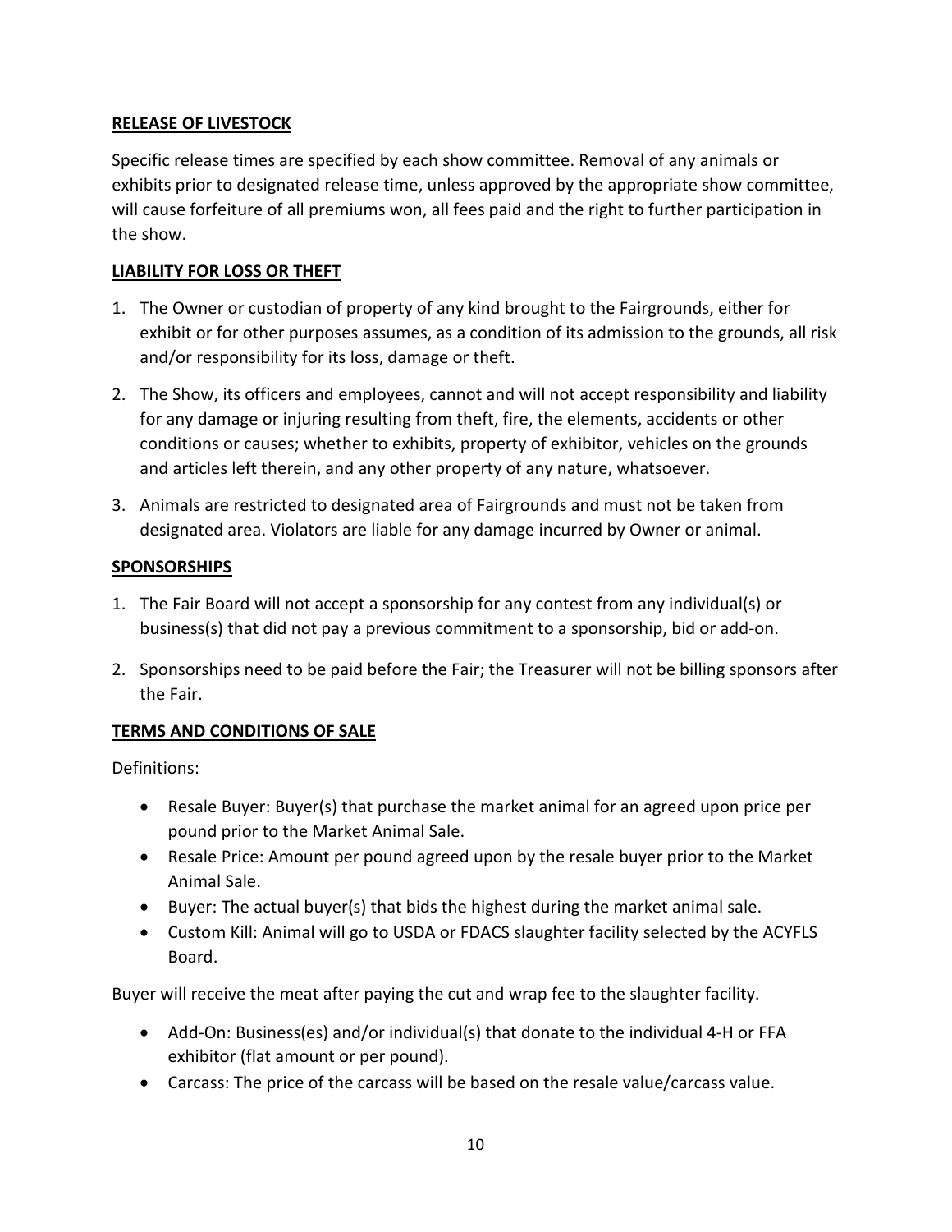## RELEASE OF LIVESTOCK

Specific release times are specified by each show committee. Removal of any animals or exhibits prior to designated release time, unless approved by the appropriate show committee, will cause forfeiture of all premiums won, all fees paid and the right to further participation in the show.

## LIABILITY FOR LOSS OR THEFT

1. The Owner or custodian of property of any kind brought to the Fairgrounds, either for exhibit or for other purposes assumes, as a condition of its admission to the grounds, all risk and/or responsibility for its loss, damage or theft.
2. The Show, its officers and employees, cannot and will not accept responsibility and liability for any damage or injuring resulting from theft, fire, the elements, accidents or other conditions or causes; whether to exhibits, property of exhibitor, vehicles on the grounds and articles left therein, and any other property of any nature, whatsoever.
3. Animals are restricted to designated area of Fairgrounds and must not be taken from designated area. Violators are liable for any damage incurred by Owner or animal.

## SPONSORSHIPS

1. The Fair Board will not accept a sponsorship for any contest from any individual(s) or business(s) that did not pay a previous commitment to a sponsorship, bid or add-on.
2. Sponsorships need to be paid before the Fair; the Treasurer will not be billing sponsors after the Fair.

## TERMS AND CONDITIONS OF SALE

Definitions:

- Resale Buyer: Buyer(s) that purchase the market animal for an agreed upon price per pound prior to the Market Animal Sale.
- Resale Price: Amount per pound agreed upon by the resale buyer prior to the Market Animal Sale.
- Buyer: The actual buyer(s) that bids the highest during the market animal sale.
- Custom Kill: Animal will go to USDA or FDACS slaughter facility selected by the ACYFLS Board.

Buyer will receive the meat after paying the cut and wrap fee to the slaughter facility.

- Add-On: Business(es) and/or individual(s) that donate to the individual 4-H or FFA exhibitor (flat amount or per pound).
- Carcass: The price of the carcass will be based on the resale value/carcass value.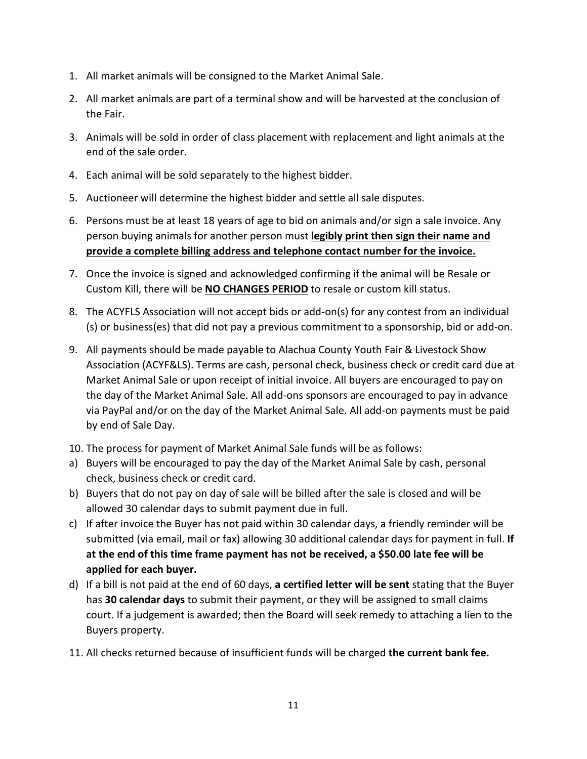1. All market animals will be consigned to the Market Animal Sale.
2. All market animals are part of a terminal show and will be harvested at the conclusion of the Fair.
3. Animals will be sold in order of class placement with replacement and light animals at the end of the sale order.
4. Each animal will be sold separately to the highest bidder.
5. Auctioneer will determine the highest bidder and settle all sale disputes.
6. Persons must be at least 18 years of age to bid on animals and/or sign a sale invoice. Any person buying animals for another person must **<u>legibly print then sign their name and provide a complete billing address and telephone contact number for the invoice.</u>**
7. Once the invoice is signed and acknowledged confirming if the animal will be Resale or Custom Kill, there will be **<u>NO CHANGES PERIOD</u>** to resale or custom kill status.
8. The ACYFLS Association will not accept bids or add-on(s) for any contest from an individual (s) or business(es) that did not pay a previous commitment to a sponsorship, bid or add-on.
9. All payments should be made payable to Alachua County Youth Fair & Livestock Show Association (ACYF&LS). Terms are cash, personal check, business check or credit card due at Market Animal Sale or upon receipt of initial invoice. All buyers are encouraged to pay on the day of the Market Animal Sale. All add-ons sponsors are encouraged to pay in advance via PayPal and/or on the day of the Market Animal Sale. All add-on payments must be paid by end of Sale Day.
10. The process for payment of Market Animal Sale funds will be as follows:

a) Buyers will be encouraged to pay the day of the Market Animal Sale by cash, personal check, business check or credit card.

b) Buyers that do not pay on day of sale will be billed after the sale is closed and will be allowed 30 calendar days to submit payment due in full.

c) If after invoice the Buyer has not paid within 30 calendar days, a friendly reminder will be submitted (via email, mail or fax) allowing 30 additional calendar days for payment in full. **If at the end of this time frame payment has not be received, a $50.00 late fee will be applied for each buyer.**

d) If a bill is not paid at the end of 60 days, **a certified letter will be sent** stating that the Buyer has **30 calendar days** to submit their payment, or they will be assigned to small claims court. If a judgement is awarded; then the Board will seek remedy to attaching a lien to the Buyers property.

11. All checks returned because of insufficient funds will be charged **the current bank fee.**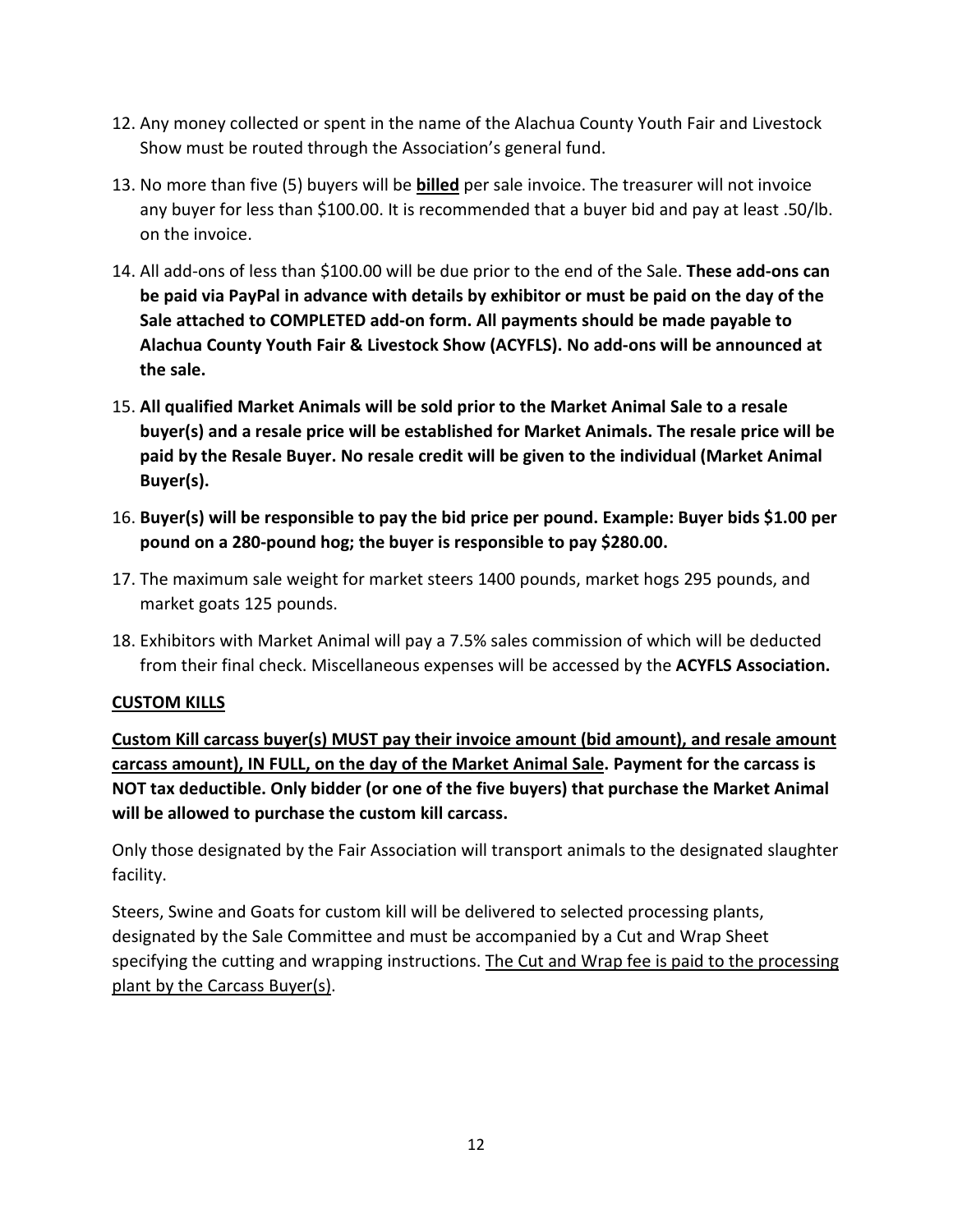12. Any money collected or spent in the name of the Alachua County Youth Fair and Livestock Show must be routed through the Association's general fund.

13. No more than five (5) buyers will be **<u>billed</u>** per sale invoice. The treasurer will not invoice any buyer for less than $100.00. It is recommended that a buyer bid and pay at least .50/lb. on the invoice.

14. All add-ons of less than $100.00 will be due prior to the end of the Sale. **These add-ons can be paid via PayPal in advance with details by exhibitor or must be paid on the day of the Sale attached to COMPLETED add-on form. All payments should be made payable to Alachua County Youth Fair & Livestock Show (ACYFLS). No add-ons will be announced at the sale.**

15. **All qualified Market Animals will be sold prior to the Market Animal Sale to a resale buyer(s) and a resale price will be established for Market Animals. The resale price will be paid by the Resale Buyer. No resale credit will be given to the individual (Market Animal Buyer(s).**

16. **Buyer(s) will be responsible to pay the bid price per pound. Example: Buyer bids $1.00 per pound on a 280-pound hog; the buyer is responsible to pay $280.00.**

17. The maximum sale weight for market steers 1400 pounds, market hogs 295 pounds, and market goats 125 pounds.

18. Exhibitors with Market Animal will pay a 7.5% sales commission of which will be deducted from their final check. Miscellaneous expenses will be accessed by the **ACYFLS Association.**

**<u>CUSTOM KILLS</u>**

**<u>Custom Kill carcass buyer(s) MUST pay their invoice amount (bid amount), and resale amount carcass amount), IN FULL, on the day of the Market Animal Sale</u>. Payment for the carcass is NOT tax deductible. Only bidder (or one of the five buyers) that purchase the Market Animal will be allowed to purchase the custom kill carcass.**

Only those designated by the Fair Association will transport animals to the designated slaughter facility.

Steers, Swine and Goats for custom kill will be delivered to selected processing plants, designated by the Sale Committee and must be accompanied by a Cut and Wrap Sheet specifying the cutting and wrapping instructions. <u>The Cut and Wrap fee is paid to the processing plant by the Carcass Buyer(s)</u>.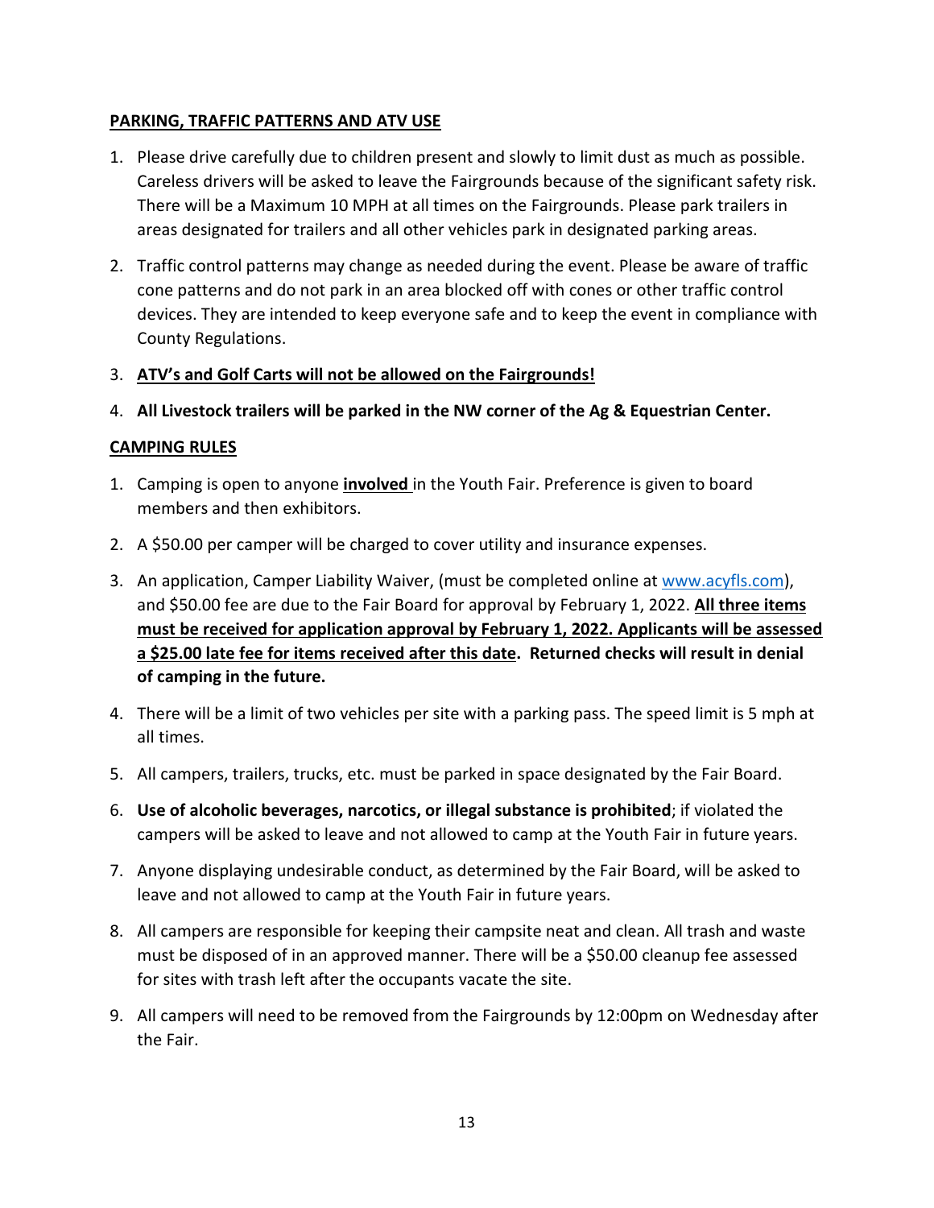## PARKING, TRAFFIC PATTERNS AND ATV USE

1. Please drive carefully due to children present and slowly to limit dust as much as possible. Careless drivers will be asked to leave the Fairgrounds because of the significant safety risk. There will be a Maximum 10 MPH at all times on the Fairgrounds. Please park trailers in areas designated for trailers and all other vehicles park in designated parking areas.
2. Traffic control patterns may change as needed during the event. Please be aware of traffic cone patterns and do not park in an area blocked off with cones or other traffic control devices. They are intended to keep everyone safe and to keep the event in compliance with County Regulations.
3. **ATV's and Golf Carts will not be allowed on the Fairgrounds!**
4. **All Livestock trailers will be parked in the NW corner of the Ag & Equestrian Center.**

## CAMPING RULES

1. Camping is open to anyone **involved** in the Youth Fair. Preference is given to board members and then exhibitors.
2. A $50.00 per camper will be charged to cover utility and insurance expenses.
3. An application, Camper Liability Waiver, (must be completed online at [www.acyfls.com](www.acyfls.com)), and $50.00 fee are due to the Fair Board for approval by February 1, 2022. **All three items must be received for application approval by February 1, 2022. Applicants will be assessed a $25.00 late fee for items received after this date. Returned checks will result in denial of camping in the future.**
4. There will be a limit of two vehicles per site with a parking pass. The speed limit is 5 mph at all times.
5. All campers, trailers, trucks, etc. must be parked in space designated by the Fair Board.
6. **Use of alcoholic beverages, narcotics, or illegal substance is prohibited**; if violated the campers will be asked to leave and not allowed to camp at the Youth Fair in future years.
7. Anyone displaying undesirable conduct, as determined by the Fair Board, will be asked to leave and not allowed to camp at the Youth Fair in future years.
8. All campers are responsible for keeping their campsite neat and clean. All trash and waste must be disposed of in an approved manner. There will be a $50.00 cleanup fee assessed for sites with trash left after the occupants vacate the site.
9. All campers will need to be removed from the Fairgrounds by 12:00pm on Wednesday after the Fair.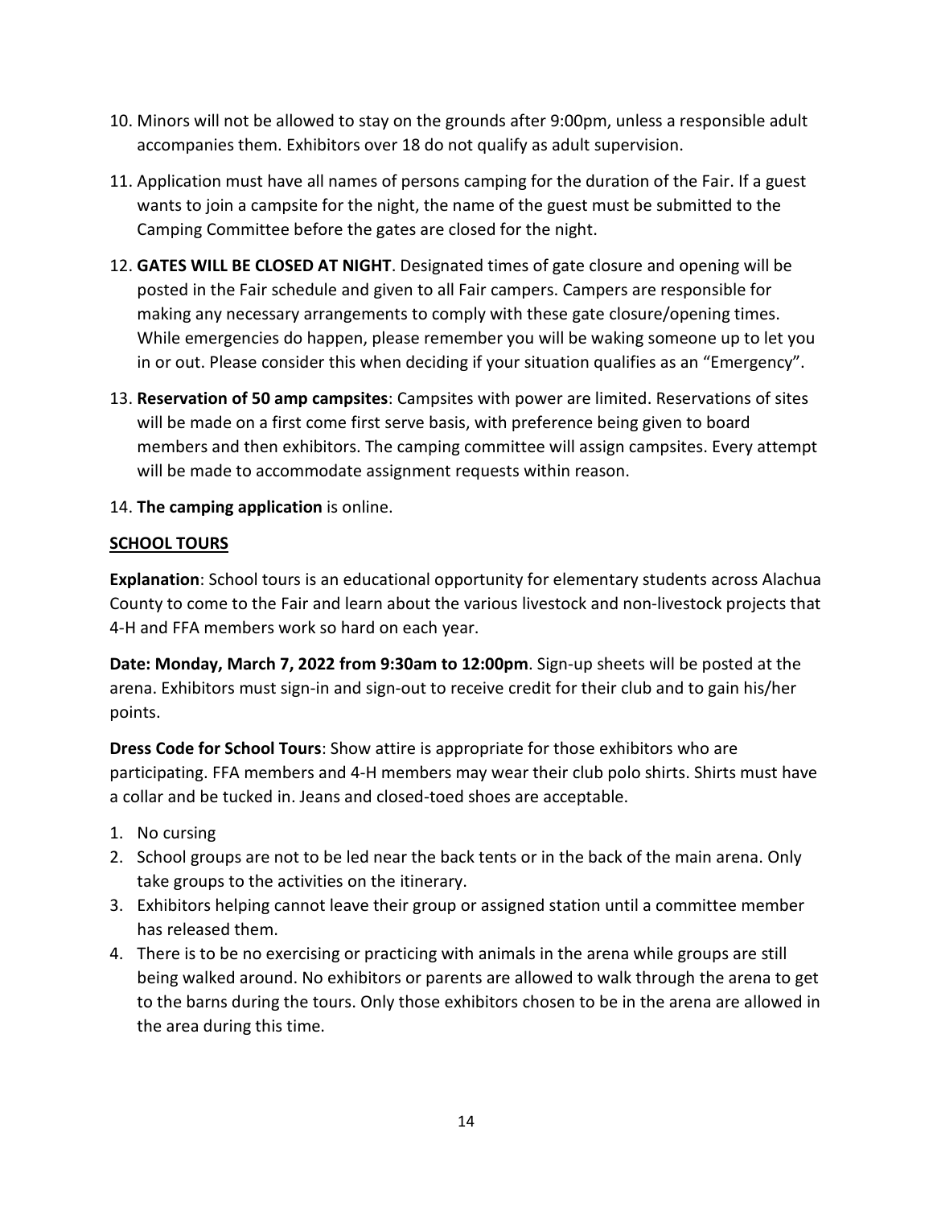10. Minors will not be allowed to stay on the grounds after 9:00pm, unless a responsible adult accompanies them. Exhibitors over 18 do not qualify as adult supervision.
11. Application must have all names of persons camping for the duration of the Fair. If a guest wants to join a campsite for the night, the name of the guest must be submitted to the Camping Committee before the gates are closed for the night.
12. **GATES WILL BE CLOSED AT NIGHT**. Designated times of gate closure and opening will be posted in the Fair schedule and given to all Fair campers. Campers are responsible for making any necessary arrangements to comply with these gate closure/opening times. While emergencies do happen, please remember you will be waking someone up to let you in or out. Please consider this when deciding if your situation qualifies as an "Emergency".
13. **Reservation of 50 amp campsites**: Campsites with power are limited. Reservations of sites will be made on a first come first serve basis, with preference being given to board members and then exhibitors. The camping committee will assign campsites. Every attempt will be made to accommodate assignment requests within reason.
14. **The camping application** is online.

## SCHOOL TOURS

**Explanation**: School tours is an educational opportunity for elementary students across Alachua County to come to the Fair and learn about the various livestock and non-livestock projects that 4-H and FFA members work so hard on each year.

**Date: Monday, March 7, 2022 from 9:30am to 12:00pm**. Sign-up sheets will be posted at the arena. Exhibitors must sign-in and sign-out to receive credit for their club and to gain his/her points.

**Dress Code for School Tours**: Show attire is appropriate for those exhibitors who are participating. FFA members and 4-H members may wear their club polo shirts. Shirts must have a collar and be tucked in. Jeans and closed-toed shoes are acceptable.

1. No cursing
2. School groups are not to be led near the back tents or in the back of the main arena. Only take groups to the activities on the itinerary.
3. Exhibitors helping cannot leave their group or assigned station until a committee member has released them.
4. There is to be no exercising or practicing with animals in the arena while groups are still being walked around. No exhibitors or parents are allowed to walk through the arena to get to the barns during the tours. Only those exhibitors chosen to be in the arena are allowed in the area during this time.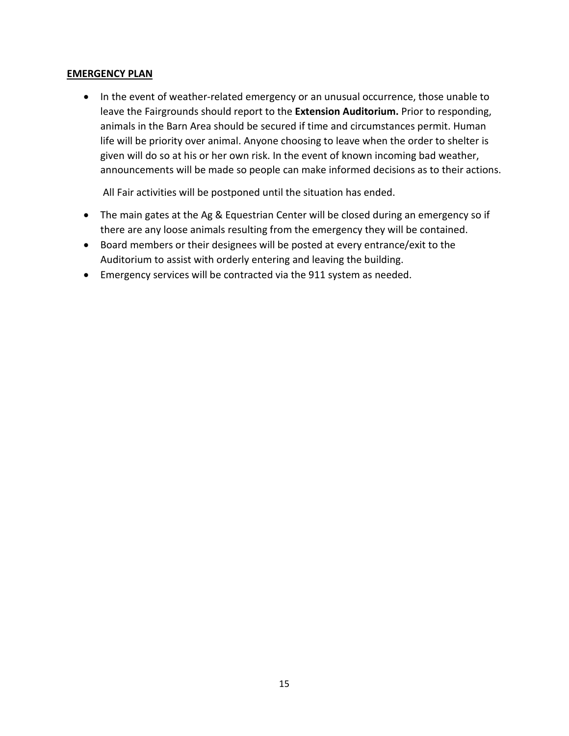**EMERGENCY PLAN**

- In the event of weather-related emergency or an unusual occurrence, those unable to leave the Fairgrounds should report to the **Extension Auditorium.** Prior to responding, animals in the Barn Area should be secured if time and circumstances permit. Human life will be priority over animal. Anyone choosing to leave when the order to shelter is given will do so at his or her own risk. In the event of known incoming bad weather, announcements will be made so people can make informed decisions as to their actions.

  All Fair activities will be postponed until the situation has ended.

- The main gates at the Ag & Equestrian Center will be closed during an emergency so if there are any loose animals resulting from the emergency they will be contained.
- Board members or their designees will be posted at every entrance/exit to the Auditorium to assist with orderly entering and leaving the building.
- Emergency services will be contracted via the 911 system as needed.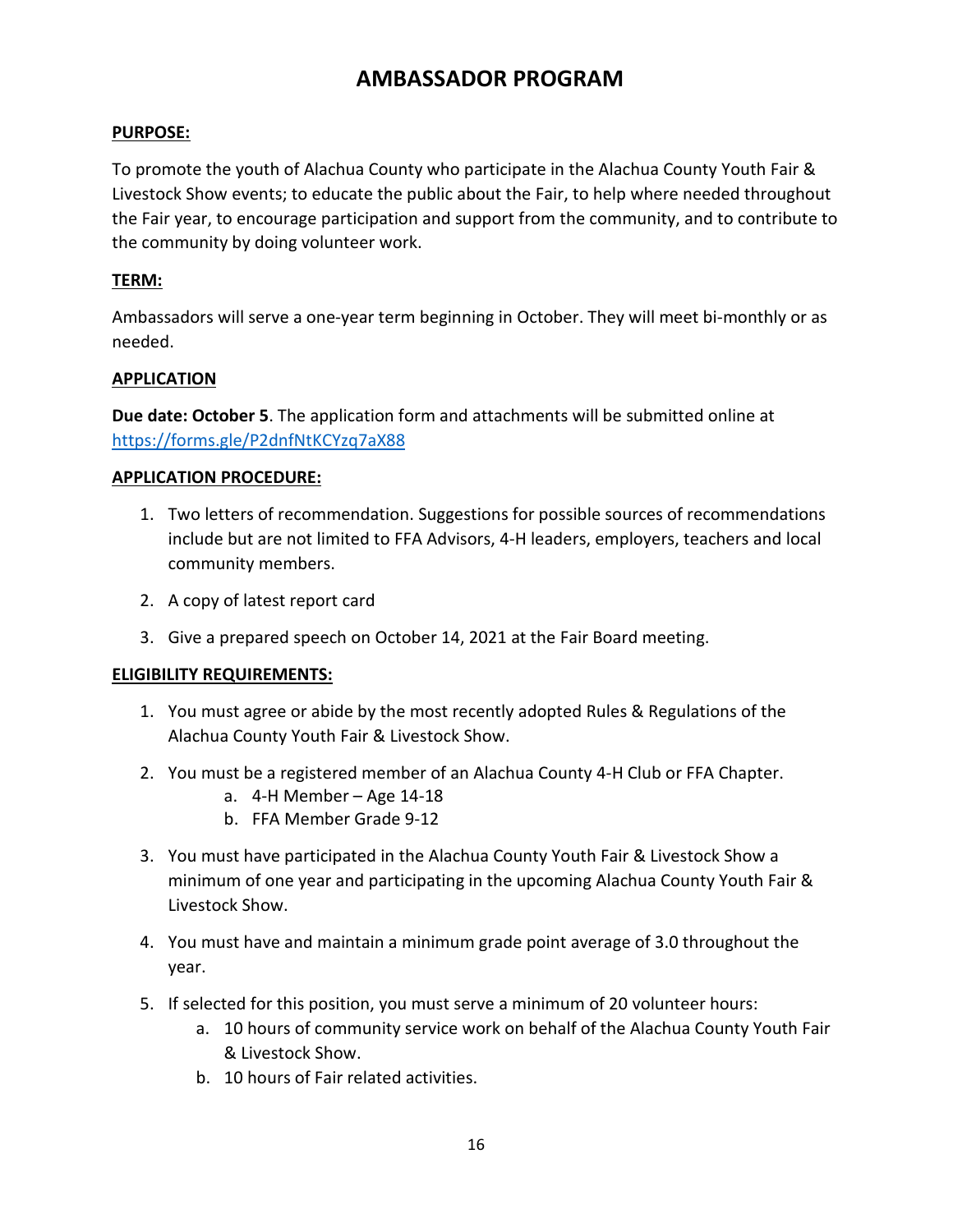# AMBASSADOR PROGRAM

**PURPOSE:**

To promote the youth of Alachua County who participate in the Alachua County Youth Fair & Livestock Show events; to educate the public about the Fair, to help where needed throughout the Fair year, to encourage participation and support from the community, and to contribute to the community by doing volunteer work.

**TERM:**

Ambassadors will serve a one-year term beginning in October. They will meet bi-monthly or as needed.

**APPLICATION**

**Due date: October 5**. The application form and attachments will be submitted online at https://forms.gle/P2dnfNtKCYzq7aX88

**APPLICATION PROCEDURE:**

1. Two letters of recommendation. Suggestions for possible sources of recommendations include but are not limited to FFA Advisors, 4-H leaders, employers, teachers and local community members.
2. A copy of latest report card
3. Give a prepared speech on October 14, 2021 at the Fair Board meeting.

**ELIGIBILITY REQUIREMENTS:**

1. You must agree or abide by the most recently adopted Rules & Regulations of the Alachua County Youth Fair & Livestock Show.
2. You must be a registered member of an Alachua County 4-H Club or FFA Chapter.
    a. 4-H Member – Age 14-18
    b. FFA Member Grade 9-12
3. You must have participated in the Alachua County Youth Fair & Livestock Show a minimum of one year and participating in the upcoming Alachua County Youth Fair & Livestock Show.
4. You must have and maintain a minimum grade point average of 3.0 throughout the year.
5. If selected for this position, you must serve a minimum of 20 volunteer hours:
    a. 10 hours of community service work on behalf of the Alachua County Youth Fair & Livestock Show.
    b. 10 hours of Fair related activities.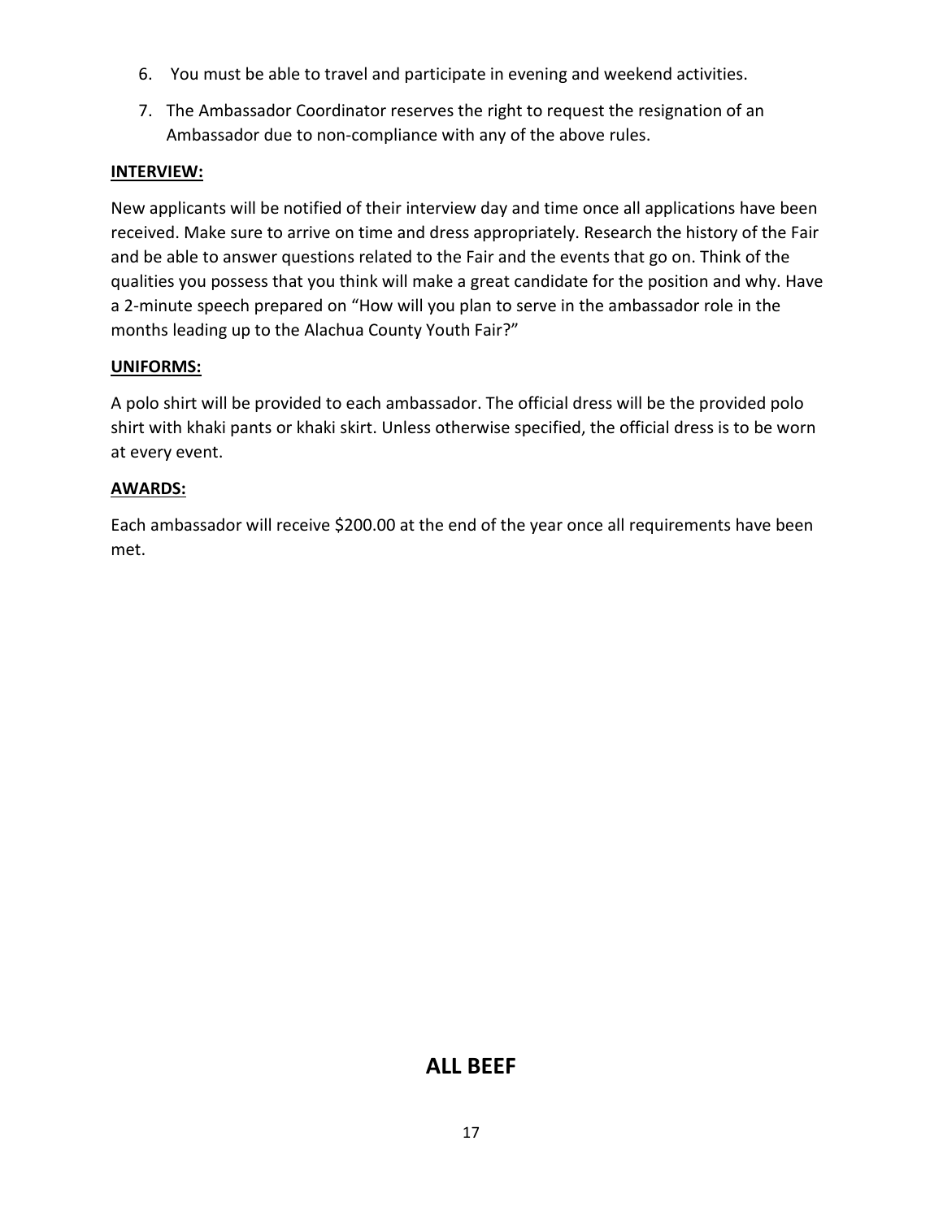6. You must be able to travel and participate in evening and weekend activities.
7. The Ambassador Coordinator reserves the right to request the resignation of an Ambassador due to non-compliance with any of the above rules.

**INTERVIEW:**

New applicants will be notified of their interview day and time once all applications have been received. Make sure to arrive on time and dress appropriately. Research the history of the Fair and be able to answer questions related to the Fair and the events that go on. Think of the qualities you possess that you think will make a great candidate for the position and why. Have a 2-minute speech prepared on "How will you plan to serve in the ambassador role in the months leading up to the Alachua County Youth Fair?"

**UNIFORMS:**

A polo shirt will be provided to each ambassador. The official dress will be the provided polo shirt with khaki pants or khaki skirt. Unless otherwise specified, the official dress is to be worn at every event.

**AWARDS:**

Each ambassador will receive $200.00 at the end of the year once all requirements have been met.

## ALL BEEF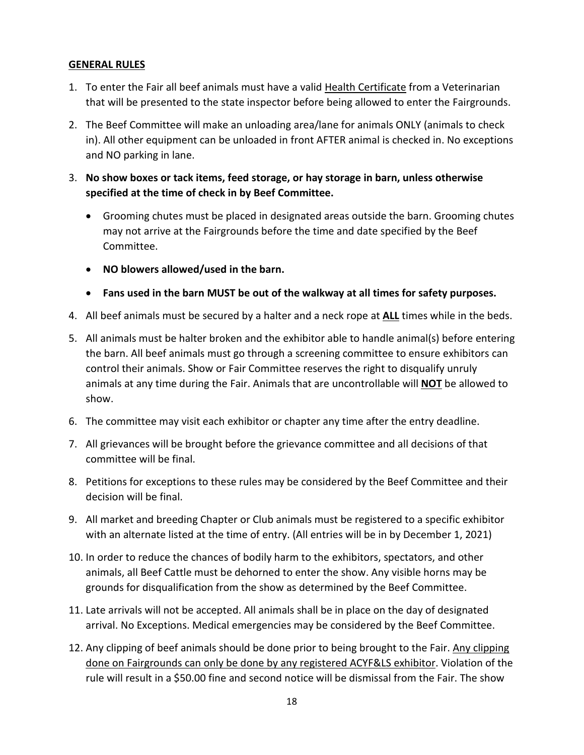## GENERAL RULES

1. To enter the Fair all beef animals must have a valid Health Certificate from a Veterinarian that will be presented to the state inspector before being allowed to enter the Fairgrounds.
2. The Beef Committee will make an unloading area/lane for animals ONLY (animals to check in). All other equipment can be unloaded in front AFTER animal is checked in. No exceptions and NO parking in lane.
3. **No show boxes or tack items, feed storage, or hay storage in barn, unless otherwise specified at the time of check in by Beef Committee.**
    - Grooming chutes must be placed in designated areas outside the barn. Grooming chutes may not arrive at the Fairgrounds before the time and date specified by the Beef Committee.
    - **NO blowers allowed/used in the barn.**
    - **Fans used in the barn MUST be out of the walkway at all times for safety purposes.**
4. All beef animals must be secured by a halter and a neck rope at **ALL** times while in the beds.
5. All animals must be halter broken and the exhibitor able to handle animal(s) before entering the barn. All beef animals must go through a screening committee to ensure exhibitors can control their animals. Show or Fair Committee reserves the right to disqualify unruly animals at any time during the Fair. Animals that are uncontrollable will **NOT** be allowed to show.
6. The committee may visit each exhibitor or chapter any time after the entry deadline.
7. All grievances will be brought before the grievance committee and all decisions of that committee will be final.
8. Petitions for exceptions to these rules may be considered by the Beef Committee and their decision will be final.
9. All market and breeding Chapter or Club animals must be registered to a specific exhibitor with an alternate listed at the time of entry. (All entries will be in by December 1, 2021)
10. In order to reduce the chances of bodily harm to the exhibitors, spectators, and other animals, all Beef Cattle must be dehorned to enter the show. Any visible horns may be grounds for disqualification from the show as determined by the Beef Committee.
11. Late arrivals will not be accepted. All animals shall be in place on the day of designated arrival. No Exceptions. Medical emergencies may be considered by the Beef Committee.
12. Any clipping of beef animals should be done prior to being brought to the Fair. Any clipping done on Fairgrounds can only be done by any registered ACYF&LS exhibitor. Violation of the rule will result in a $50.00 fine and second notice will be dismissal from the Fair. The show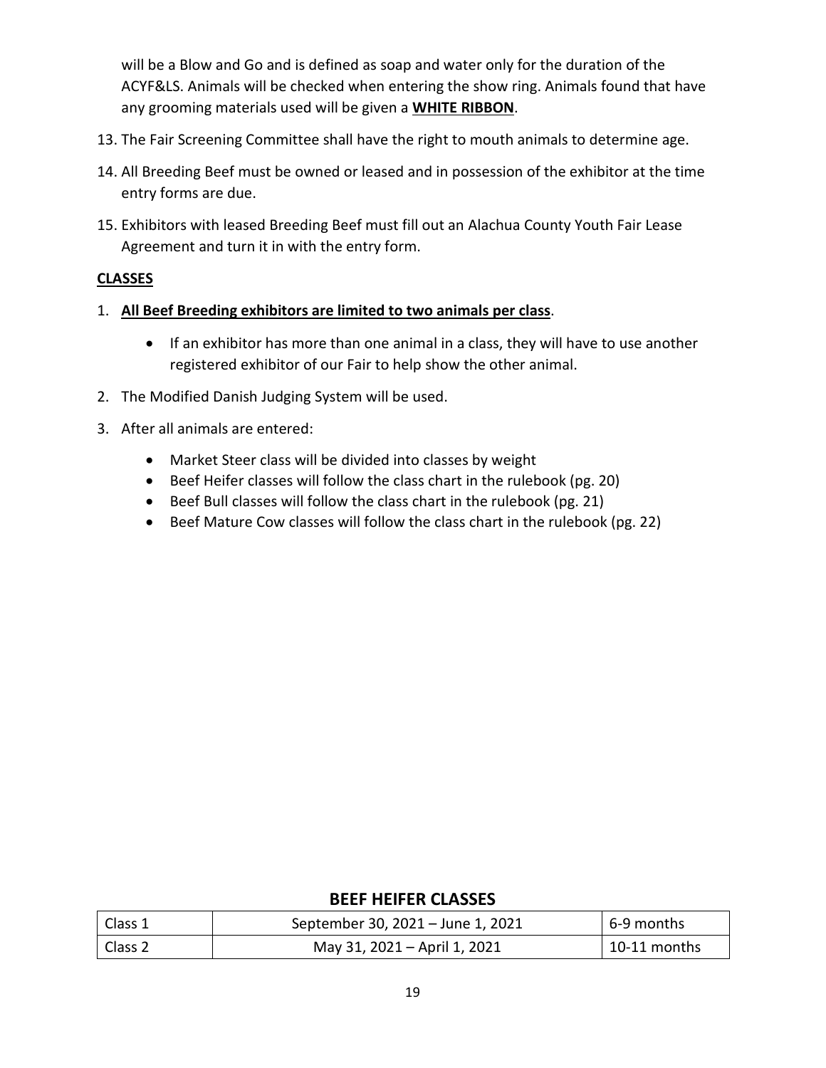will be a Blow and Go and is defined as soap and water only for the duration of the ACYF&LS. Animals will be checked when entering the show ring. Animals found that have any grooming materials used will be given a **WHITE RIBBON**.

13. The Fair Screening Committee shall have the right to mouth animals to determine age.
14. All Breeding Beef must be owned or leased and in possession of the exhibitor at the time entry forms are due.
15. Exhibitors with leased Breeding Beef must fill out an Alachua County Youth Fair Lease Agreement and turn it in with the entry form.

**CLASSES**

1. **All Beef Breeding exhibitors are limited to two animals per class**.
   - If an exhibitor has more than one animal in a class, they will have to use another registered exhibitor of our Fair to help show the other animal.
2. The Modified Danish Judging System will be used.
3. After all animals are entered:
   - Market Steer class will be divided into classes by weight
   - Beef Heifer classes will follow the class chart in the rulebook (pg. 20)
   - Beef Bull classes will follow the class chart in the rulebook (pg. 21)
   - Beef Mature Cow classes will follow the class chart in the rulebook (pg. 22)

## BEEF HEIFER CLASSES

| | | |
|---|---|---|
| Class 1 | September 30, 2021 – June 1, 2021 | 6-9 months |
| Class 2 | May 31, 2021 – April 1, 2021 | 10-11 months |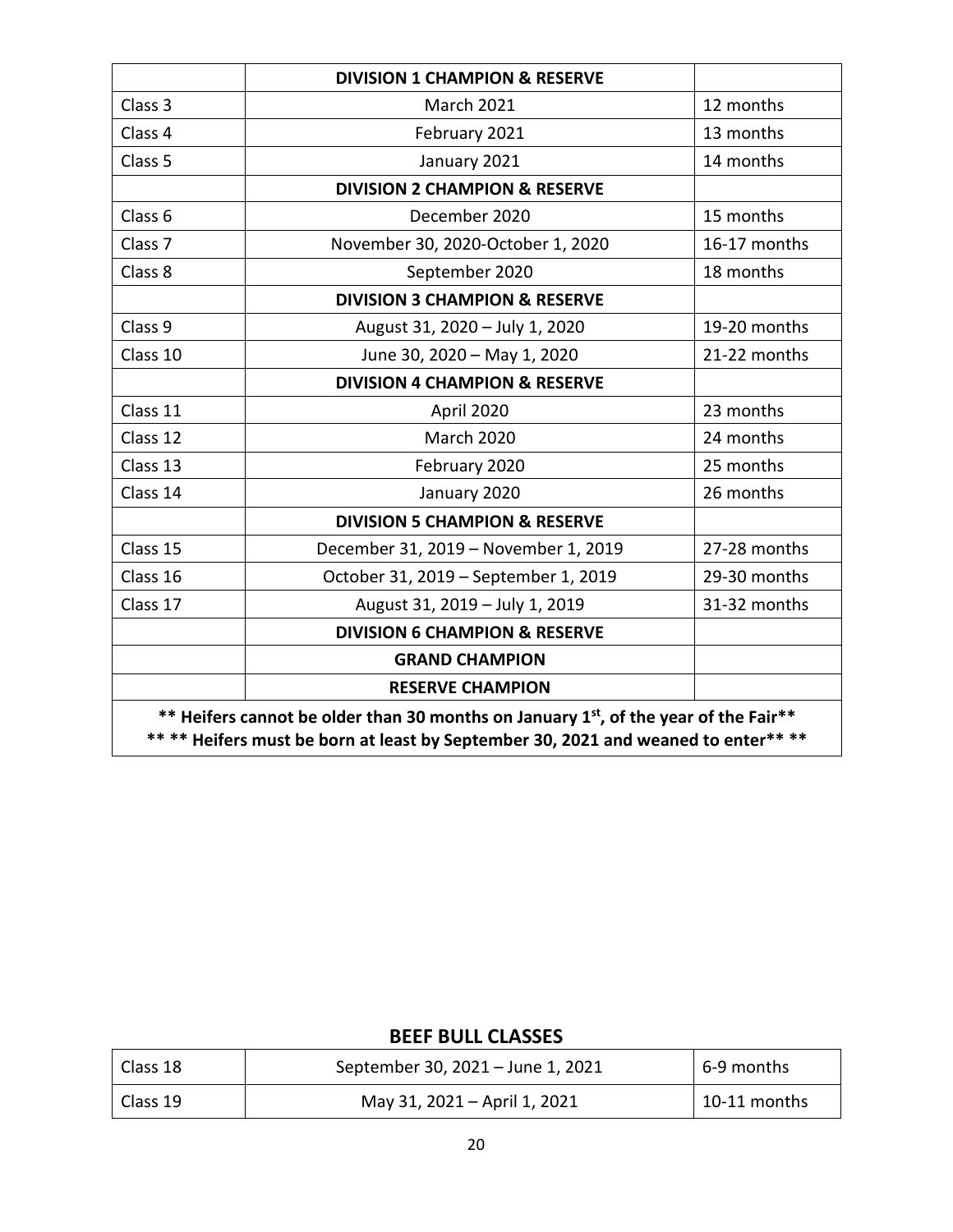| | **DIVISION 1 CHAMPION & RESERVE** | |
|---|---|---|
| Class 3 | March 2021 | 12 months |
| Class 4 | February 2021 | 13 months |
| Class 5 | January 2021 | 14 months |
| | **DIVISION 2 CHAMPION & RESERVE** | |
| Class 6 | December 2020 | 15 months |
| Class 7 | November 30, 2020-October 1, 2020 | 16-17 months |
| Class 8 | September 2020 | 18 months |
| | **DIVISION 3 CHAMPION & RESERVE** | |
| Class 9 | August 31, 2020 – July 1, 2020 | 19-20 months |
| Class 10 | June 30, 2020 – May 1, 2020 | 21-22 months |
| | **DIVISION 4 CHAMPION & RESERVE** | |
| Class 11 | April 2020 | 23 months |
| Class 12 | March 2020 | 24 months |
| Class 13 | February 2020 | 25 months |
| Class 14 | January 2020 | 26 months |
| | **DIVISION 5 CHAMPION & RESERVE** | |
| Class 15 | December 31, 2019 – November 1, 2019 | 27-28 months |
| Class 16 | October 31, 2019 – September 1, 2019 | 29-30 months |
| Class 17 | August 31, 2019 – July 1, 2019 | 31-32 months |
| | **DIVISION 6 CHAMPION & RESERVE** | |
| | **GRAND CHAMPION** | |
| | **RESERVE CHAMPION** | |
| **** Heifers cannot be older than 30 months on January 1st, of the year of the Fair**** | | |
| **** ** Heifers must be born at least by September 30, 2021 and weaned to enter** ****| | |

## BEEF BULL CLASSES

| Class 18 | September 30, 2021 – June 1, 2021 | 6-9 months |
|---|---|---|
| Class 19 | May 31, 2021 – April 1, 2021 | 10-11 months |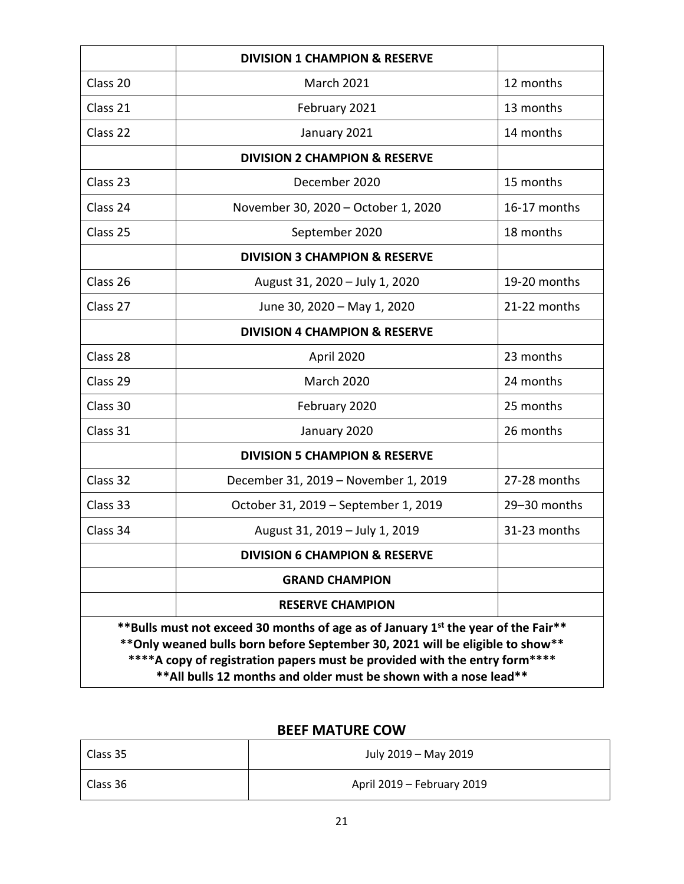| | **DIVISION 1 CHAMPION & RESERVE** | |
|---|---|---|
| Class 20 | March 2021 | 12 months |
| Class 21 | February 2021 | 13 months |
| Class 22 | January 2021 | 14 months |
| | **DIVISION 2 CHAMPION & RESERVE** | |
| Class 23 | December 2020 | 15 months |
| Class 24 | November 30, 2020 – October 1, 2020 | 16-17 months |
| Class 25 | September 2020 | 18 months |
| | **DIVISION 3 CHAMPION & RESERVE** | |
| Class 26 | August 31, 2020 – July 1, 2020 | 19-20 months |
| Class 27 | June 30, 2020 – May 1, 2020 | 21-22 months |
| | **DIVISION 4 CHAMPION & RESERVE** | |
| Class 28 | April 2020 | 23 months |
| Class 29 | March 2020 | 24 months |
| Class 30 | February 2020 | 25 months |
| Class 31 | January 2020 | 26 months |
| | **DIVISION 5 CHAMPION & RESERVE** | |
| Class 32 | December 31, 2019 – November 1, 2019 | 27-28 months |
| Class 33 | October 31, 2019 – September 1, 2019 | 29–30 months |
| Class 34 | August 31, 2019 – July 1, 2019 | 31-23 months |
| | **DIVISION 6 CHAMPION & RESERVE** | |
| | **GRAND CHAMPION** | |
| | **RESERVE CHAMPION** | |

**\*\*Bulls must not exceed 30 months of age as of January 1st the year of the Fair\*\***
**\*\*Only weaned bulls born before September 30, 2021 will be eligible to show\*\***
**\*\*\*\*A copy of registration papers must be provided with the entry form\*\*\*\***
**\*\*All bulls 12 months and older must be shown with a nose lead\*\***

## BEEF MATURE COW

| | |
|---|---|
| Class 35 | July 2019 – May 2019 |
| Class 36 | April 2019 – February 2019 |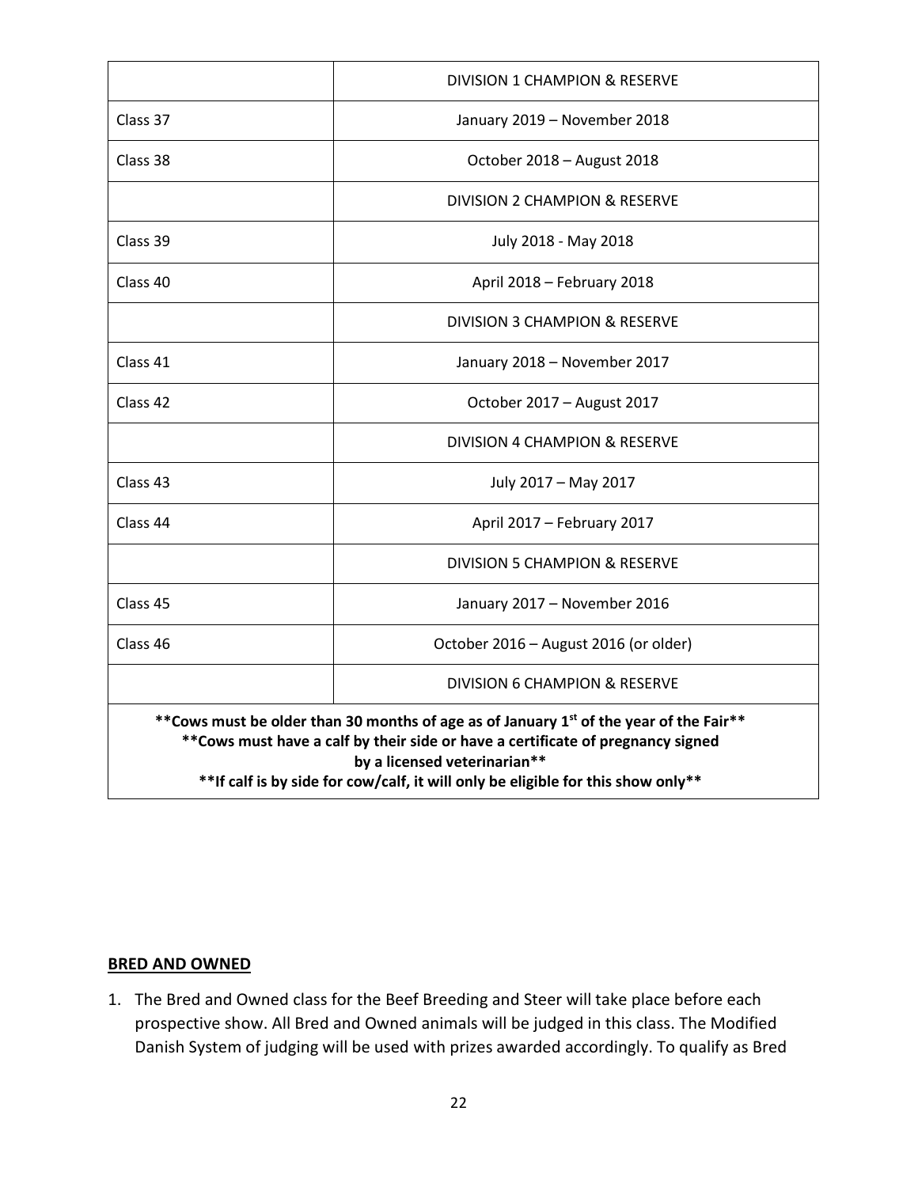| | |
|---|---|
| | DIVISION 1 CHAMPION & RESERVE |
| Class 37 | January 2019 – November 2018 |
| Class 38 | October 2018 – August 2018 |
| | DIVISION 2 CHAMPION & RESERVE |
| Class 39 | July 2018 - May 2018 |
| Class 40 | April 2018 – February 2018 |
| | DIVISION 3 CHAMPION & RESERVE |
| Class 41 | January 2018 – November 2017 |
| Class 42 | October 2017 – August 2017 |
| | DIVISION 4 CHAMPION & RESERVE |
| Class 43 | July 2017 – May 2017 |
| Class 44 | April 2017 – February 2017 |
| | DIVISION 5 CHAMPION & RESERVE |
| Class 45 | January 2017 – November 2016 |
| Class 46 | October 2016 – August 2016 (or older) |
| | DIVISION 6 CHAMPION & RESERVE |

**\*\*Cows must be older than 30 months of age as of January 1st of the year of the Fair\*\***
**\*\*Cows must have a calf by their side or have a certificate of pregnancy signed by a licensed veterinarian\*\***
**\*\*If calf is by side for cow/calf, it will only be eligible for this show only\*\***

**BRED AND OWNED**

1. The Bred and Owned class for the Beef Breeding and Steer will take place before each prospective show. All Bred and Owned animals will be judged in this class. The Modified Danish System of judging will be used with prizes awarded accordingly. To qualify as Bred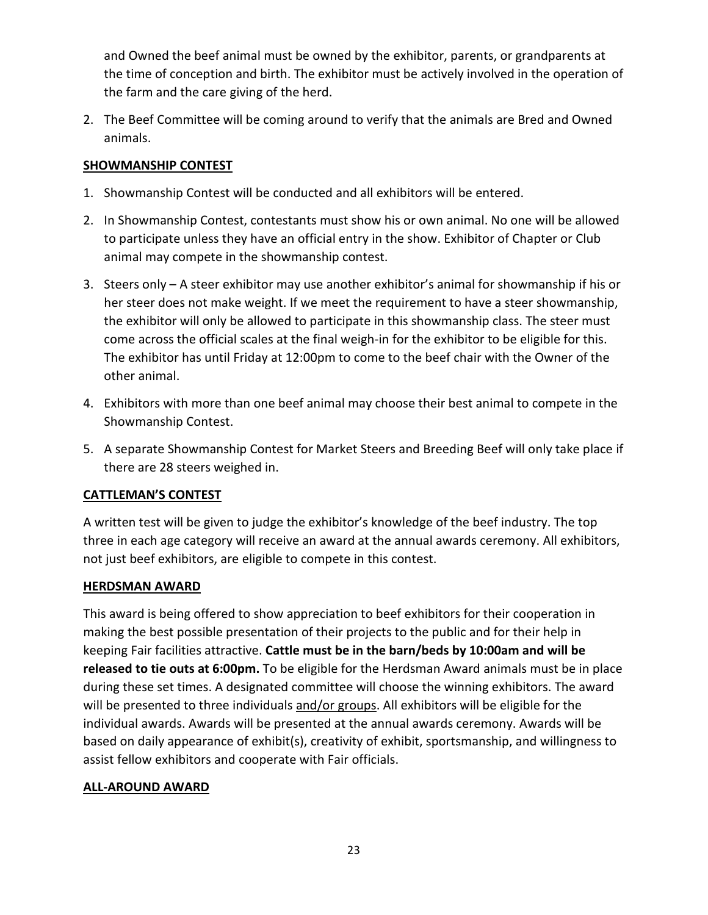and Owned the beef animal must be owned by the exhibitor, parents, or grandparents at the time of conception and birth. The exhibitor must be actively involved in the operation of the farm and the care giving of the herd.

2. The Beef Committee will be coming around to verify that the animals are Bred and Owned animals.

## SHOWMANSHIP CONTEST

1. Showmanship Contest will be conducted and all exhibitors will be entered.
2. In Showmanship Contest, contestants must show his or own animal. No one will be allowed to participate unless they have an official entry in the show. Exhibitor of Chapter or Club animal may compete in the showmanship contest.
3. Steers only – A steer exhibitor may use another exhibitor's animal for showmanship if his or her steer does not make weight. If we meet the requirement to have a steer showmanship, the exhibitor will only be allowed to participate in this showmanship class. The steer must come across the official scales at the final weigh-in for the exhibitor to be eligible for this. The exhibitor has until Friday at 12:00pm to come to the beef chair with the Owner of the other animal.
4. Exhibitors with more than one beef animal may choose their best animal to compete in the Showmanship Contest.
5. A separate Showmanship Contest for Market Steers and Breeding Beef will only take place if there are 28 steers weighed in.

## CATTLEMAN'S CONTEST

A written test will be given to judge the exhibitor's knowledge of the beef industry. The top three in each age category will receive an award at the annual awards ceremony. All exhibitors, not just beef exhibitors, are eligible to compete in this contest.

## HERDSMAN AWARD

This award is being offered to show appreciation to beef exhibitors for their cooperation in making the best possible presentation of their projects to the public and for their help in keeping Fair facilities attractive. **Cattle must be in the barn/beds by 10:00am and will be released to tie outs at 6:00pm.** To be eligible for the Herdsman Award animals must be in place during these set times. A designated committee will choose the winning exhibitors. The award will be presented to three individuals and/or groups. All exhibitors will be eligible for the individual awards. Awards will be presented at the annual awards ceremony. Awards will be based on daily appearance of exhibit(s), creativity of exhibit, sportsmanship, and willingness to assist fellow exhibitors and cooperate with Fair officials.

## ALL-AROUND AWARD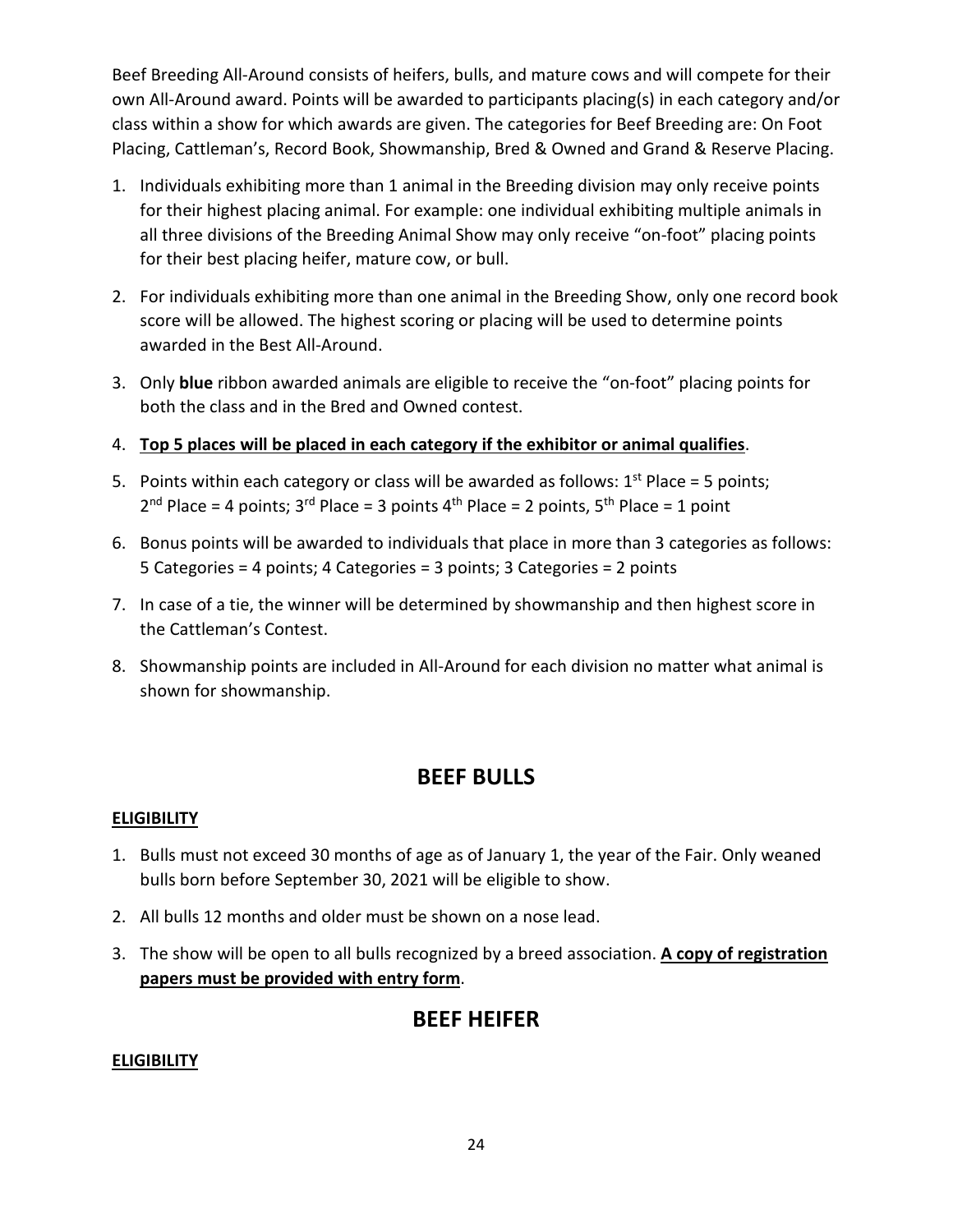Beef Breeding All-Around consists of heifers, bulls, and mature cows and will compete for their own All-Around award. Points will be awarded to participants placing(s) in each category and/or class within a show for which awards are given. The categories for Beef Breeding are: On Foot Placing, Cattleman's, Record Book, Showmanship, Bred & Owned and Grand & Reserve Placing.

1. Individuals exhibiting more than 1 animal in the Breeding division may only receive points for their highest placing animal. For example: one individual exhibiting multiple animals in all three divisions of the Breeding Animal Show may only receive "on-foot" placing points for their best placing heifer, mature cow, or bull.
2. For individuals exhibiting more than one animal in the Breeding Show, only one record book score will be allowed. The highest scoring or placing will be used to determine points awarded in the Best All-Around.
3. Only **blue** ribbon awarded animals are eligible to receive the "on-foot" placing points for both the class and in the Bred and Owned contest.
4. **<u>Top 5 places will be placed in each category if the exhibitor or animal qualifies</u>**.
5. Points within each category or class will be awarded as follows: 1st Place = 5 points; 2nd Place = 4 points; 3rd Place = 3 points 4th Place = 2 points, 5th Place = 1 point
6. Bonus points will be awarded to individuals that place in more than 3 categories as follows: 5 Categories = 4 points; 4 Categories = 3 points; 3 Categories = 2 points
7. In case of a tie, the winner will be determined by showmanship and then highest score in the Cattleman's Contest.
8. Showmanship points are included in All-Around for each division no matter what animal is shown for showmanship.

## BEEF BULLS

**<u>ELIGIBILITY</u>**

1. Bulls must not exceed 30 months of age as of January 1, the year of the Fair. Only weaned bulls born before September 30, 2021 will be eligible to show.
2. All bulls 12 months and older must be shown on a nose lead.
3. The show will be open to all bulls recognized by a breed association. **<u>A copy of registration papers must be provided with entry form</u>**.

## BEEF HEIFER

**<u>ELIGIBILITY</u>**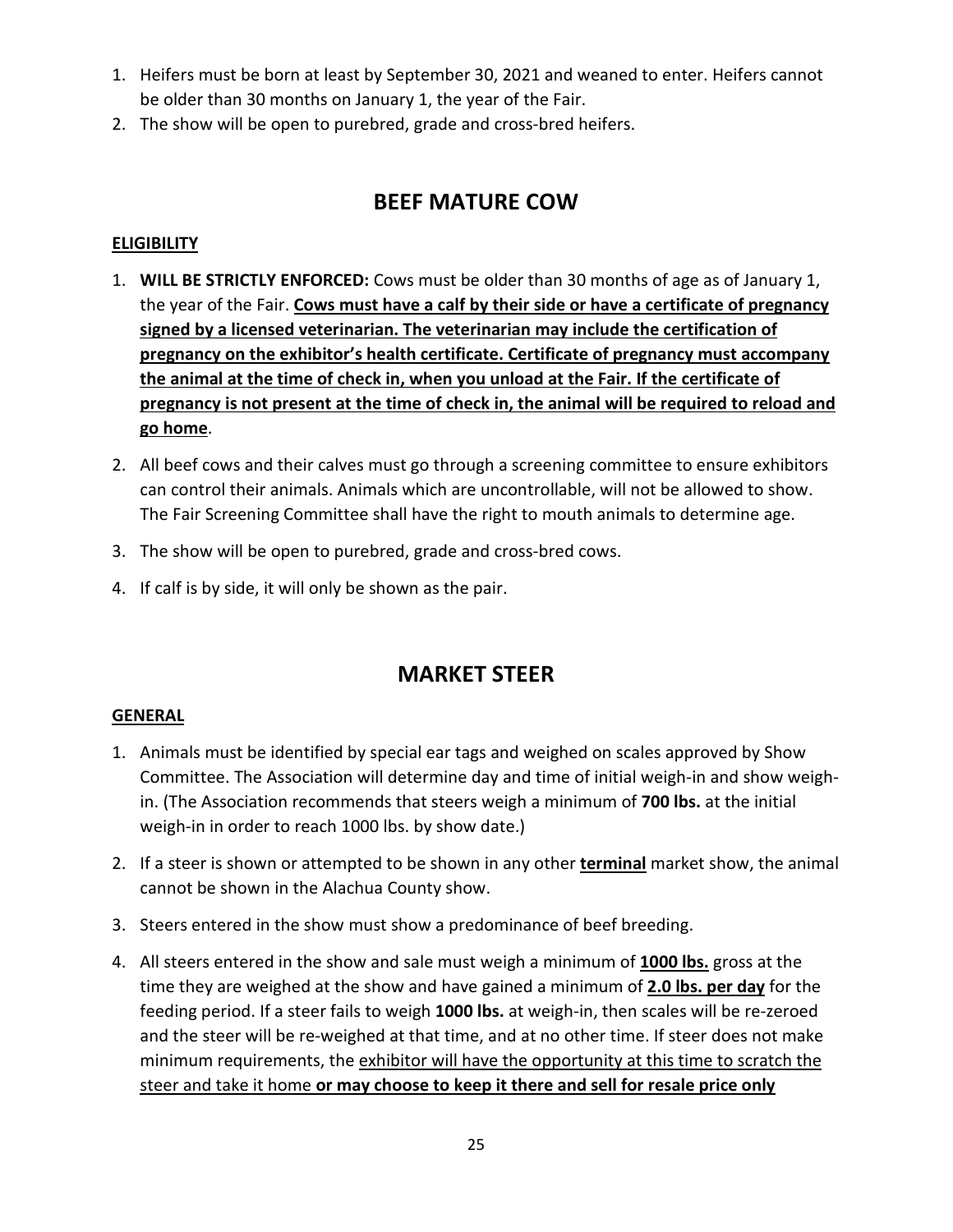1. Heifers must be born at least by September 30, 2021 and weaned to enter. Heifers cannot be older than 30 months on January 1, the year of the Fair.
2. The show will be open to purebred, grade and cross-bred heifers.

## BEEF MATURE COW

**ELIGIBILITY**

1. **WILL BE STRICTLY ENFORCED:** Cows must be older than 30 months of age as of January 1, the year of the Fair. **Cows must have a calf by their side or have a certificate of pregnancy signed by a licensed veterinarian. The veterinarian may include the certification of pregnancy on the exhibitor's health certificate. Certificate of pregnancy must accompany the animal at the time of check in, when you unload at the Fair. If the certificate of pregnancy is not present at the time of check in, the animal will be required to reload and go home**.
2. All beef cows and their calves must go through a screening committee to ensure exhibitors can control their animals. Animals which are uncontrollable, will not be allowed to show. The Fair Screening Committee shall have the right to mouth animals to determine age.
3. The show will be open to purebred, grade and cross-bred cows.
4. If calf is by side, it will only be shown as the pair.

## MARKET STEER

**GENERAL**

1. Animals must be identified by special ear tags and weighed on scales approved by Show Committee. The Association will determine day and time of initial weigh-in and show weigh-in. (The Association recommends that steers weigh a minimum of **700 lbs.** at the initial weigh-in in order to reach 1000 lbs. by show date.)
2. If a steer is shown or attempted to be shown in any other **terminal** market show, the animal cannot be shown in the Alachua County show.
3. Steers entered in the show must show a predominance of beef breeding.
4. All steers entered in the show and sale must weigh a minimum of **1000 lbs.** gross at the time they are weighed at the show and have gained a minimum of **2.0 lbs. per day** for the feeding period. If a steer fails to weigh **1000 lbs.** at weigh-in, then scales will be re-zeroed and the steer will be re-weighed at that time, and at no other time. If steer does not make minimum requirements, the exhibitor will have the opportunity at this time to scratch the steer and take it home **or may choose to keep it there and sell for resale price only**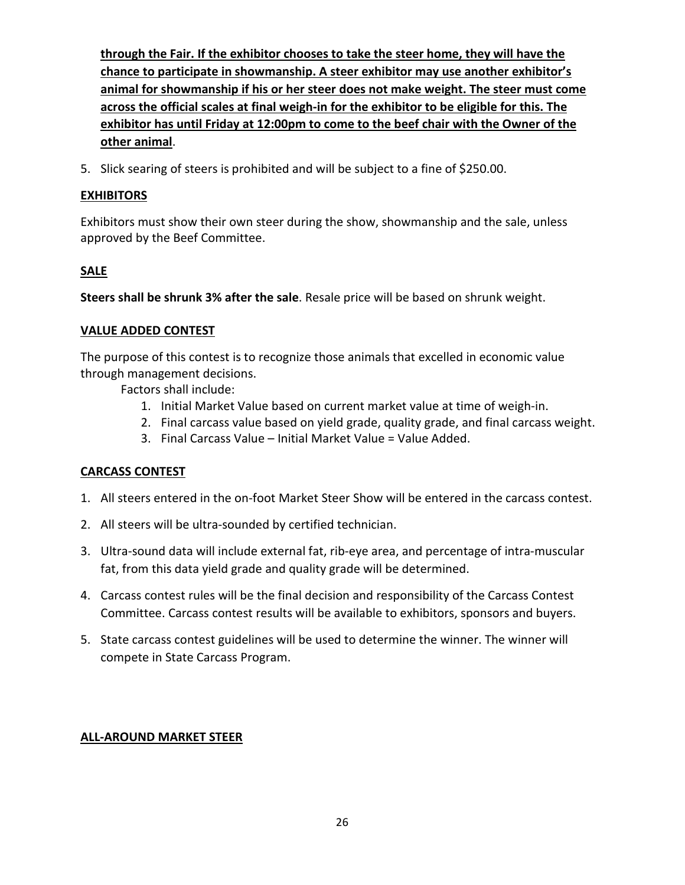**through the Fair. If the exhibitor chooses to take the steer home, they will have the chance to participate in showmanship. A steer exhibitor may use another exhibitor's animal for showmanship if his or her steer does not make weight. The steer must come across the official scales at final weigh-in for the exhibitor to be eligible for this. The exhibitor has until Friday at 12:00pm to come to the beef chair with the Owner of the other animal**.

5. Slick searing of steers is prohibited and will be subject to a fine of $250.00.

## EXHIBITORS

Exhibitors must show their own steer during the show, showmanship and the sale, unless approved by the Beef Committee.

## SALE

**Steers shall be shrunk 3% after the sale**. Resale price will be based on shrunk weight.

## VALUE ADDED CONTEST

The purpose of this contest is to recognize those animals that excelled in economic value through management decisions.

Factors shall include:

1. Initial Market Value based on current market value at time of weigh-in.
2. Final carcass value based on yield grade, quality grade, and final carcass weight.
3. Final Carcass Value – Initial Market Value = Value Added.

## CARCASS CONTEST

1. All steers entered in the on-foot Market Steer Show will be entered in the carcass contest.
2. All steers will be ultra-sounded by certified technician.
3. Ultra-sound data will include external fat, rib-eye area, and percentage of intra-muscular fat, from this data yield grade and quality grade will be determined.
4. Carcass contest rules will be the final decision and responsibility of the Carcass Contest Committee. Carcass contest results will be available to exhibitors, sponsors and buyers.
5. State carcass contest guidelines will be used to determine the winner. The winner will compete in State Carcass Program.

## ALL-AROUND MARKET STEER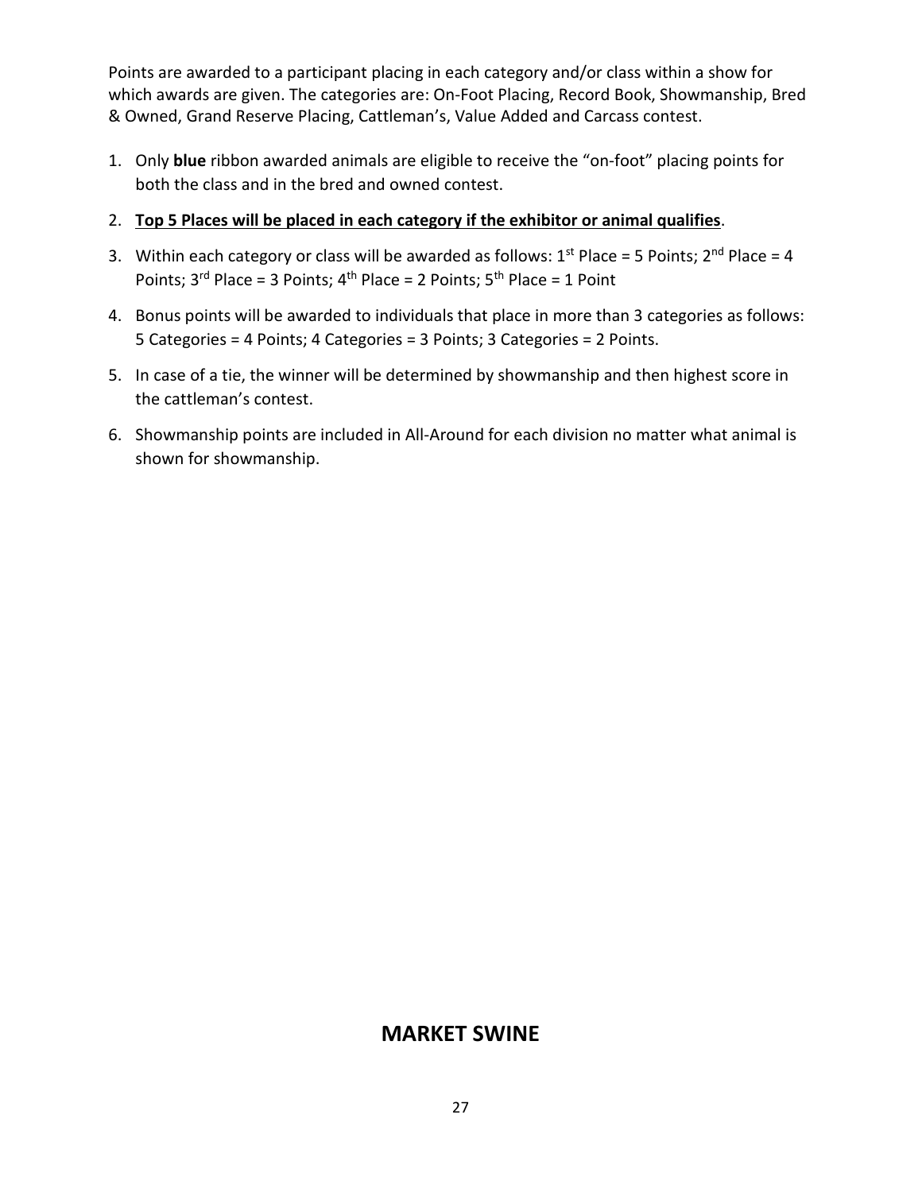Points are awarded to a participant placing in each category and/or class within a show for which awards are given. The categories are: On-Foot Placing, Record Book, Showmanship, Bred & Owned, Grand Reserve Placing, Cattleman's, Value Added and Carcass contest.

1. Only **blue** ribbon awarded animals are eligible to receive the "on-foot" placing points for both the class and in the bred and owned contest.
2. **Top 5 Places will be placed in each category if the exhibitor or animal qualifies**.
3. Within each category or class will be awarded as follows: 1st Place = 5 Points; 2nd Place = 4 Points; 3rd Place = 3 Points; 4th Place = 2 Points; 5th Place = 1 Point
4. Bonus points will be awarded to individuals that place in more than 3 categories as follows: 5 Categories = 4 Points; 4 Categories = 3 Points; 3 Categories = 2 Points.
5. In case of a tie, the winner will be determined by showmanship and then highest score in the cattleman's contest.
6. Showmanship points are included in All-Around for each division no matter what animal is shown for showmanship.

## MARKET SWINE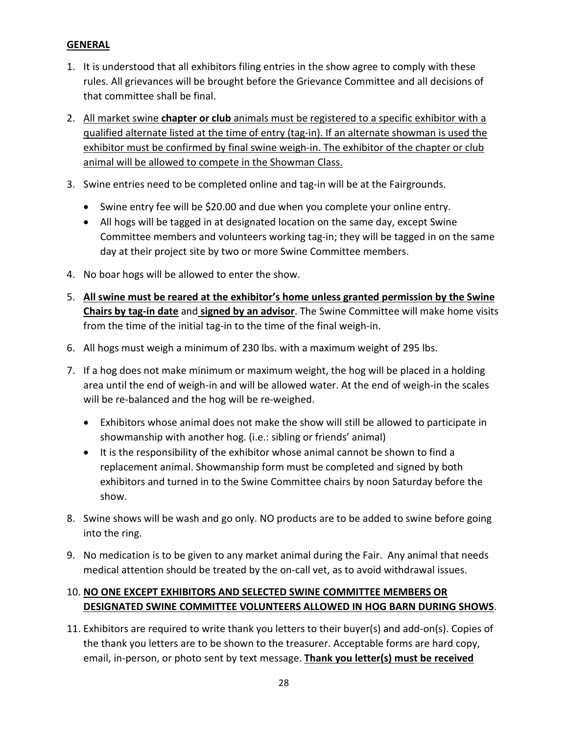**GENERAL**

1. It is understood that all exhibitors filing entries in the show agree to comply with these rules. All grievances will be brought before the Grievance Committee and all decisions of that committee shall be final.

2. <u>All market swine **chapter or club** animals must be registered to a specific exhibitor with a qualified alternate listed at the time of entry (tag-in). If an alternate showman is used the exhibitor must be confirmed by final swine weigh-in. The exhibitor of the chapter or club animal will be allowed to compete in the Showman Class.</u>

3. Swine entries need to be completed online and tag-in will be at the Fairgrounds.
   - Swine entry fee will be $20.00 and due when you complete your online entry.
   - All hogs will be tagged in at designated location on the same day, except Swine Committee members and volunteers working tag-in; they will be tagged in on the same day at their project site by two or more Swine Committee members.

4. No boar hogs will be allowed to enter the show.

5. **<u>All swine must be reared at the exhibitor's home unless granted permission by the Swine Chairs by tag-in date</u>** and **<u>signed by an advisor</u>**. The Swine Committee will make home visits from the time of the initial tag-in to the time of the final weigh-in.

6. All hogs must weigh a minimum of 230 lbs. with a maximum weight of 295 lbs.

7. If a hog does not make minimum or maximum weight, the hog will be placed in a holding area until the end of weigh-in and will be allowed water. At the end of weigh-in the scales will be re-balanced and the hog will be re-weighed.
   - Exhibitors whose animal does not make the show will still be allowed to participate in showmanship with another hog. (i.e.: sibling or friends' animal)
   - It is the responsibility of the exhibitor whose animal cannot be shown to find a replacement animal. Showmanship form must be completed and signed by both exhibitors and turned in to the Swine Committee chairs by noon Saturday before the show.

8. Swine shows will be wash and go only. NO products are to be added to swine before going into the ring.

9. No medication is to be given to any market animal during the Fair. Any animal that needs medical attention should be treated by the on-call vet, as to avoid withdrawal issues.

10. **<u>NO ONE EXCEPT EXHIBITORS AND SELECTED SWINE COMMITTEE MEMBERS OR DESIGNATED SWINE COMMITTEE VOLUNTEERS ALLOWED IN HOG BARN DURING SHOWS</u>**.

11. Exhibitors are required to write thank you letters to their buyer(s) and add-on(s). Copies of the thank you letters are to be shown to the treasurer. Acceptable forms are hard copy, email, in-person, or photo sent by text message. **<u>Thank you letter(s) must be received</u>**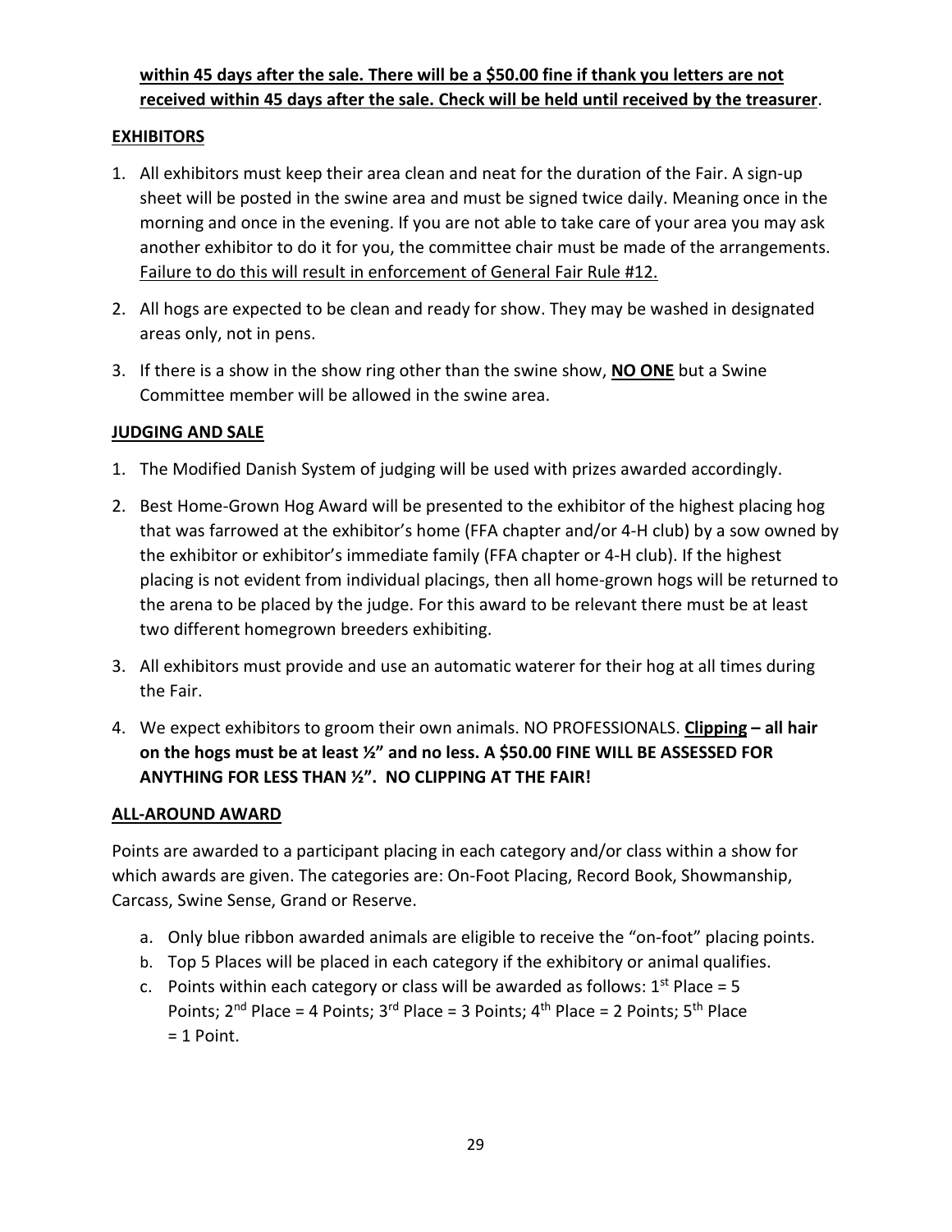**within 45 days after the sale. There will be a $50.00 fine if thank you letters are not received within 45 days after the sale. Check will be held until received by the treasurer**.

**EXHIBITORS**

1. All exhibitors must keep their area clean and neat for the duration of the Fair. A sign-up sheet will be posted in the swine area and must be signed twice daily. Meaning once in the morning and once in the evening. If you are not able to take care of your area you may ask another exhibitor to do it for you, the committee chair must be made of the arrangements. Failure to do this will result in enforcement of General Fair Rule #12.
2. All hogs are expected to be clean and ready for show. They may be washed in designated areas only, not in pens.
3. If there is a show in the show ring other than the swine show, **NO ONE** but a Swine Committee member will be allowed in the swine area.

**JUDGING AND SALE**

1. The Modified Danish System of judging will be used with prizes awarded accordingly.
2. Best Home-Grown Hog Award will be presented to the exhibitor of the highest placing hog that was farrowed at the exhibitor's home (FFA chapter and/or 4-H club) by a sow owned by the exhibitor or exhibitor's immediate family (FFA chapter or 4-H club). If the highest placing is not evident from individual placings, then all home-grown hogs will be returned to the arena to be placed by the judge. For this award to be relevant there must be at least two different homegrown breeders exhibiting.
3. All exhibitors must provide and use an automatic waterer for their hog at all times during the Fair.
4. We expect exhibitors to groom their own animals. NO PROFESSIONALS. **Clipping – all hair on the hogs must be at least ½" and no less. A $50.00 FINE WILL BE ASSESSED FOR ANYTHING FOR LESS THAN ½". NO CLIPPING AT THE FAIR!**

**ALL-AROUND AWARD**

Points are awarded to a participant placing in each category and/or class within a show for which awards are given. The categories are: On-Foot Placing, Record Book, Showmanship, Carcass, Swine Sense, Grand or Reserve.

a. Only blue ribbon awarded animals are eligible to receive the "on-foot" placing points.
b. Top 5 Places will be placed in each category if the exhibitory or animal qualifies.
c. Points within each category or class will be awarded as follows: 1st Place = 5 Points; 2nd Place = 4 Points; 3rd Place = 3 Points; 4th Place = 2 Points; 5th Place = 1 Point.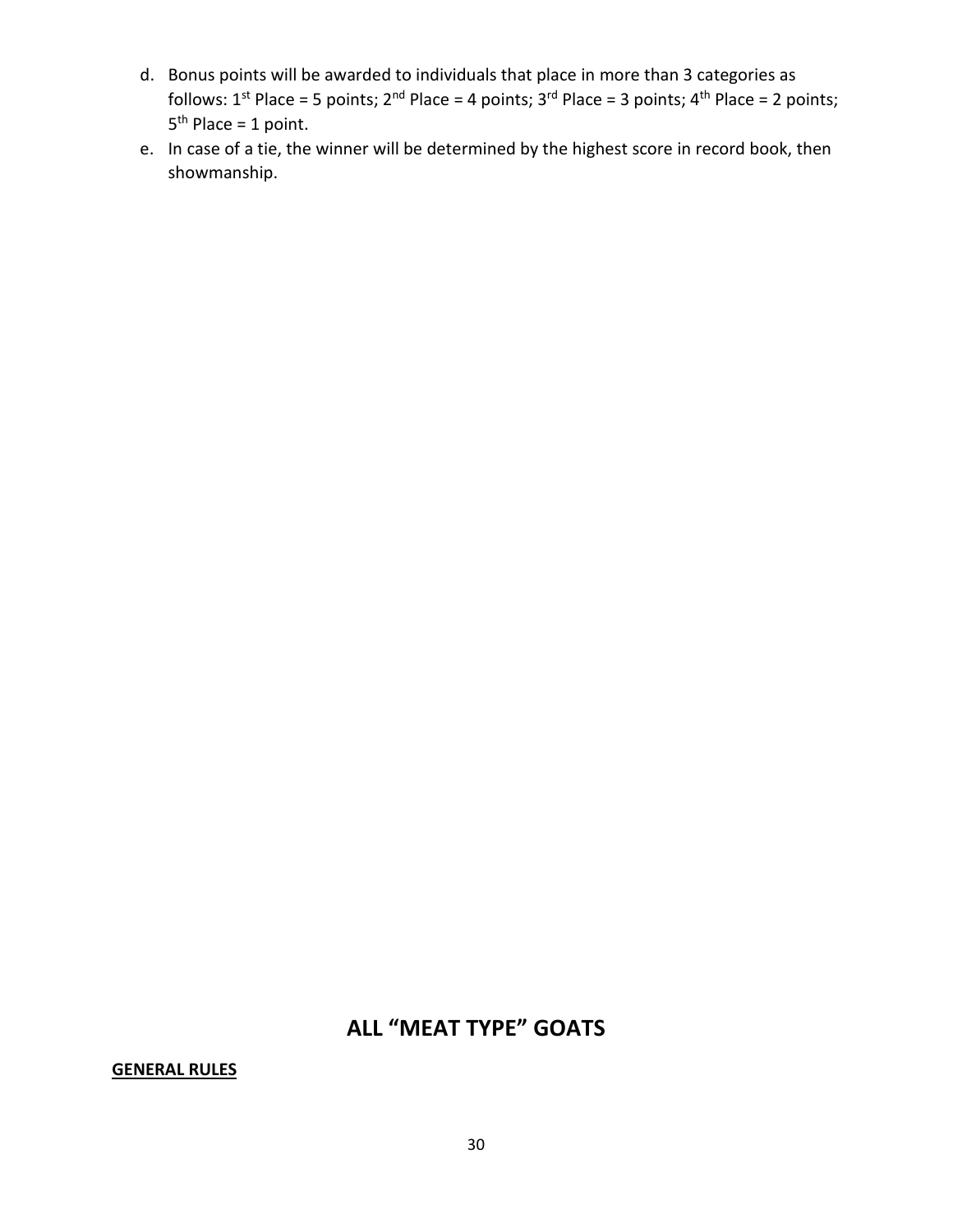d. Bonus points will be awarded to individuals that place in more than 3 categories as follows: 1st Place = 5 points; 2nd Place = 4 points; 3rd Place = 3 points; 4th Place = 2 points; 5th Place = 1 point.

e. In case of a tie, the winner will be determined by the highest score in record book, then showmanship.

## ALL "MEAT TYPE" GOATS

**GENERAL RULES**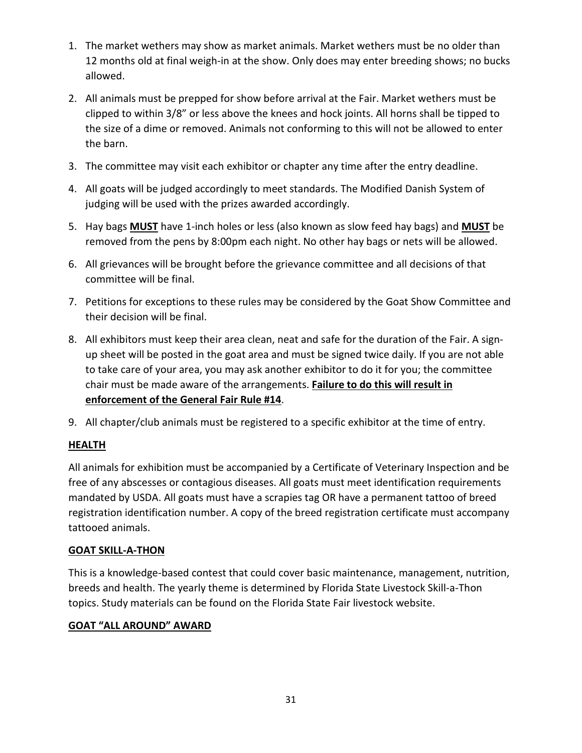1. The market wethers may show as market animals. Market wethers must be no older than 12 months old at final weigh-in at the show. Only does may enter breeding shows; no bucks allowed.
2. All animals must be prepped for show before arrival at the Fair. Market wethers must be clipped to within 3/8" or less above the knees and hock joints. All horns shall be tipped to the size of a dime or removed. Animals not conforming to this will not be allowed to enter the barn.
3. The committee may visit each exhibitor or chapter any time after the entry deadline.
4. All goats will be judged accordingly to meet standards. The Modified Danish System of judging will be used with the prizes awarded accordingly.
5. Hay bags **MUST** have 1-inch holes or less (also known as slow feed hay bags) and **MUST** be removed from the pens by 8:00pm each night. No other hay bags or nets will be allowed.
6. All grievances will be brought before the grievance committee and all decisions of that committee will be final.
7. Petitions for exceptions to these rules may be considered by the Goat Show Committee and their decision will be final.
8. All exhibitors must keep their area clean, neat and safe for the duration of the Fair. A sign-up sheet will be posted in the goat area and must be signed twice daily. If you are not able to take care of your area, you may ask another exhibitor to do it for you; the committee chair must be made aware of the arrangements. **Failure to do this will result in enforcement of the General Fair Rule #14**.
9. All chapter/club animals must be registered to a specific exhibitor at the time of entry.

## HEALTH

All animals for exhibition must be accompanied by a Certificate of Veterinary Inspection and be free of any abscesses or contagious diseases. All goats must meet identification requirements mandated by USDA. All goats must have a scrapies tag OR have a permanent tattoo of breed registration identification number. A copy of the breed registration certificate must accompany tattooed animals.

## GOAT SKILL-A-THON

This is a knowledge-based contest that could cover basic maintenance, management, nutrition, breeds and health. The yearly theme is determined by Florida State Livestock Skill-a-Thon topics. Study materials can be found on the Florida State Fair livestock website.

## GOAT "ALL AROUND" AWARD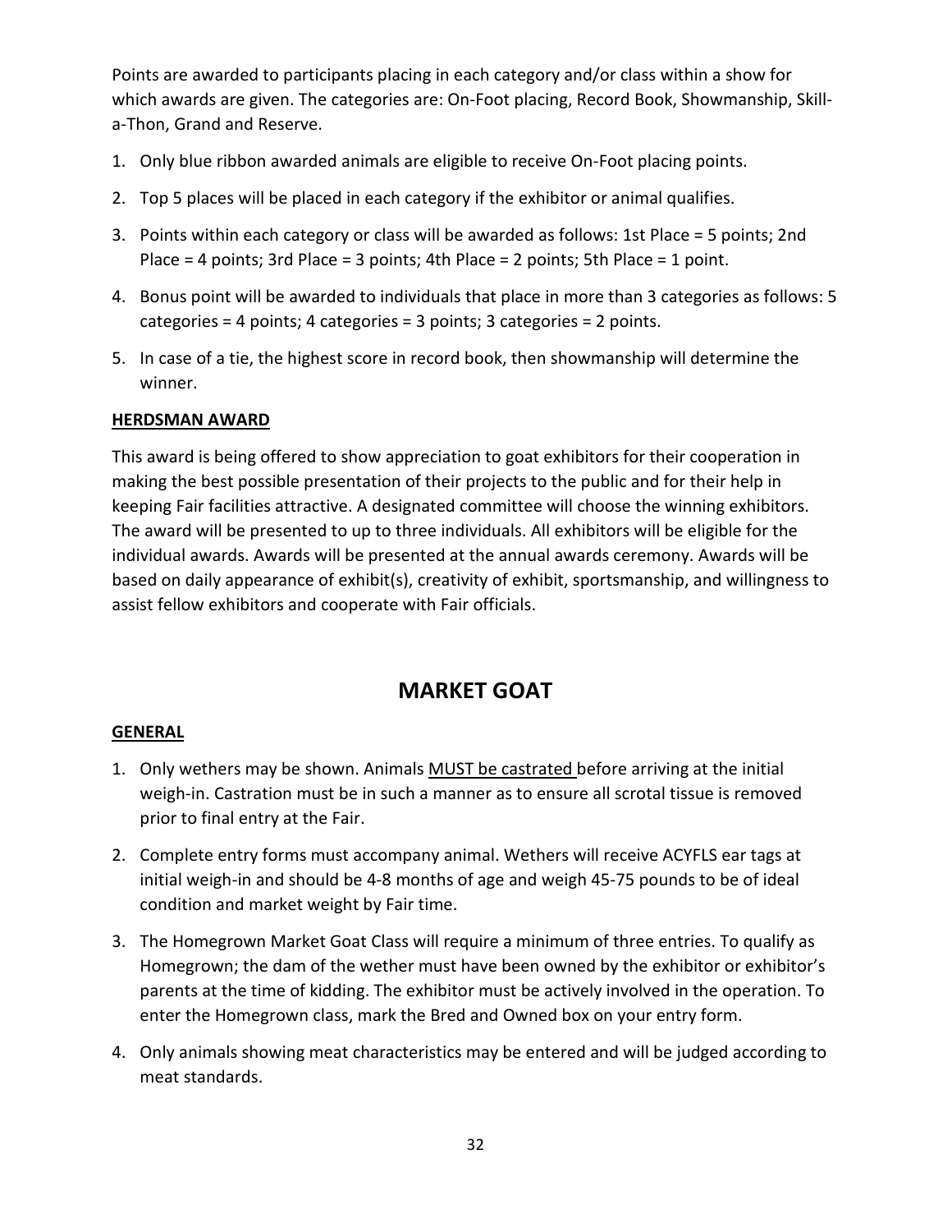Points are awarded to participants placing in each category and/or class within a show for which awards are given. The categories are: On-Foot placing, Record Book, Showmanship, Skill-a-Thon, Grand and Reserve.

1. Only blue ribbon awarded animals are eligible to receive On-Foot placing points.
2. Top 5 places will be placed in each category if the exhibitor or animal qualifies.
3. Points within each category or class will be awarded as follows: 1st Place = 5 points; 2nd Place = 4 points; 3rd Place = 3 points; 4th Place = 2 points; 5th Place = 1 point.
4. Bonus point will be awarded to individuals that place in more than 3 categories as follows: 5 categories = 4 points; 4 categories = 3 points; 3 categories = 2 points.
5. In case of a tie, the highest score in record book, then showmanship will determine the winner.

**HERDSMAN AWARD**

This award is being offered to show appreciation to goat exhibitors for their cooperation in making the best possible presentation of their projects to the public and for their help in keeping Fair facilities attractive. A designated committee will choose the winning exhibitors. The award will be presented to up to three individuals. All exhibitors will be eligible for the individual awards. Awards will be presented at the annual awards ceremony. Awards will be based on daily appearance of exhibit(s), creativity of exhibit, sportsmanship, and willingness to assist fellow exhibitors and cooperate with Fair officials.

# MARKET GOAT

**GENERAL**

1. Only wethers may be shown. Animals MUST be castrated before arriving at the initial weigh-in. Castration must be in such a manner as to ensure all scrotal tissue is removed prior to final entry at the Fair.
2. Complete entry forms must accompany animal. Wethers will receive ACYFLS ear tags at initial weigh-in and should be 4-8 months of age and weigh 45-75 pounds to be of ideal condition and market weight by Fair time.
3. The Homegrown Market Goat Class will require a minimum of three entries. To qualify as Homegrown; the dam of the wether must have been owned by the exhibitor or exhibitor's parents at the time of kidding. The exhibitor must be actively involved in the operation. To enter the Homegrown class, mark the Bred and Owned box on your entry form.
4. Only animals showing meat characteristics may be entered and will be judged according to meat standards.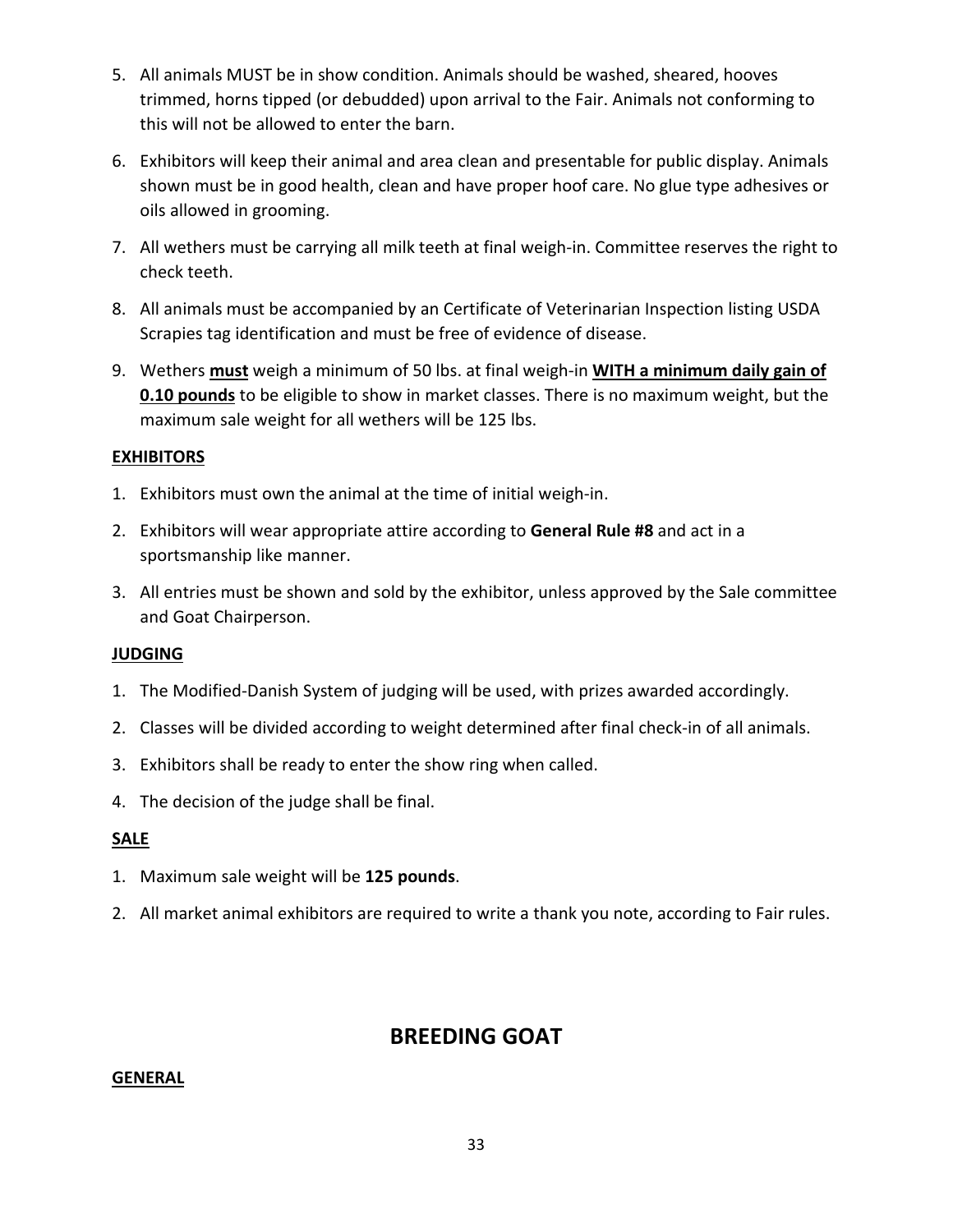5. All animals MUST be in show condition. Animals should be washed, sheared, hooves trimmed, horns tipped (or debudded) upon arrival to the Fair. Animals not conforming to this will not be allowed to enter the barn.
6. Exhibitors will keep their animal and area clean and presentable for public display. Animals shown must be in good health, clean and have proper hoof care. No glue type adhesives or oils allowed in grooming.
7. All wethers must be carrying all milk teeth at final weigh-in. Committee reserves the right to check teeth.
8. All animals must be accompanied by an Certificate of Veterinarian Inspection listing USDA Scrapies tag identification and must be free of evidence of disease.
9. Wethers <u>**must**</u> weigh a minimum of 50 lbs. at final weigh-in <u>**WITH a minimum daily gain of 0.10 pounds**</u> to be eligible to show in market classes. There is no maximum weight, but the maximum sale weight for all wethers will be 125 lbs.

<u>**EXHIBITORS**</u>

1. Exhibitors must own the animal at the time of initial weigh-in.
2. Exhibitors will wear appropriate attire according to **General Rule #8** and act in a sportsmanship like manner.
3. All entries must be shown and sold by the exhibitor, unless approved by the Sale committee and Goat Chairperson.

<u>**JUDGING**</u>

1. The Modified-Danish System of judging will be used, with prizes awarded accordingly.
2. Classes will be divided according to weight determined after final check-in of all animals.
3. Exhibitors shall be ready to enter the show ring when called.
4. The decision of the judge shall be final.

<u>**SALE**</u>

1. Maximum sale weight will be **125 pounds**.
2. All market animal exhibitors are required to write a thank you note, according to Fair rules.

## BREEDING GOAT

<u>**GENERAL**</u>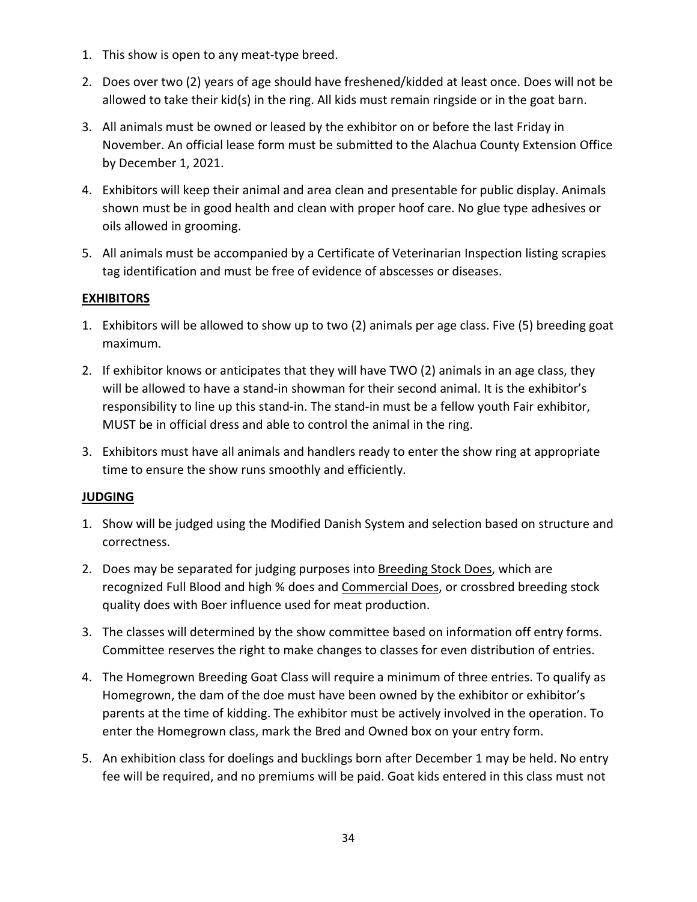1. This show is open to any meat-type breed.
2. Does over two (2) years of age should have freshened/kidded at least once. Does will not be allowed to take their kid(s) in the ring. All kids must remain ringside or in the goat barn.
3. All animals must be owned or leased by the exhibitor on or before the last Friday in November. An official lease form must be submitted to the Alachua County Extension Office by December 1, 2021.
4. Exhibitors will keep their animal and area clean and presentable for public display. Animals shown must be in good health and clean with proper hoof care. No glue type adhesives or oils allowed in grooming.
5. All animals must be accompanied by a Certificate of Veterinarian Inspection listing scrapies tag identification and must be free of evidence of abscesses or diseases.

**EXHIBITORS**

1. Exhibitors will be allowed to show up to two (2) animals per age class. Five (5) breeding goat maximum.
2. If exhibitor knows or anticipates that they will have TWO (2) animals in an age class, they will be allowed to have a stand-in showman for their second animal. It is the exhibitor's responsibility to line up this stand-in. The stand-in must be a fellow youth Fair exhibitor, MUST be in official dress and able to control the animal in the ring.
3. Exhibitors must have all animals and handlers ready to enter the show ring at appropriate time to ensure the show runs smoothly and efficiently.

**JUDGING**

1. Show will be judged using the Modified Danish System and selection based on structure and correctness.
2. Does may be separated for judging purposes into Breeding Stock Does, which are recognized Full Blood and high % does and Commercial Does, or crossbred breeding stock quality does with Boer influence used for meat production.
3. The classes will determined by the show committee based on information off entry forms. Committee reserves the right to make changes to classes for even distribution of entries.
4. The Homegrown Breeding Goat Class will require a minimum of three entries. To qualify as Homegrown, the dam of the doe must have been owned by the exhibitor or exhibitor's parents at the time of kidding. The exhibitor must be actively involved in the operation. To enter the Homegrown class, mark the Bred and Owned box on your entry form.
5. An exhibition class for doelings and bucklings born after December 1 may be held. No entry fee will be required, and no premiums will be paid. Goat kids entered in this class must not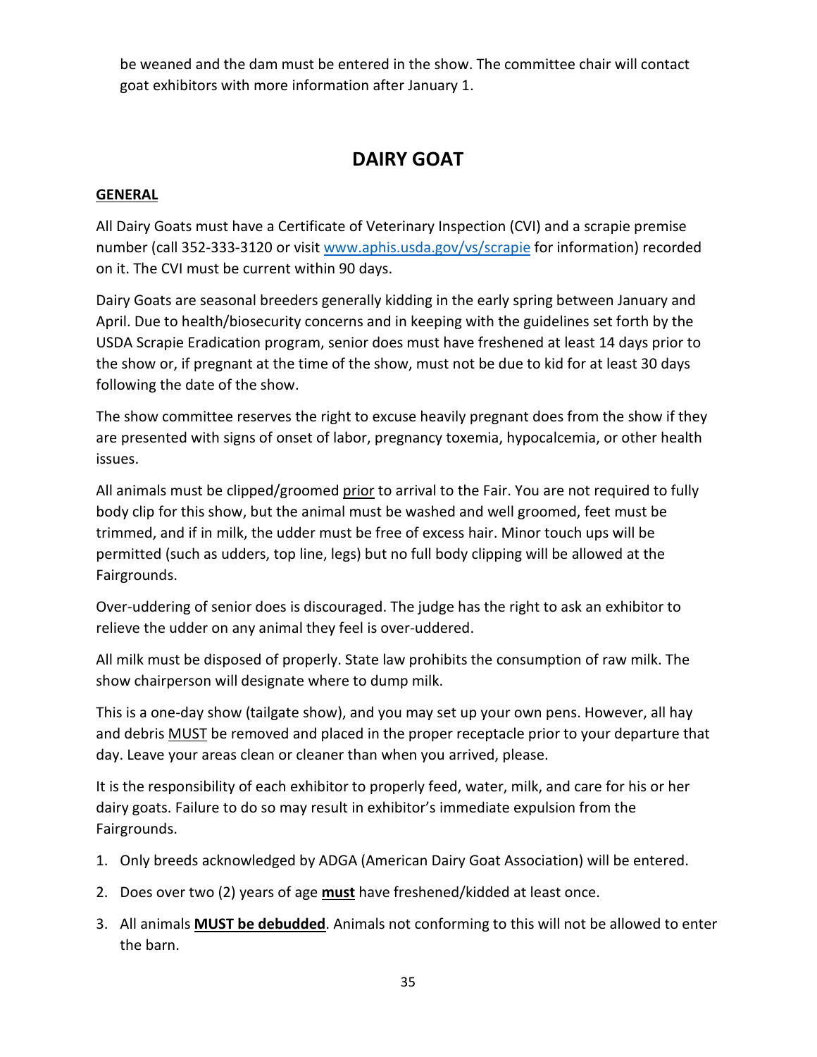be weaned and the dam must be entered in the show. The committee chair will contact goat exhibitors with more information after January 1.

# DAIRY GOAT

**GENERAL**

All Dairy Goats must have a Certificate of Veterinary Inspection (CVI) and a scrapie premise number (call 352-333-3120 or visit www.aphis.usda.gov/vs/scrapie for information) recorded on it. The CVI must be current within 90 days.

Dairy Goats are seasonal breeders generally kidding in the early spring between January and April. Due to health/biosecurity concerns and in keeping with the guidelines set forth by the USDA Scrapie Eradication program, senior does must have freshened at least 14 days prior to the show or, if pregnant at the time of the show, must not be due to kid for at least 30 days following the date of the show.

The show committee reserves the right to excuse heavily pregnant does from the show if they are presented with signs of onset of labor, pregnancy toxemia, hypocalcemia, or other health issues.

All animals must be clipped/groomed prior to arrival to the Fair. You are not required to fully body clip for this show, but the animal must be washed and well groomed, feet must be trimmed, and if in milk, the udder must be free of excess hair. Minor touch ups will be permitted (such as udders, top line, legs) but no full body clipping will be allowed at the Fairgrounds.

Over-uddering of senior does is discouraged. The judge has the right to ask an exhibitor to relieve the udder on any animal they feel is over-uddered.

All milk must be disposed of properly. State law prohibits the consumption of raw milk. The show chairperson will designate where to dump milk.

This is a one-day show (tailgate show), and you may set up your own pens. However, all hay and debris MUST be removed and placed in the proper receptacle prior to your departure that day. Leave your areas clean or cleaner than when you arrived, please.

It is the responsibility of each exhibitor to properly feed, water, milk, and care for his or her dairy goats. Failure to do so may result in exhibitor's immediate expulsion from the Fairgrounds.

1. Only breeds acknowledged by ADGA (American Dairy Goat Association) will be entered.
2. Does over two (2) years of age **must** have freshened/kidded at least once.
3. All animals **MUST be debudded**. Animals not conforming to this will not be allowed to enter the barn.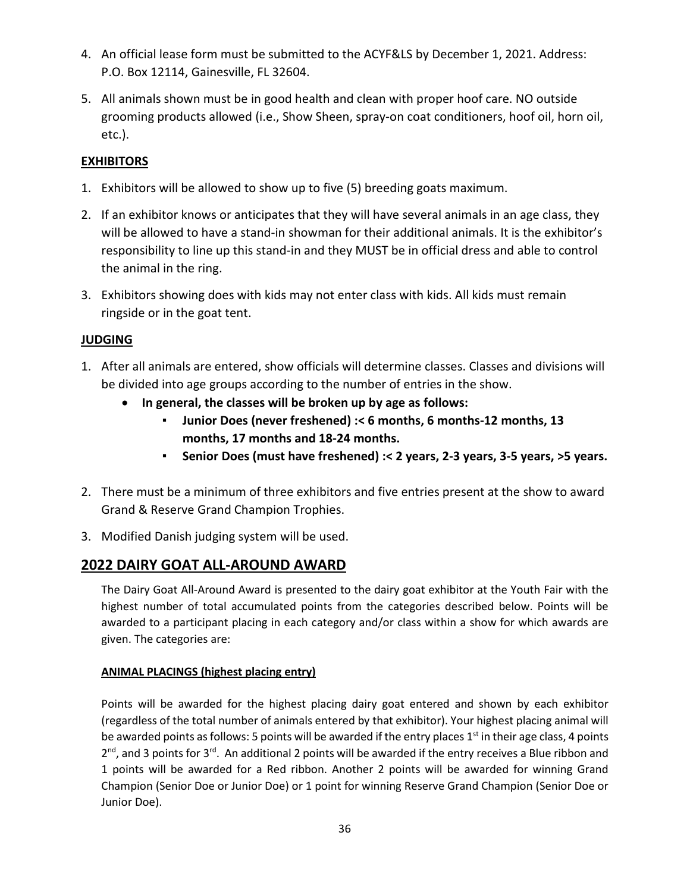4. An official lease form must be submitted to the ACYF&LS by December 1, 2021. Address: P.O. Box 12114, Gainesville, FL 32604.

5. All animals shown must be in good health and clean with proper hoof care. NO outside grooming products allowed (i.e., Show Sheen, spray-on coat conditioners, hoof oil, horn oil, etc.).

**EXHIBITORS**

1. Exhibitors will be allowed to show up to five (5) breeding goats maximum.

2. If an exhibitor knows or anticipates that they will have several animals in an age class, they will be allowed to have a stand-in showman for their additional animals. It is the exhibitor's responsibility to line up this stand-in and they MUST be in official dress and able to control the animal in the ring.

3. Exhibitors showing does with kids may not enter class with kids. All kids must remain ringside or in the goat tent.

**JUDGING**

1. After all animals are entered, show officials will determine classes. Classes and divisions will be divided into age groups according to the number of entries in the show.
   - **In general, the classes will be broken up by age as follows:**
     - **Junior Does (never freshened) :< 6 months, 6 months-12 months, 13 months, 17 months and 18-24 months.**
     - **Senior Does (must have freshened) :< 2 years, 2-3 years, 3-5 years, >5 years.**

2. There must be a minimum of three exhibitors and five entries present at the show to award Grand & Reserve Grand Champion Trophies.

3. Modified Danish judging system will be used.

## 2022 DAIRY GOAT ALL-AROUND AWARD

The Dairy Goat All-Around Award is presented to the dairy goat exhibitor at the Youth Fair with the highest number of total accumulated points from the categories described below. Points will be awarded to a participant placing in each category and/or class within a show for which awards are given. The categories are:

**ANIMAL PLACINGS (highest placing entry)**

Points will be awarded for the highest placing dairy goat entered and shown by each exhibitor (regardless of the total number of animals entered by that exhibitor). Your highest placing animal will be awarded points as follows: 5 points will be awarded if the entry places 1st in their age class, 4 points 2nd, and 3 points for 3rd. An additional 2 points will be awarded if the entry receives a Blue ribbon and 1 points will be awarded for a Red ribbon. Another 2 points will be awarded for winning Grand Champion (Senior Doe or Junior Doe) or 1 point for winning Reserve Grand Champion (Senior Doe or Junior Doe).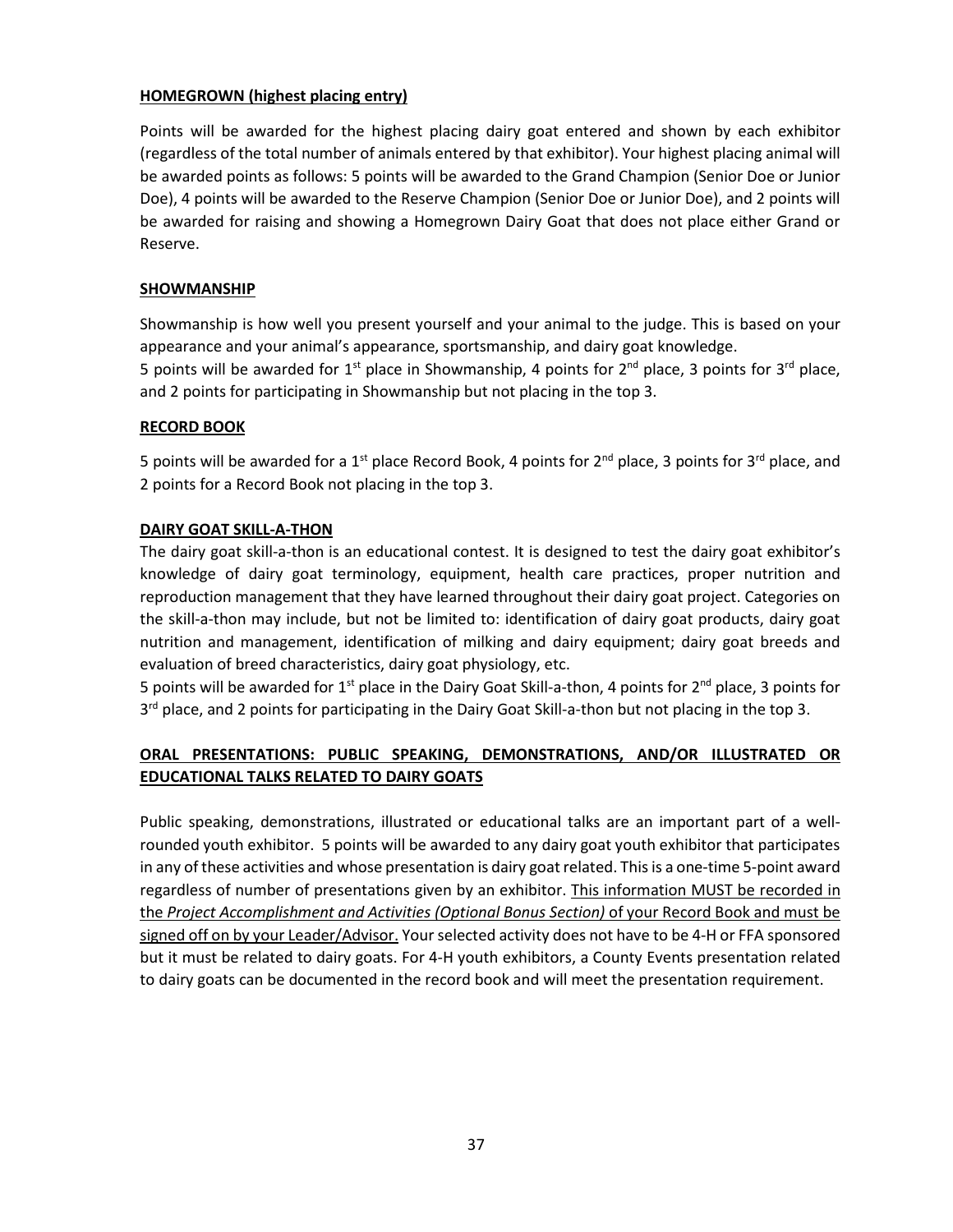**HOMEGROWN (highest placing entry)**

Points will be awarded for the highest placing dairy goat entered and shown by each exhibitor (regardless of the total number of animals entered by that exhibitor). Your highest placing animal will be awarded points as follows: 5 points will be awarded to the Grand Champion (Senior Doe or Junior Doe), 4 points will be awarded to the Reserve Champion (Senior Doe or Junior Doe), and 2 points will be awarded for raising and showing a Homegrown Dairy Goat that does not place either Grand or Reserve.

**SHOWMANSHIP**

Showmanship is how well you present yourself and your animal to the judge. This is based on your appearance and your animal's appearance, sportsmanship, and dairy goat knowledge.
5 points will be awarded for 1st place in Showmanship, 4 points for 2nd place, 3 points for 3rd place, and 2 points for participating in Showmanship but not placing in the top 3.

**RECORD BOOK**

5 points will be awarded for a 1st place Record Book, 4 points for 2nd place, 3 points for 3rd place, and 2 points for a Record Book not placing in the top 3.

**DAIRY GOAT SKILL-A-THON**

The dairy goat skill-a-thon is an educational contest. It is designed to test the dairy goat exhibitor's knowledge of dairy goat terminology, equipment, health care practices, proper nutrition and reproduction management that they have learned throughout their dairy goat project. Categories on the skill-a-thon may include, but not be limited to: identification of dairy goat products, dairy goat nutrition and management, identification of milking and dairy equipment; dairy goat breeds and evaluation of breed characteristics, dairy goat physiology, etc.
5 points will be awarded for 1st place in the Dairy Goat Skill-a-thon, 4 points for 2nd place, 3 points for 3rd place, and 2 points for participating in the Dairy Goat Skill-a-thon but not placing in the top 3.

**ORAL PRESENTATIONS: PUBLIC SPEAKING, DEMONSTRATIONS, AND/OR ILLUSTRATED OR EDUCATIONAL TALKS RELATED TO DAIRY GOATS**

Public speaking, demonstrations, illustrated or educational talks are an important part of a well-rounded youth exhibitor. 5 points will be awarded to any dairy goat youth exhibitor that participates in any of these activities and whose presentation is dairy goat related. This is a one-time 5-point award regardless of number of presentations given by an exhibitor. This information MUST be recorded in the *Project Accomplishment and Activities (Optional Bonus Section)* of your Record Book and must be signed off on by your Leader/Advisor. Your selected activity does not have to be 4-H or FFA sponsored but it must be related to dairy goats. For 4-H youth exhibitors, a County Events presentation related to dairy goats can be documented in the record book and will meet the presentation requirement.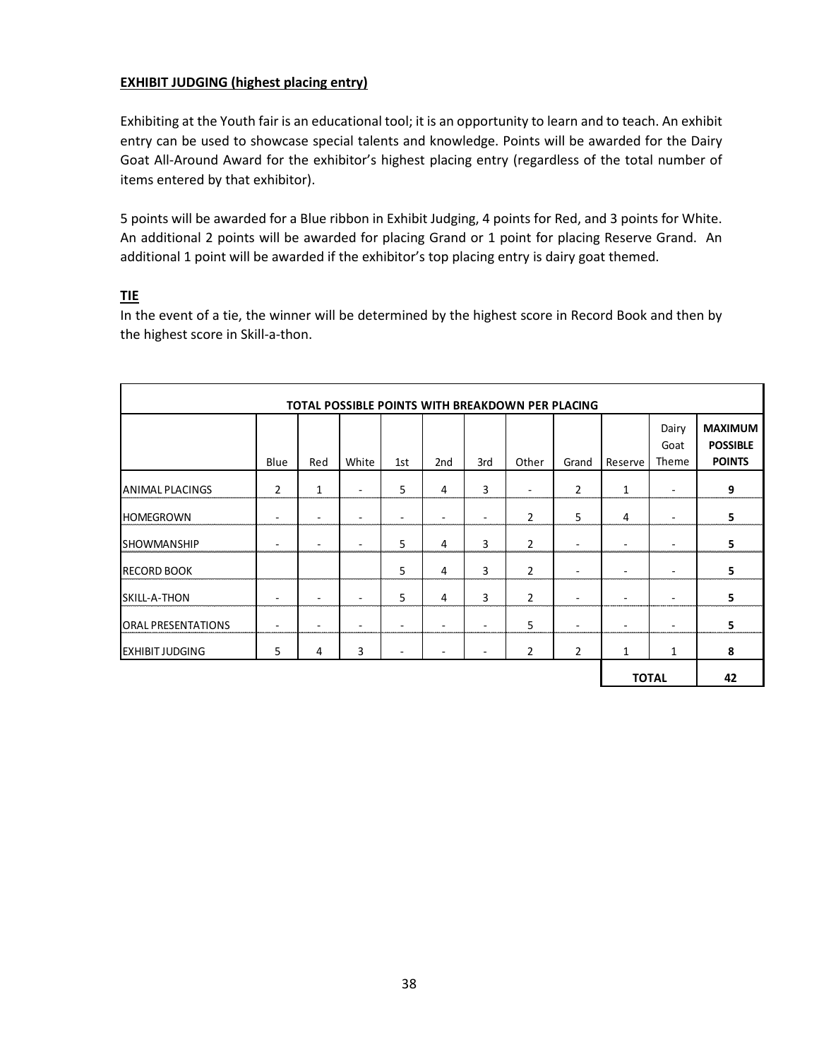**EXHIBIT JUDGING (highest placing entry)**

Exhibiting at the Youth fair is an educational tool; it is an opportunity to learn and to teach. An exhibit entry can be used to showcase special talents and knowledge. Points will be awarded for the Dairy Goat All-Around Award for the exhibitor's highest placing entry (regardless of the total number of items entered by that exhibitor).

5 points will be awarded for a Blue ribbon in Exhibit Judging, 4 points for Red, and 3 points for White. An additional 2 points will be awarded for placing Grand or 1 point for placing Reserve Grand. An additional 1 point will be awarded if the exhibitor's top placing entry is dairy goat themed.

**TIE**

In the event of a tie, the winner will be determined by the highest score in Record Book and then by the highest score in Skill-a-thon.

| TOTAL POSSIBLE POINTS WITH BREAKDOWN PER PLACING | | | | | | | | | | | |
|---|---|---|---|---|---|---|---|---|---|---|---|
| | Blue | Red | White | 1st | 2nd | 3rd | Other | Grand | Reserve | Dairy Goat Theme | **MAXIMUM POSSIBLE POINTS** |
| ANIMAL PLACINGS | 2 | 1 | - | 5 | 4 | 3 | - | 2 | 1 | - | **9** |
| HOMEGROWN | - | - | - | - | - | - | 2 | 5 | 4 | - | **5** |
| SHOWMANSHIP | - | - | - | 5 | 4 | 3 | 2 | - | - | - | **5** |
| RECORD BOOK | | | | 5 | 4 | 3 | 2 | - | - | - | **5** |
| SKILL-A-THON | - | - | - | 5 | 4 | 3 | 2 | - | - | - | **5** |
| ORAL PRESENTATIONS | - | - | - | - | - | - | 5 | - | - | - | **5** |
| EXHIBIT JUDGING | 5 | 4 | 3 | - | - | - | 2 | 2 | 1 | 1 | **8** |
| | | | | | | | | | **TOTAL** | | **42** |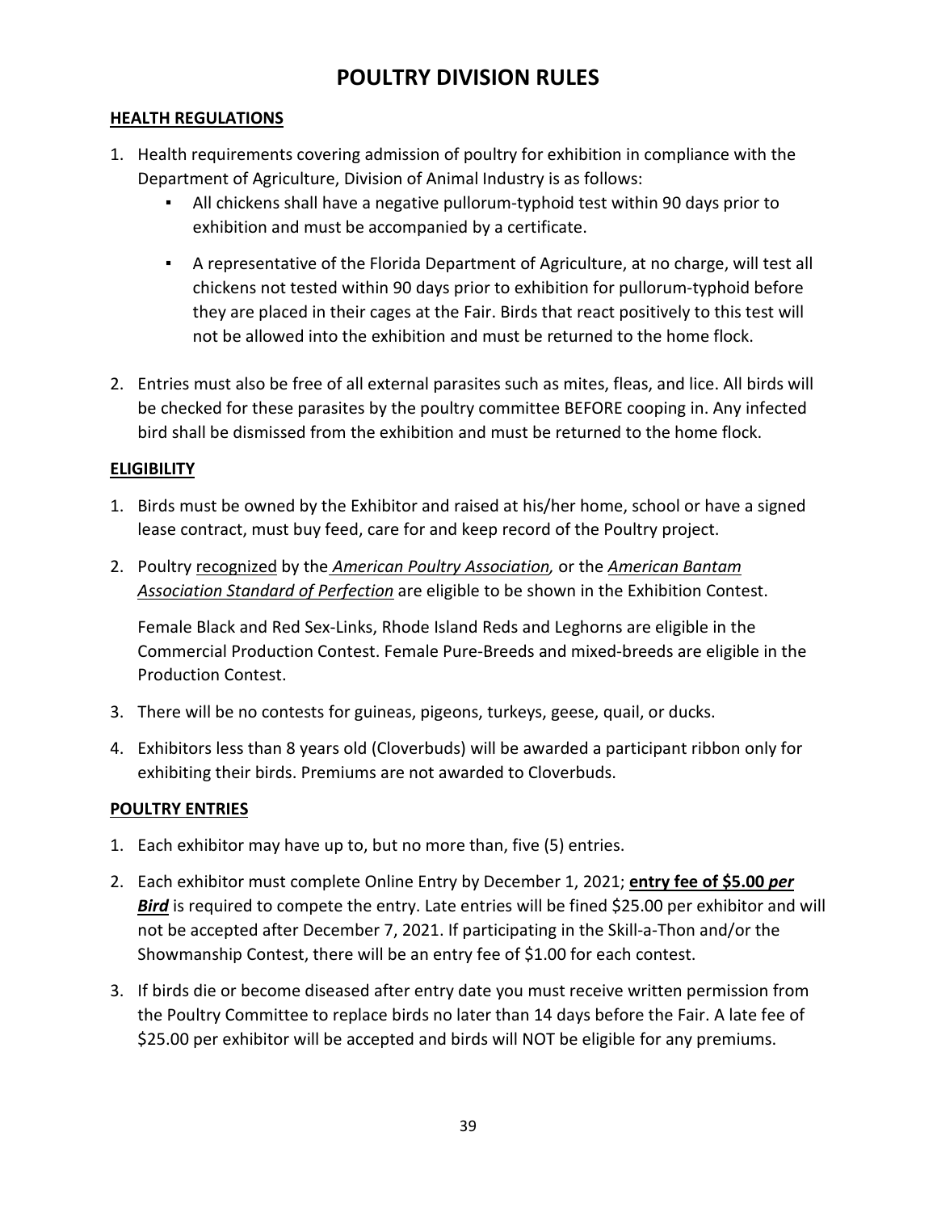# POULTRY DIVISION RULES

## HEALTH REGULATIONS

1. Health requirements covering admission of poultry for exhibition in compliance with the Department of Agriculture, Division of Animal Industry is as follows:
   - All chickens shall have a negative pullorum-typhoid test within 90 days prior to exhibition and must be accompanied by a certificate.
   - A representative of the Florida Department of Agriculture, at no charge, will test all chickens not tested within 90 days prior to exhibition for pullorum-typhoid before they are placed in their cages at the Fair. Birds that react positively to this test will not be allowed into the exhibition and must be returned to the home flock.
2. Entries must also be free of all external parasites such as mites, fleas, and lice. All birds will be checked for these parasites by the poultry committee BEFORE cooping in. Any infected bird shall be dismissed from the exhibition and must be returned to the home flock.

## ELIGIBILITY

1. Birds must be owned by the Exhibitor and raised at his/her home, school or have a signed lease contract, must buy feed, care for and keep record of the Poultry project.
2. Poultry recognized by the *American Poultry Association,* or the *American Bantam Association Standard of Perfection* are eligible to be shown in the Exhibition Contest.

   Female Black and Red Sex-Links, Rhode Island Reds and Leghorns are eligible in the Commercial Production Contest. Female Pure-Breeds and mixed-breeds are eligible in the Production Contest.
3. There will be no contests for guineas, pigeons, turkeys, geese, quail, or ducks.
4. Exhibitors less than 8 years old (Cloverbuds) will be awarded a participant ribbon only for exhibiting their birds. Premiums are not awarded to Cloverbuds.

## POULTRY ENTRIES

1. Each exhibitor may have up to, but no more than, five (5) entries.
2. Each exhibitor must complete Online Entry by December 1, 2021; **entry fee of $5.00 *per Bird*** is required to compete the entry. Late entries will be fined $25.00 per exhibitor and will not be accepted after December 7, 2021. If participating in the Skill-a-Thon and/or the Showmanship Contest, there will be an entry fee of $1.00 for each contest.
3. If birds die or become diseased after entry date you must receive written permission from the Poultry Committee to replace birds no later than 14 days before the Fair. A late fee of $25.00 per exhibitor will be accepted and birds will NOT be eligible for any premiums.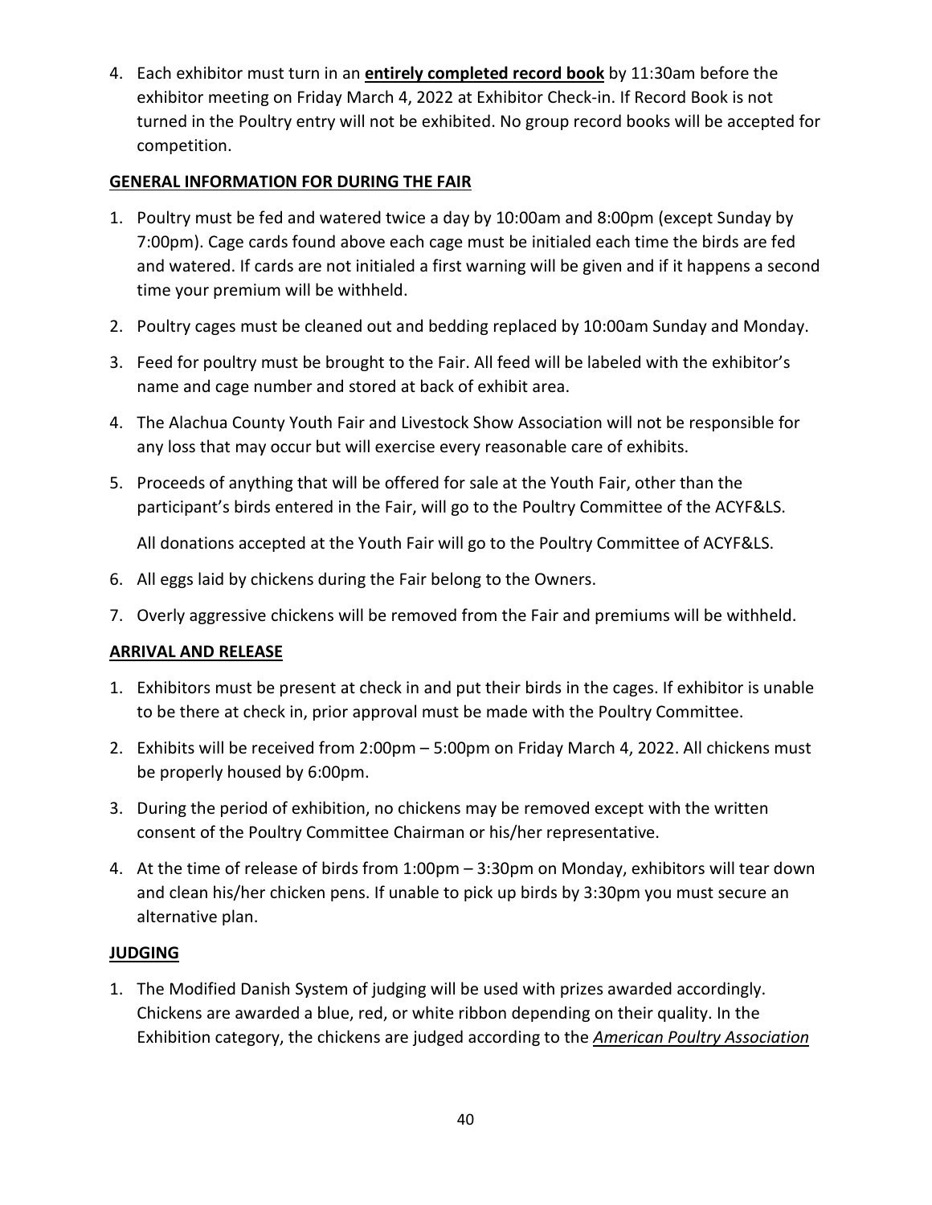4. Each exhibitor must turn in an **entirely completed record book** by 11:30am before the exhibitor meeting on Friday March 4, 2022 at Exhibitor Check-in. If Record Book is not turned in the Poultry entry will not be exhibited. No group record books will be accepted for competition.

## GENERAL INFORMATION FOR DURING THE FAIR

1. Poultry must be fed and watered twice a day by 10:00am and 8:00pm (except Sunday by 7:00pm). Cage cards found above each cage must be initialed each time the birds are fed and watered. If cards are not initialed a first warning will be given and if it happens a second time your premium will be withheld.
2. Poultry cages must be cleaned out and bedding replaced by 10:00am Sunday and Monday.
3. Feed for poultry must be brought to the Fair. All feed will be labeled with the exhibitor's name and cage number and stored at back of exhibit area.
4. The Alachua County Youth Fair and Livestock Show Association will not be responsible for any loss that may occur but will exercise every reasonable care of exhibits.
5. Proceeds of anything that will be offered for sale at the Youth Fair, other than the participant's birds entered in the Fair, will go to the Poultry Committee of the ACYF&LS.

   All donations accepted at the Youth Fair will go to the Poultry Committee of ACYF&LS.
6. All eggs laid by chickens during the Fair belong to the Owners.
7. Overly aggressive chickens will be removed from the Fair and premiums will be withheld.

## ARRIVAL AND RELEASE

1. Exhibitors must be present at check in and put their birds in the cages. If exhibitor is unable to be there at check in, prior approval must be made with the Poultry Committee.
2. Exhibits will be received from 2:00pm – 5:00pm on Friday March 4, 2022. All chickens must be properly housed by 6:00pm.
3. During the period of exhibition, no chickens may be removed except with the written consent of the Poultry Committee Chairman or his/her representative.
4. At the time of release of birds from 1:00pm – 3:30pm on Monday, exhibitors will tear down and clean his/her chicken pens. If unable to pick up birds by 3:30pm you must secure an alternative plan.

## JUDGING

1. The Modified Danish System of judging will be used with prizes awarded accordingly. Chickens are awarded a blue, red, or white ribbon depending on their quality. In the Exhibition category, the chickens are judged according to the *American Poultry Association*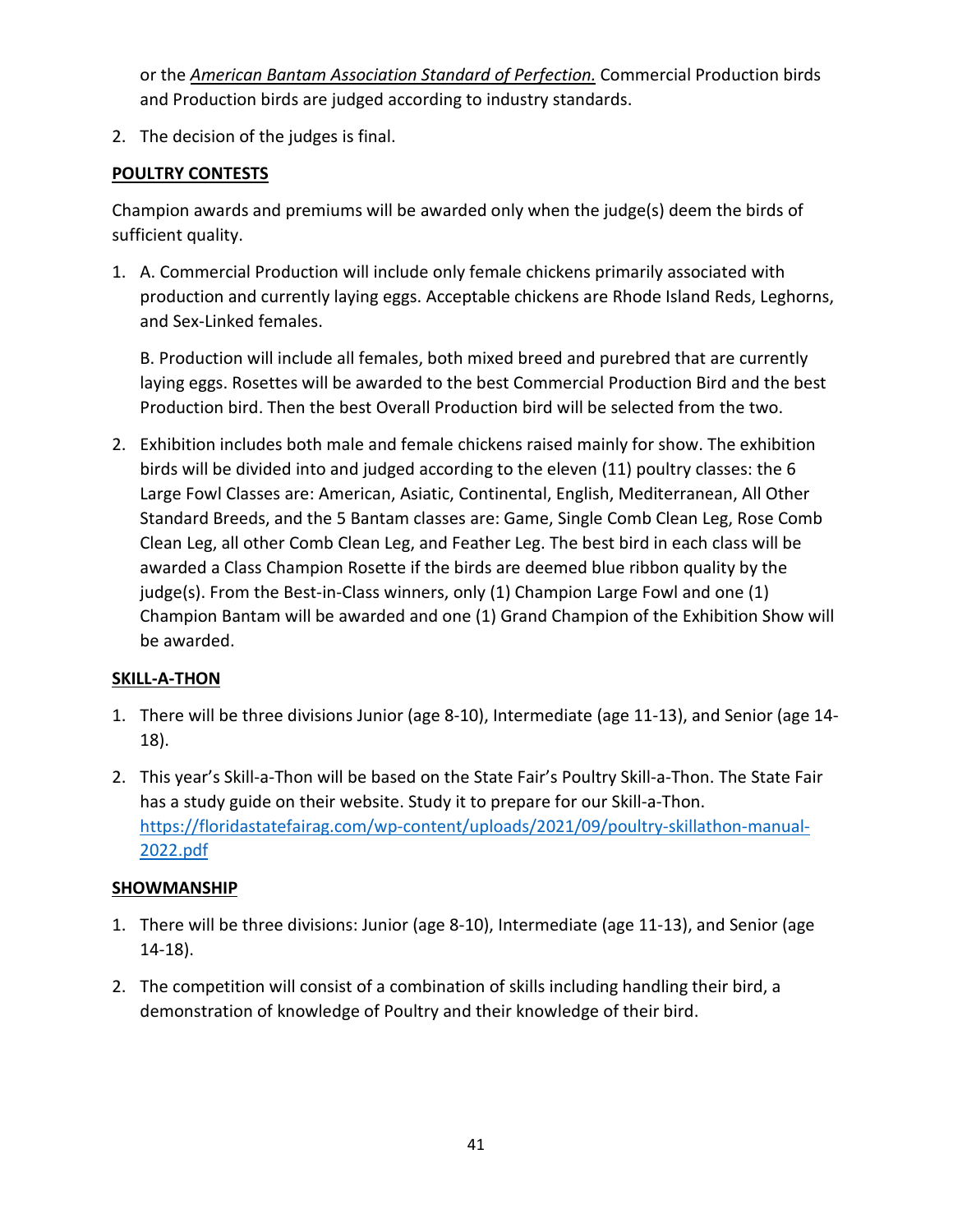or the *American Bantam Association Standard of Perfection.* Commercial Production birds and Production birds are judged according to industry standards.

2. The decision of the judges is final.

**POULTRY CONTESTS**

Champion awards and premiums will be awarded only when the judge(s) deem the birds of sufficient quality.

1. A. Commercial Production will include only female chickens primarily associated with production and currently laying eggs. Acceptable chickens are Rhode Island Reds, Leghorns, and Sex-Linked females.

   B. Production will include all females, both mixed breed and purebred that are currently laying eggs. Rosettes will be awarded to the best Commercial Production Bird and the best Production bird. Then the best Overall Production bird will be selected from the two.

2. Exhibition includes both male and female chickens raised mainly for show. The exhibition birds will be divided into and judged according to the eleven (11) poultry classes: the 6 Large Fowl Classes are: American, Asiatic, Continental, English, Mediterranean, All Other Standard Breeds, and the 5 Bantam classes are: Game, Single Comb Clean Leg, Rose Comb Clean Leg, all other Comb Clean Leg, and Feather Leg. The best bird in each class will be awarded a Class Champion Rosette if the birds are deemed blue ribbon quality by the judge(s). From the Best-in-Class winners, only (1) Champion Large Fowl and one (1) Champion Bantam will be awarded and one (1) Grand Champion of the Exhibition Show will be awarded.

**SKILL-A-THON**

1. There will be three divisions Junior (age 8-10), Intermediate (age 11-13), and Senior (age 14-18).

2. This year's Skill-a-Thon will be based on the State Fair's Poultry Skill-a-Thon. The State Fair has a study guide on their website. Study it to prepare for our Skill-a-Thon. https://floridastatefairag.com/wp-content/uploads/2021/09/poultry-skillathon-manual-2022.pdf

**SHOWMANSHIP**

1. There will be three divisions: Junior (age 8-10), Intermediate (age 11-13), and Senior (age 14-18).

2. The competition will consist of a combination of skills including handling their bird, a demonstration of knowledge of Poultry and their knowledge of their bird.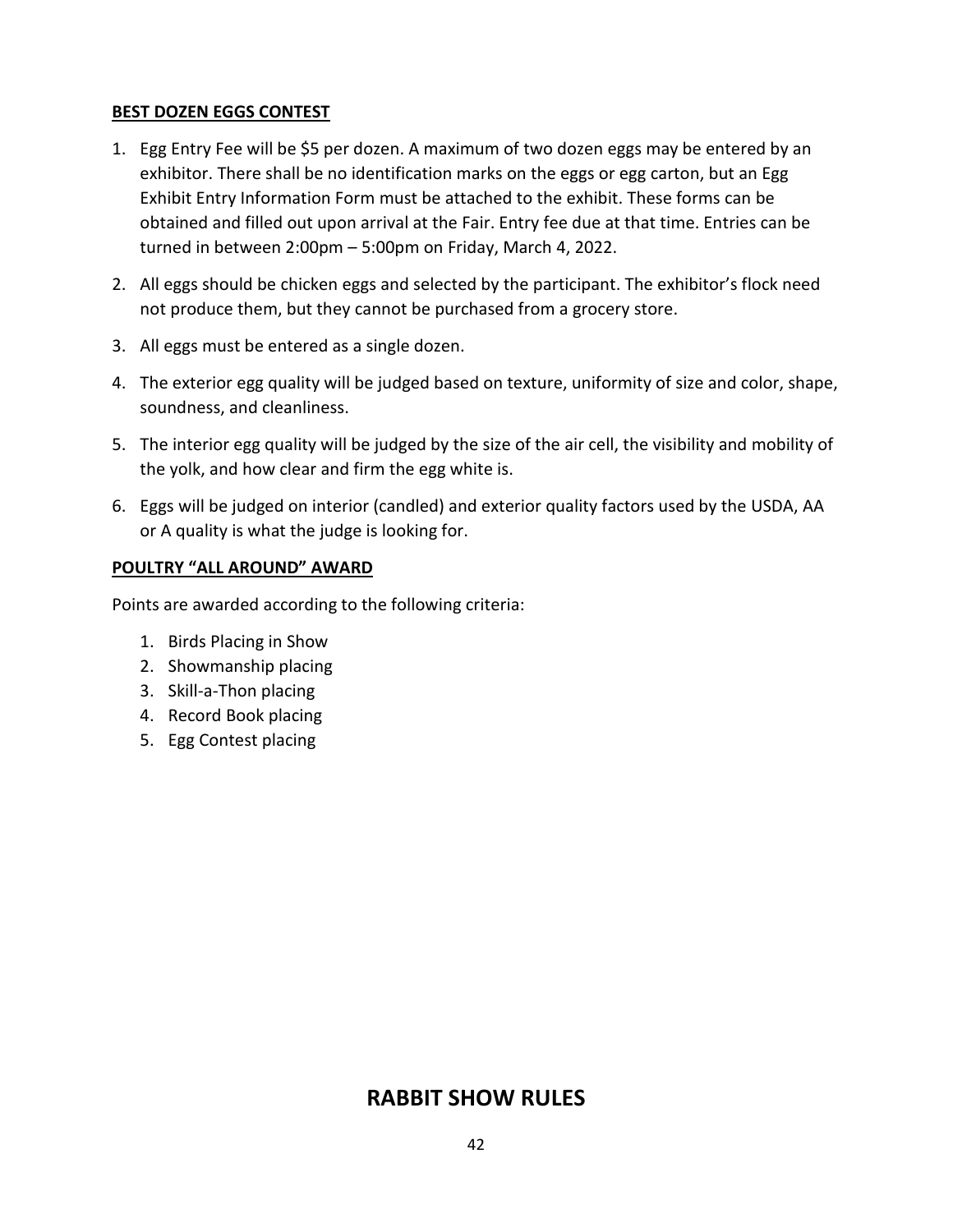**BEST DOZEN EGGS CONTEST**

1. Egg Entry Fee will be $5 per dozen. A maximum of two dozen eggs may be entered by an exhibitor. There shall be no identification marks on the eggs or egg carton, but an Egg Exhibit Entry Information Form must be attached to the exhibit. These forms can be obtained and filled out upon arrival at the Fair. Entry fee due at that time. Entries can be turned in between 2:00pm – 5:00pm on Friday, March 4, 2022.

2. All eggs should be chicken eggs and selected by the participant. The exhibitor's flock need not produce them, but they cannot be purchased from a grocery store.

3. All eggs must be entered as a single dozen.

4. The exterior egg quality will be judged based on texture, uniformity of size and color, shape, soundness, and cleanliness.

5. The interior egg quality will be judged by the size of the air cell, the visibility and mobility of the yolk, and how clear and firm the egg white is.

6. Eggs will be judged on interior (candled) and exterior quality factors used by the USDA, AA or A quality is what the judge is looking for.

**POULTRY "ALL AROUND" AWARD**

Points are awarded according to the following criteria:

1. Birds Placing in Show
2. Showmanship placing
3. Skill-a-Thon placing
4. Record Book placing
5. Egg Contest placing

# RABBIT SHOW RULES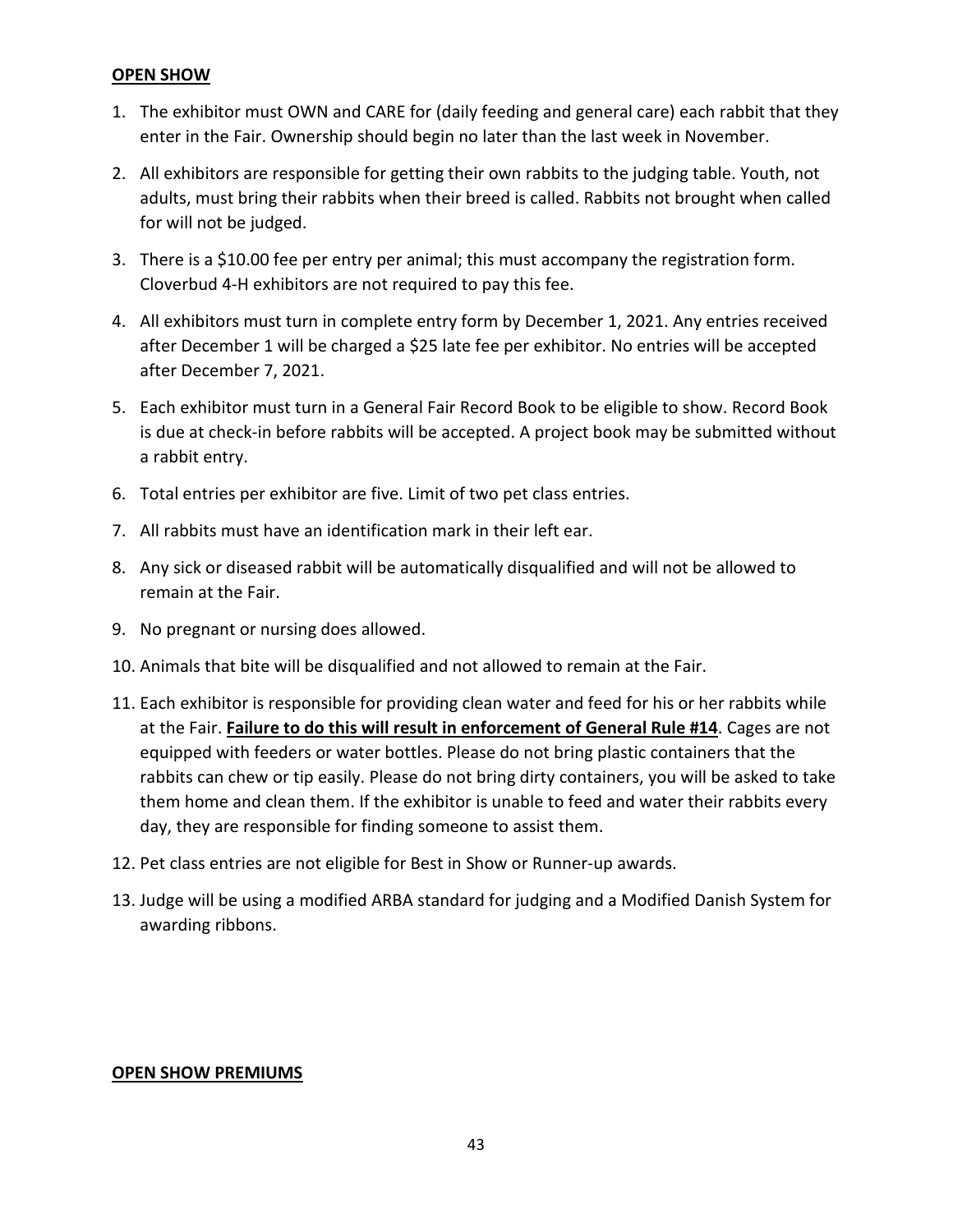## **OPEN SHOW**

1. The exhibitor must OWN and CARE for (daily feeding and general care) each rabbit that they enter in the Fair. Ownership should begin no later than the last week in November.
2. All exhibitors are responsible for getting their own rabbits to the judging table. Youth, not adults, must bring their rabbits when their breed is called. Rabbits not brought when called for will not be judged.
3. There is a $10.00 fee per entry per animal; this must accompany the registration form. Cloverbud 4-H exhibitors are not required to pay this fee.
4. All exhibitors must turn in complete entry form by December 1, 2021. Any entries received after December 1 will be charged a $25 late fee per exhibitor. No entries will be accepted after December 7, 2021.
5. Each exhibitor must turn in a General Fair Record Book to be eligible to show. Record Book is due at check-in before rabbits will be accepted. A project book may be submitted without a rabbit entry.
6. Total entries per exhibitor are five. Limit of two pet class entries.
7. All rabbits must have an identification mark in their left ear.
8. Any sick or diseased rabbit will be automatically disqualified and will not be allowed to remain at the Fair.
9. No pregnant or nursing does allowed.
10. Animals that bite will be disqualified and not allowed to remain at the Fair.
11. Each exhibitor is responsible for providing clean water and feed for his or her rabbits while at the Fair. **Failure to do this will result in enforcement of General Rule #14**. Cages are not equipped with feeders or water bottles. Please do not bring plastic containers that the rabbits can chew or tip easily. Please do not bring dirty containers, you will be asked to take them home and clean them. If the exhibitor is unable to feed and water their rabbits every day, they are responsible for finding someone to assist them.
12. Pet class entries are not eligible for Best in Show or Runner-up awards.
13. Judge will be using a modified ARBA standard for judging and a Modified Danish System for awarding ribbons.

## **OPEN SHOW PREMIUMS**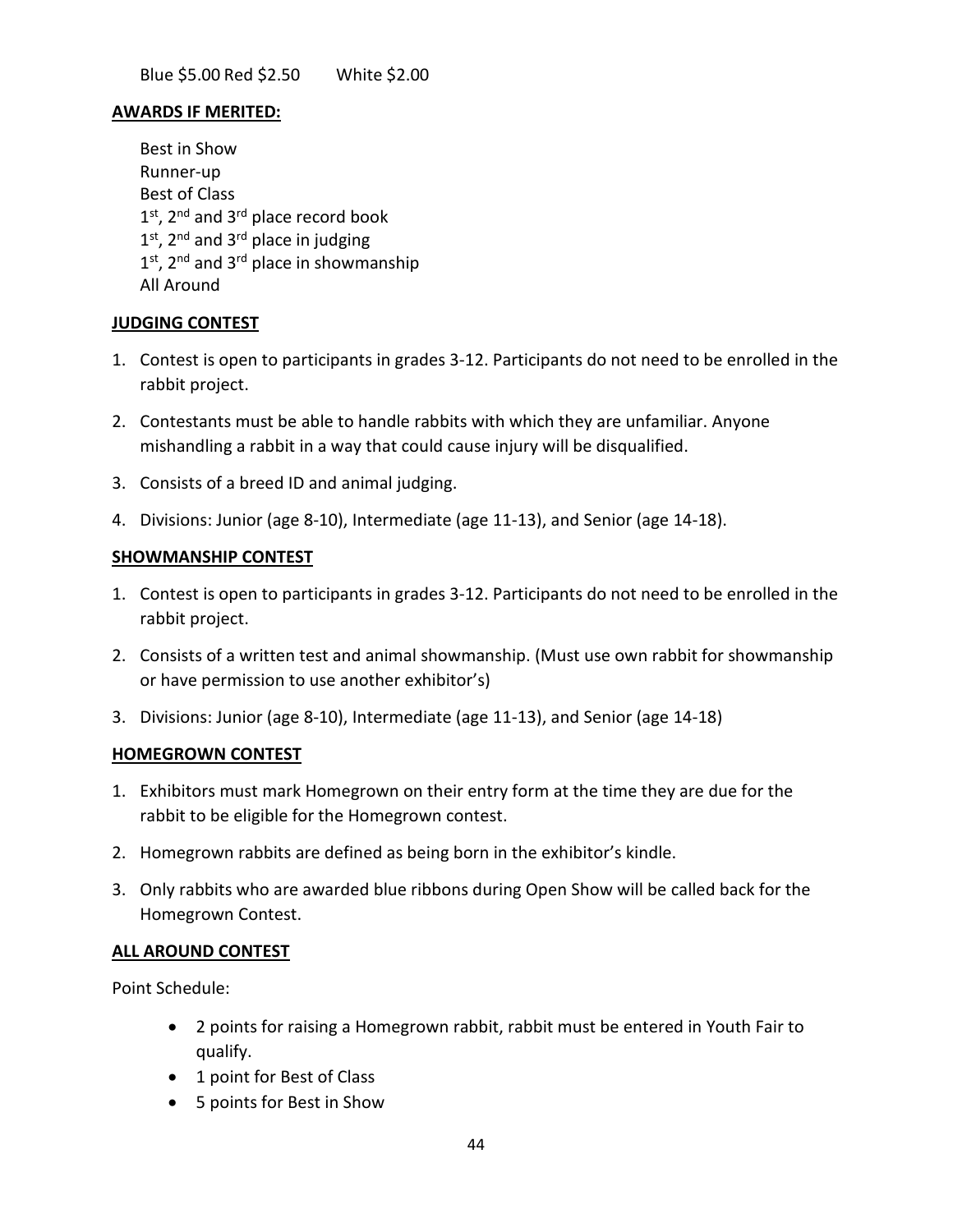Blue $5.00 Red $2.50 White $2.00

**AWARDS IF MERITED:**

Best in Show
Runner-up
Best of Class
1st, 2nd and 3rd place record book
1st, 2nd and 3rd place in judging
1st, 2nd and 3rd place in showmanship
All Around

**JUDGING CONTEST**

1. Contest is open to participants in grades 3-12. Participants do not need to be enrolled in the rabbit project.
2. Contestants must be able to handle rabbits with which they are unfamiliar. Anyone mishandling a rabbit in a way that could cause injury will be disqualified.
3. Consists of a breed ID and animal judging.
4. Divisions: Junior (age 8-10), Intermediate (age 11-13), and Senior (age 14-18).

**SHOWMANSHIP CONTEST**

1. Contest is open to participants in grades 3-12. Participants do not need to be enrolled in the rabbit project.
2. Consists of a written test and animal showmanship. (Must use own rabbit for showmanship or have permission to use another exhibitor's)
3. Divisions: Junior (age 8-10), Intermediate (age 11-13), and Senior (age 14-18)

**HOMEGROWN CONTEST**

1. Exhibitors must mark Homegrown on their entry form at the time they are due for the rabbit to be eligible for the Homegrown contest.
2. Homegrown rabbits are defined as being born in the exhibitor's kindle.
3. Only rabbits who are awarded blue ribbons during Open Show will be called back for the Homegrown Contest.

**ALL AROUND CONTEST**

Point Schedule:

- 2 points for raising a Homegrown rabbit, rabbit must be entered in Youth Fair to qualify.
- 1 point for Best of Class
- 5 points for Best in Show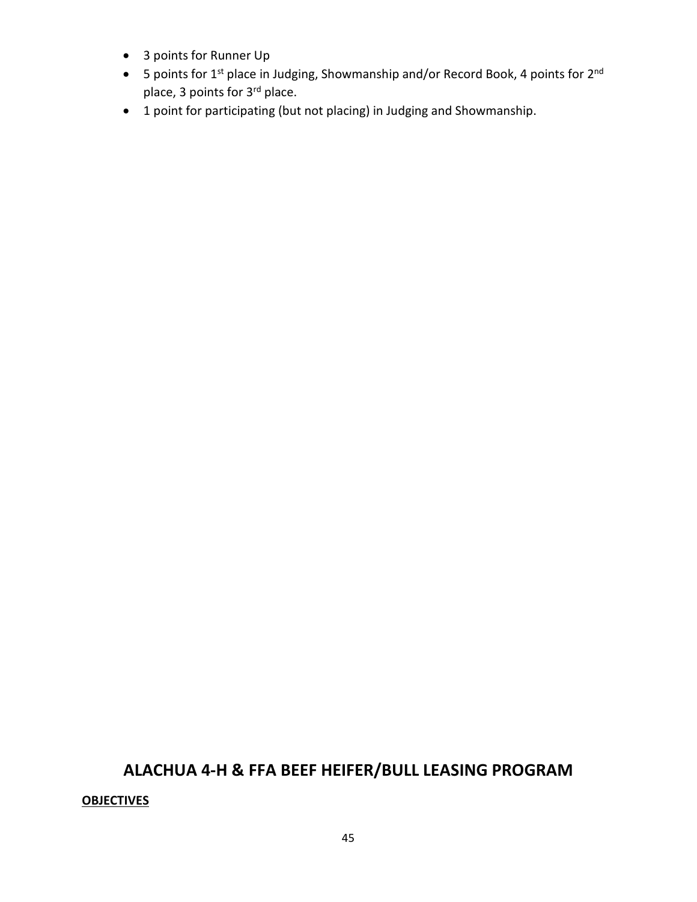- 3 points for Runner Up
- 5 points for 1st place in Judging, Showmanship and/or Record Book, 4 points for 2nd place, 3 points for 3rd place.
- 1 point for participating (but not placing) in Judging and Showmanship.

## ALACHUA 4-H & FFA BEEF HEIFER/BULL LEASING PROGRAM

**OBJECTIVES**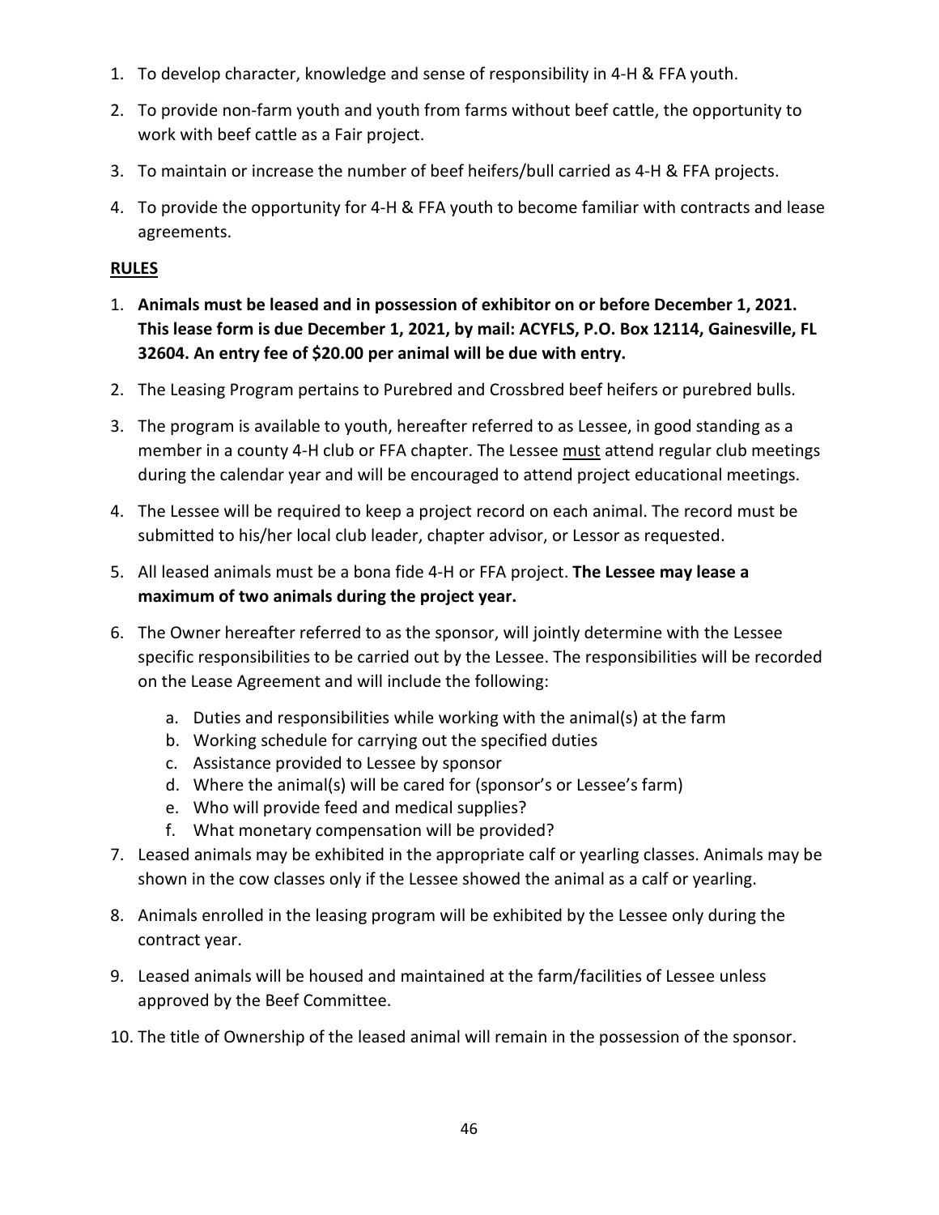1. To develop character, knowledge and sense of responsibility in 4-H & FFA youth.
2. To provide non-farm youth and youth from farms without beef cattle, the opportunity to work with beef cattle as a Fair project.
3. To maintain or increase the number of beef heifers/bull carried as 4-H & FFA projects.
4. To provide the opportunity for 4-H & FFA youth to become familiar with contracts and lease agreements.

**RULES**

1. **Animals must be leased and in possession of exhibitor on or before December 1, 2021. This lease form is due December 1, 2021, by mail: ACYFLS, P.O. Box 12114, Gainesville, FL 32604. An entry fee of $20.00 per animal will be due with entry.**
2. The Leasing Program pertains to Purebred and Crossbred beef heifers or purebred bulls.
3. The program is available to youth, hereafter referred to as Lessee, in good standing as a member in a county 4-H club or FFA chapter. The Lessee <u>must</u> attend regular club meetings during the calendar year and will be encouraged to attend project educational meetings.
4. The Lessee will be required to keep a project record on each animal. The record must be submitted to his/her local club leader, chapter advisor, or Lessor as requested.
5. All leased animals must be a bona fide 4-H or FFA project. **The Lessee may lease a maximum of two animals during the project year.**
6. The Owner hereafter referred to as the sponsor, will jointly determine with the Lessee specific responsibilities to be carried out by the Lessee. The responsibilities will be recorded on the Lease Agreement and will include the following:
   a. Duties and responsibilities while working with the animal(s) at the farm
   b. Working schedule for carrying out the specified duties
   c. Assistance provided to Lessee by sponsor
   d. Where the animal(s) will be cared for (sponsor's or Lessee's farm)
   e. Who will provide feed and medical supplies?
   f. What monetary compensation will be provided?
7. Leased animals may be exhibited in the appropriate calf or yearling classes. Animals may be shown in the cow classes only if the Lessee showed the animal as a calf or yearling.
8. Animals enrolled in the leasing program will be exhibited by the Lessee only during the contract year.
9. Leased animals will be housed and maintained at the farm/facilities of Lessee unless approved by the Beef Committee.
10. The title of Ownership of the leased animal will remain in the possession of the sponsor.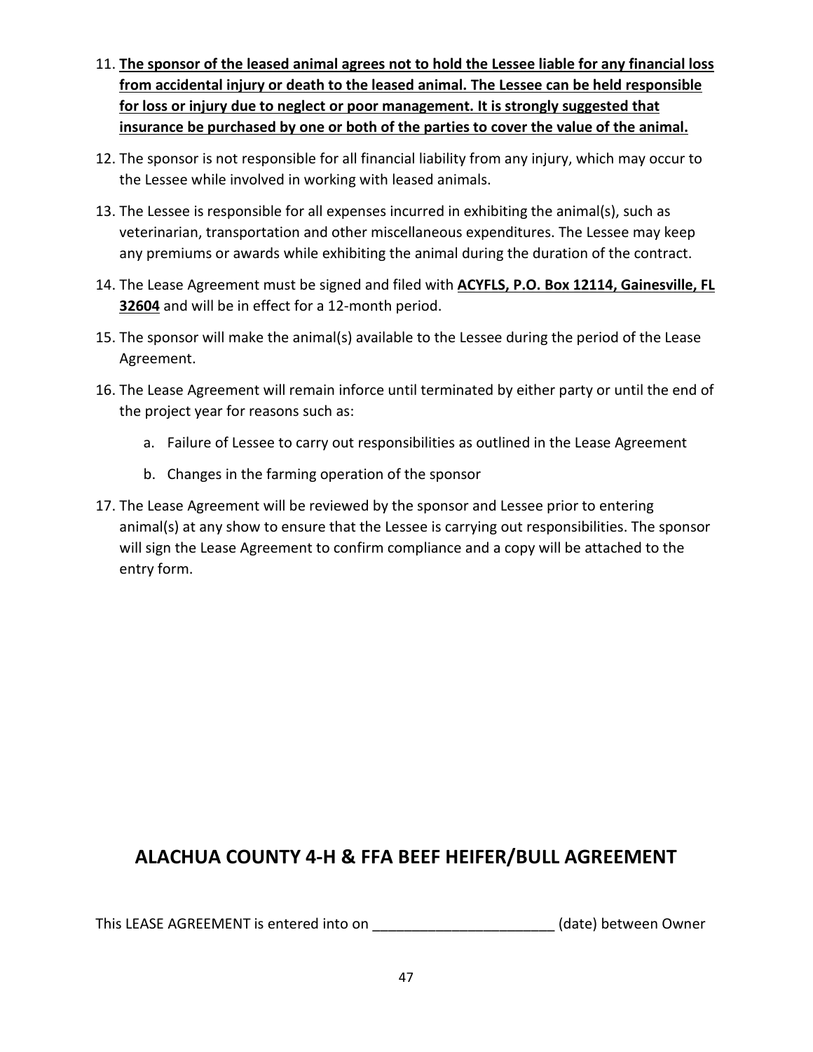11. **<u>The sponsor of the leased animal agrees not to hold the Lessee liable for any financial loss from accidental injury or death to the leased animal. The Lessee can be held responsible for loss or injury due to neglect or poor management. It is strongly suggested that insurance be purchased by one or both of the parties to cover the value of the animal.</u>**
12. The sponsor is not responsible for all financial liability from any injury, which may occur to the Lessee while involved in working with leased animals.
13. The Lessee is responsible for all expenses incurred in exhibiting the animal(s), such as veterinarian, transportation and other miscellaneous expenditures. The Lessee may keep any premiums or awards while exhibiting the animal during the duration of the contract.
14. The Lease Agreement must be signed and filed with **<u>ACYFLS, P.O. Box 12114, Gainesville, FL 32604</u>** and will be in effect for a 12-month period.
15. The sponsor will make the animal(s) available to the Lessee during the period of the Lease Agreement.
16. The Lease Agreement will remain inforce until terminated by either party or until the end of the project year for reasons such as:
    a. Failure of Lessee to carry out responsibilities as outlined in the Lease Agreement
    b. Changes in the farming operation of the sponsor
17. The Lease Agreement will be reviewed by the sponsor and Lessee prior to entering animal(s) at any show to ensure that the Lessee is carrying out responsibilities. The sponsor will sign the Lease Agreement to confirm compliance and a copy will be attached to the entry form.

## ALACHUA COUNTY 4-H & FFA BEEF HEIFER/BULL AGREEMENT

This LEASE AGREEMENT is entered into on _______________________ (date) between Owner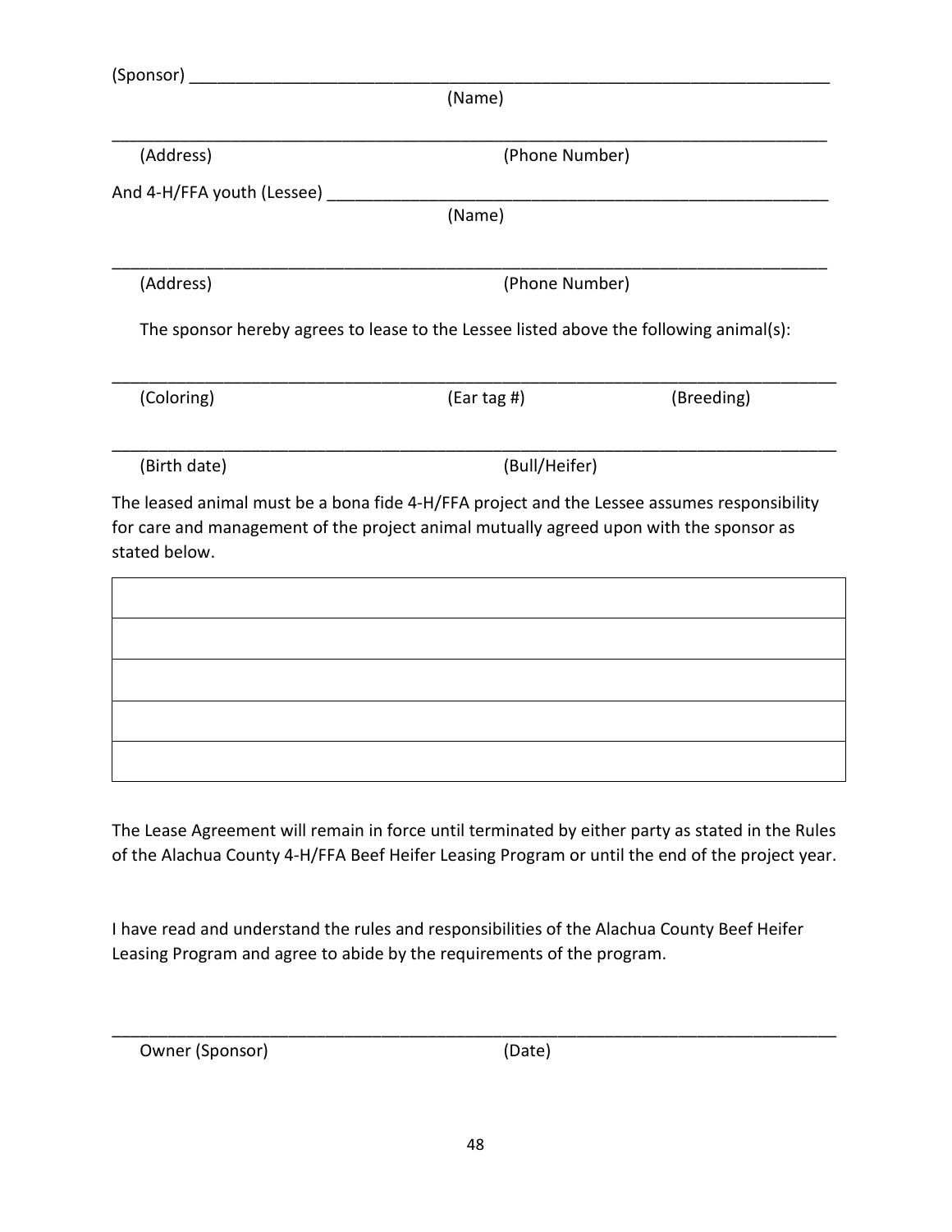(Sponsor) ______________________________________________________________________

(Name)

______________________________________________________________________________

(Address) (Phone Number)

And 4-H/FFA youth (Lessee) ___________________________________________________

(Name)

______________________________________________________________________________

(Address) (Phone Number)

The sponsor hereby agrees to lease to the Lessee listed above the following animal(s):

______________________________________________________________________________

(Coloring) (Ear tag #) (Breeding)

______________________________________________________________________________

(Birth date) (Bull/Heifer)

The leased animal must be a bona fide 4-H/FFA project and the Lessee assumes responsibility for care and management of the project animal mutually agreed upon with the sponsor as stated below.

| |
|---|
| |
| |
| |
| |

The Lease Agreement will remain in force until terminated by either party as stated in the Rules of the Alachua County 4-H/FFA Beef Heifer Leasing Program or until the end of the project year.

I have read and understand the rules and responsibilities of the Alachua County Beef Heifer Leasing Program and agree to abide by the requirements of the program.

______________________________________________________________________________

Owner (Sponsor) (Date)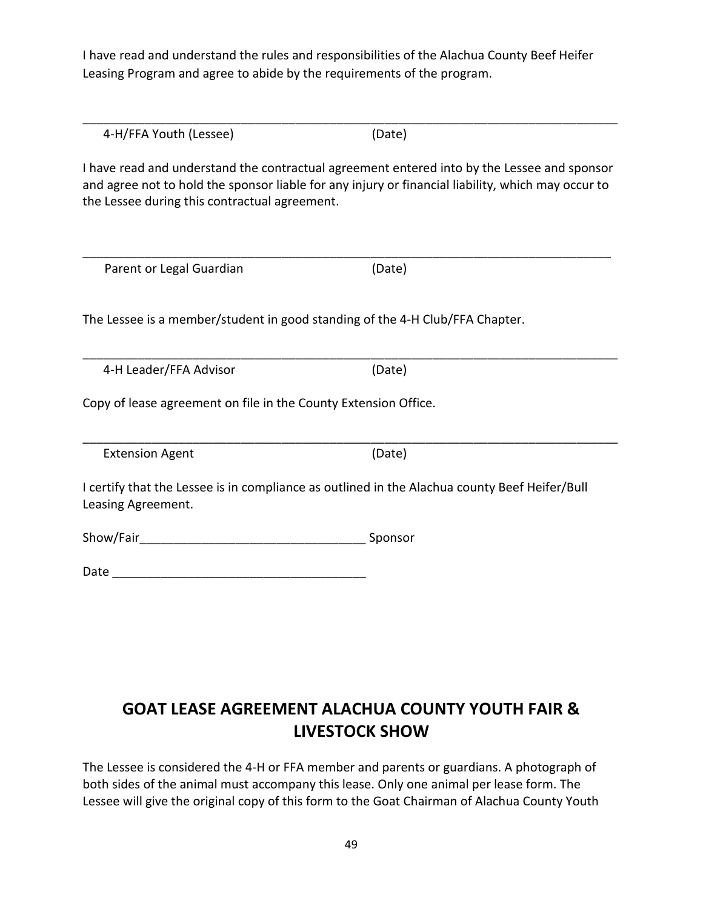I have read and understand the rules and responsibilities of the Alachua County Beef Heifer Leasing Program and agree to abide by the requirements of the program.

_______________________________________________________________________________

4-H/FFA Youth (Lessee) (Date)

I have read and understand the contractual agreement entered into by the Lessee and sponsor and agree not to hold the sponsor liable for any injury or financial liability, which may occur to the Lessee during this contractual agreement.

_______________________________________________________________________________

Parent or Legal Guardian (Date)

The Lessee is a member/student in good standing of the 4-H Club/FFA Chapter.

_______________________________________________________________________________

4-H Leader/FFA Advisor (Date)

Copy of lease agreement on file in the County Extension Office.

_______________________________________________________________________________

Extension Agent (Date)

I certify that the Lessee is in compliance as outlined in the Alachua county Beef Heifer/Bull Leasing Agreement.

Show/Fair_________________________________ Sponsor

Date _____________________________________

## GOAT LEASE AGREEMENT ALACHUA COUNTY YOUTH FAIR & LIVESTOCK SHOW

The Lessee is considered the 4-H or FFA member and parents or guardians. A photograph of both sides of the animal must accompany this lease. Only one animal per lease form. The Lessee will give the original copy of this form to the Goat Chairman of Alachua County Youth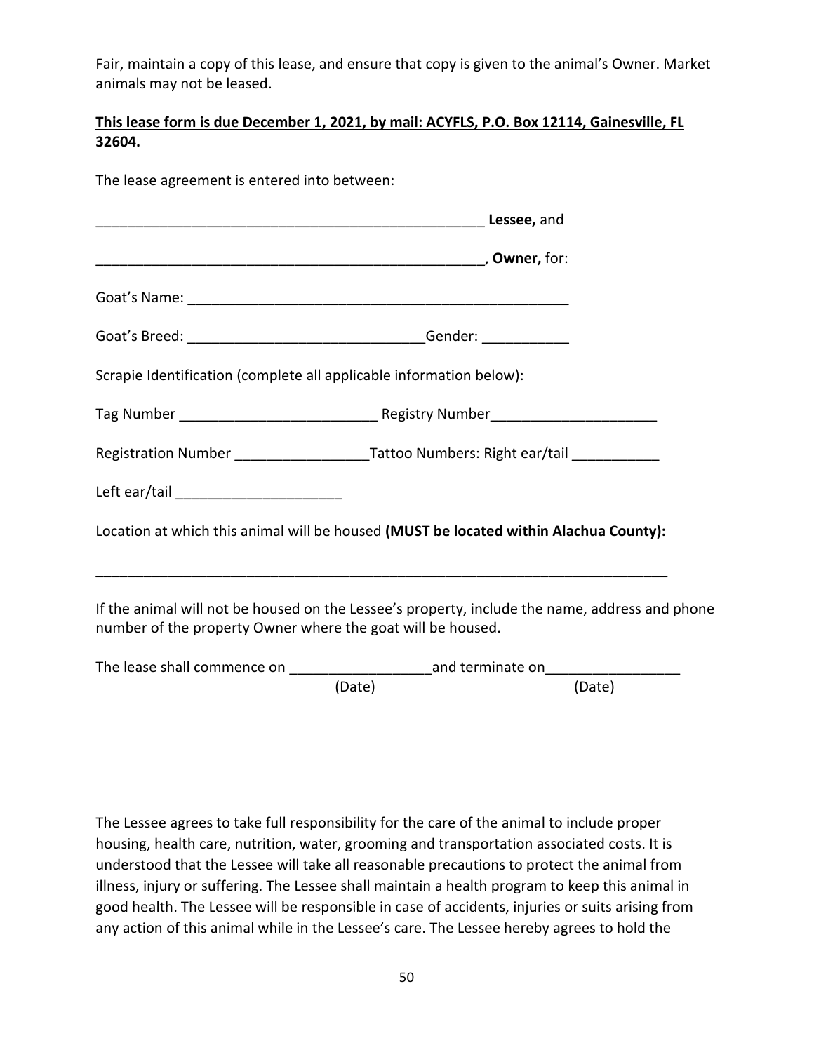Fair, maintain a copy of this lease, and ensure that copy is given to the animal's Owner. Market animals may not be leased.

**This lease form is due December 1, 2021, by mail: ACYFLS, P.O. Box 12114, Gainesville, FL 32604.**

The lease agreement is entered into between:

__________________________________________________ **Lessee,** and

__________________________________________________, **Owner,** for:

Goat's Name: ______________________________________________

Goat's Breed: ____________________________Gender: ___________

Scrapie Identification (complete all applicable information below):

Tag Number ________________________ Registry Number_____________________

Registration Number ________________Tattoo Numbers: Right ear/tail ___________

Left ear/tail ____________________

Location at which this animal will be housed **(MUST be located within Alachua County):**

___________________________________________________________________________

If the animal will not be housed on the Lessee's property, include the name, address and phone number of the property Owner where the goat will be housed.

The lease shall commence on _________________and terminate on________________
(Date) (Date)

The Lessee agrees to take full responsibility for the care of the animal to include proper housing, health care, nutrition, water, grooming and transportation associated costs. It is understood that the Lessee will take all reasonable precautions to protect the animal from illness, injury or suffering. The Lessee shall maintain a health program to keep this animal in good health. The Lessee will be responsible in case of accidents, injuries or suits arising from any action of this animal while in the Lessee's care. The Lessee hereby agrees to hold the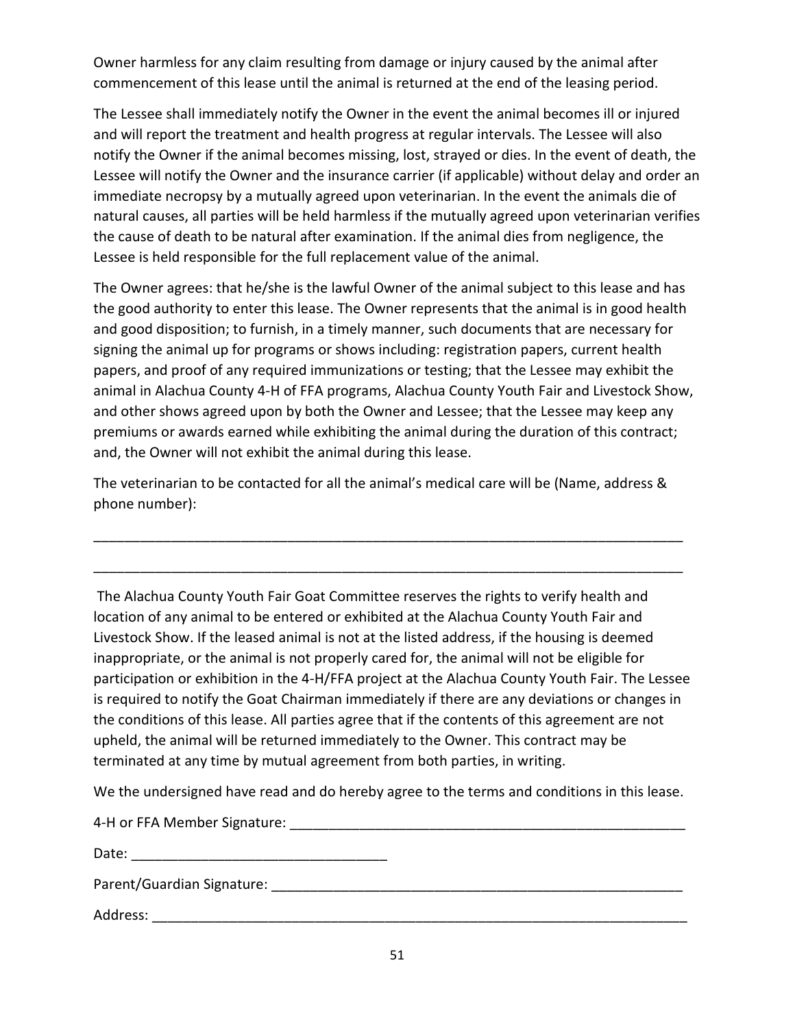Owner harmless for any claim resulting from damage or injury caused by the animal after commencement of this lease until the animal is returned at the end of the leasing period.

The Lessee shall immediately notify the Owner in the event the animal becomes ill or injured and will report the treatment and health progress at regular intervals. The Lessee will also notify the Owner if the animal becomes missing, lost, strayed or dies. In the event of death, the Lessee will notify the Owner and the insurance carrier (if applicable) without delay and order an immediate necropsy by a mutually agreed upon veterinarian. In the event the animals die of natural causes, all parties will be held harmless if the mutually agreed upon veterinarian verifies the cause of death to be natural after examination. If the animal dies from negligence, the Lessee is held responsible for the full replacement value of the animal.

The Owner agrees: that he/she is the lawful Owner of the animal subject to this lease and has the good authority to enter this lease. The Owner represents that the animal is in good health and good disposition; to furnish, in a timely manner, such documents that are necessary for signing the animal up for programs or shows including: registration papers, current health papers, and proof of any required immunizations or testing; that the Lessee may exhibit the animal in Alachua County 4-H of FFA programs, Alachua County Youth Fair and Livestock Show, and other shows agreed upon by both the Owner and Lessee; that the Lessee may keep any premiums or awards earned while exhibiting the animal during the duration of this contract; and, the Owner will not exhibit the animal during this lease.

The veterinarian to be contacted for all the animal's medical care will be (Name, address & phone number):

______________________________________________________________________________

______________________________________________________________________________

The Alachua County Youth Fair Goat Committee reserves the rights to verify health and location of any animal to be entered or exhibited at the Alachua County Youth Fair and Livestock Show. If the leased animal is not at the listed address, if the housing is deemed inappropriate, or the animal is not properly cared for, the animal will not be eligible for participation or exhibition in the 4-H/FFA project at the Alachua County Youth Fair. The Lessee is required to notify the Goat Chairman immediately if there are any deviations or changes in the conditions of this lease. All parties agree that if the contents of this agreement are not upheld, the animal will be returned immediately to the Owner. This contract may be terminated at any time by mutual agreement from both parties, in writing.

We the undersigned have read and do hereby agree to the terms and conditions in this lease.

4-H or FFA Member Signature: ____________________________________________________

Date: _________________________________

Parent/Guardian Signature: ______________________________________________________

Address: _____________________________________________________________________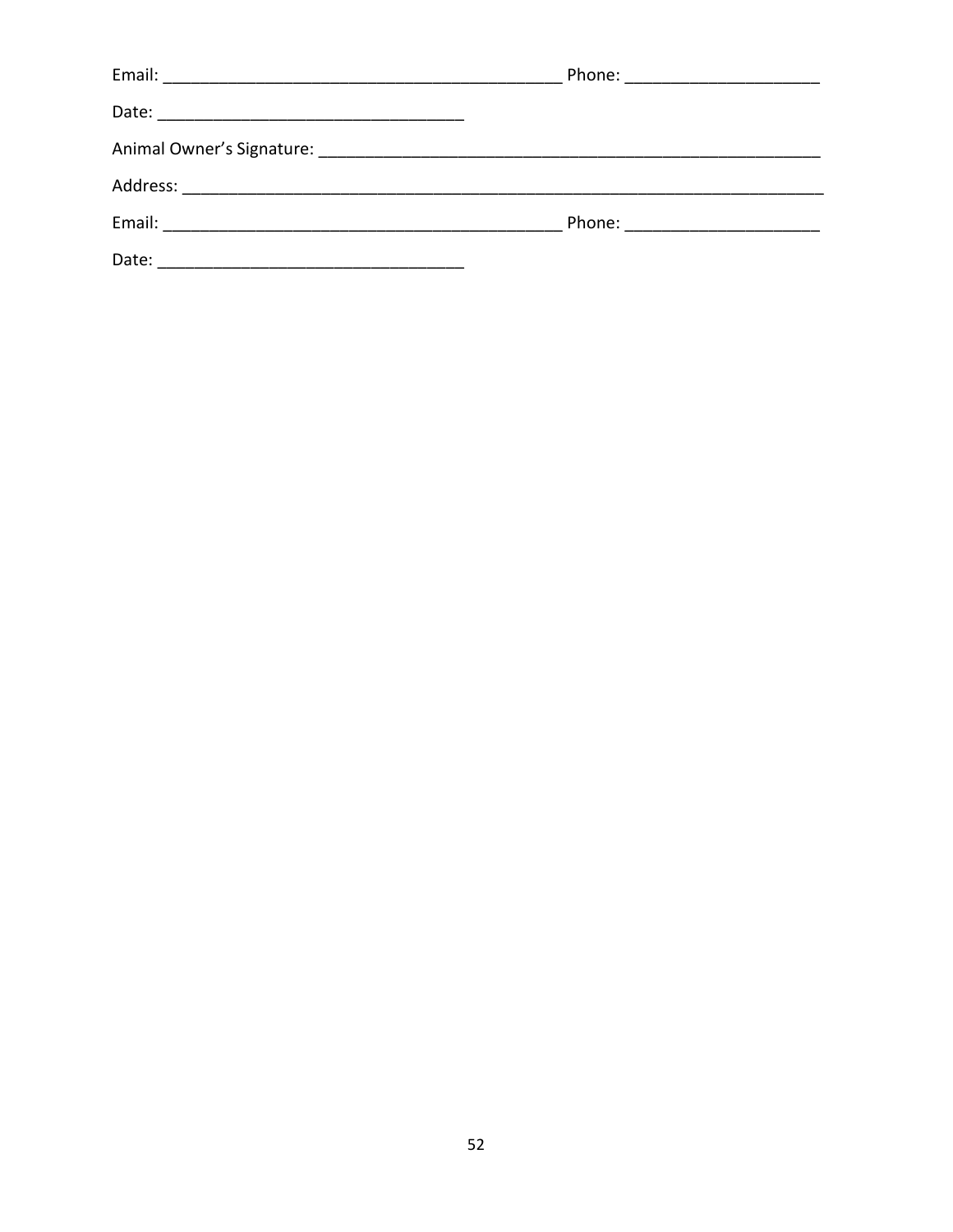Email: ___________________________________________ Phone: _____________________

Date: _________________________________

Animal Owner's Signature: ________________________________________________________

Address: _______________________________________________________________________

Email: ___________________________________________ Phone: _____________________

Date: _________________________________